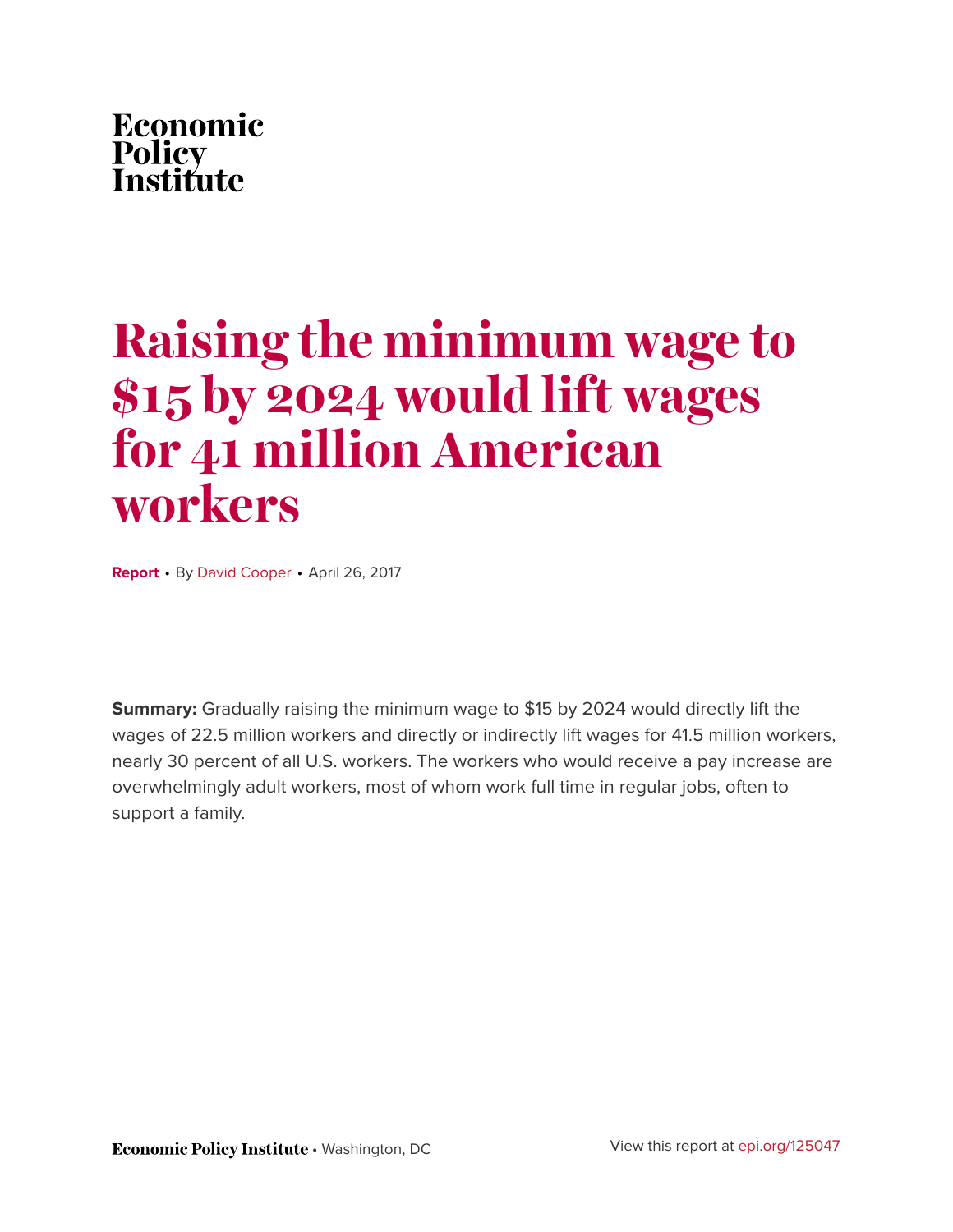Economic Policy Institute

# Raising the minimum wage to $15 by 2024 would lift wages for 41 million American workers

**Report** • By David Cooper • April 26, 2017

**Summary:** Gradually raising the minimum wage to $15 by 2024 would directly lift the wages of 22.5 million workers and directly or indirectly lift wages for 41.5 million workers, nearly 30 percent of all U.S. workers. The workers who would receive a pay increase are overwhelmingly adult workers, most of whom work full time in regular jobs, often to support a family.

**Economic Policy Institute** • Washington, DC

View this report at epi.org/125047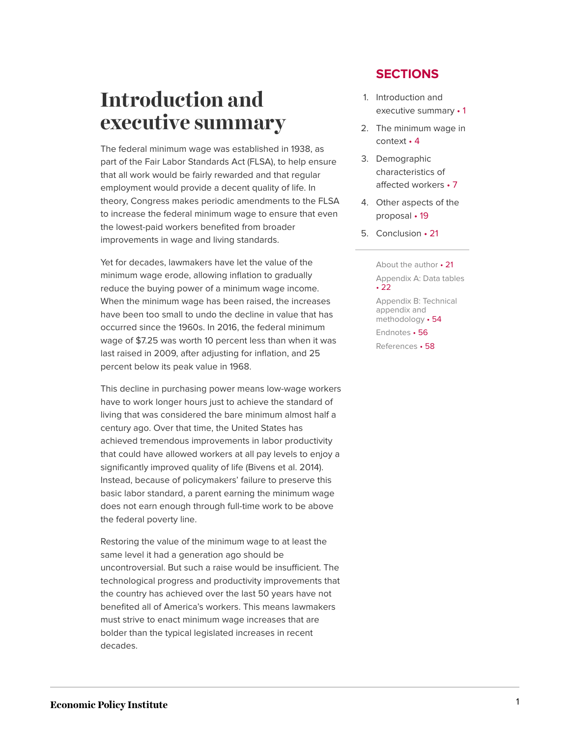# Introduction and executive summary

## SECTIONS

1. Introduction and executive summary • 1
2. The minimum wage in context • 4
3. Demographic characteristics of affected workers • 7
4. Other aspects of the proposal • 19
5. Conclusion • 21

About the author • 21

Appendix A: Data tables • 22

Appendix B: Technical appendix and methodology • 54

Endnotes • 56

References • 58

The federal minimum wage was established in 1938, as part of the Fair Labor Standards Act (FLSA), to help ensure that all work would be fairly rewarded and that regular employment would provide a decent quality of life. In theory, Congress makes periodic amendments to the FLSA to increase the federal minimum wage to ensure that even the lowest-paid workers benefited from broader improvements in wage and living standards.

Yet for decades, lawmakers have let the value of the minimum wage erode, allowing inflation to gradually reduce the buying power of a minimum wage income. When the minimum wage has been raised, the increases have been too small to undo the decline in value that has occurred since the 1960s. In 2016, the federal minimum wage of $7.25 was worth 10 percent less than when it was last raised in 2009, after adjusting for inflation, and 25 percent below its peak value in 1968.

This decline in purchasing power means low-wage workers have to work longer hours just to achieve the standard of living that was considered the bare minimum almost half a century ago. Over that time, the United States has achieved tremendous improvements in labor productivity that could have allowed workers at all pay levels to enjoy a significantly improved quality of life (Bivens et al. 2014). Instead, because of policymakers' failure to preserve this basic labor standard, a parent earning the minimum wage does not earn enough through full-time work to be above the federal poverty line.

Restoring the value of the minimum wage to at least the same level it had a generation ago should be uncontroversial. But such a raise would be insufficient. The technological progress and productivity improvements that the country has achieved over the last 50 years have not benefited all of America's workers. This means lawmakers must strive to enact minimum wage increases that are bolder than the typical legislated increases in recent decades.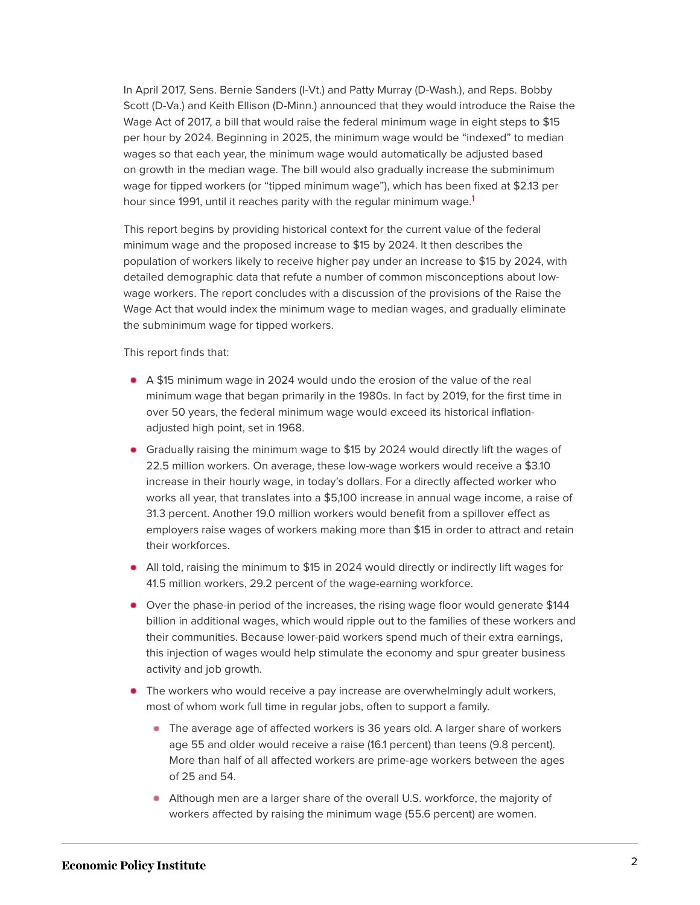In April 2017, Sens. Bernie Sanders (I-Vt.) and Patty Murray (D-Wash.), and Reps. Bobby Scott (D-Va.) and Keith Ellison (D-Minn.) announced that they would introduce the Raise the Wage Act of 2017, a bill that would raise the federal minimum wage in eight steps to $15 per hour by 2024. Beginning in 2025, the minimum wage would be "indexed" to median wages so that each year, the minimum wage would automatically be adjusted based on growth in the median wage. The bill would also gradually increase the subminimum wage for tipped workers (or "tipped minimum wage"), which has been fixed at $2.13 per hour since 1991, until it reaches parity with the regular minimum wage.[1]

This report begins by providing historical context for the current value of the federal minimum wage and the proposed increase to $15 by 2024. It then describes the population of workers likely to receive higher pay under an increase to $15 by 2024, with detailed demographic data that refute a number of common misconceptions about low-wage workers. The report concludes with a discussion of the provisions of the Raise the Wage Act that would index the minimum wage to median wages, and gradually eliminate the subminimum wage for tipped workers.

This report finds that:

- A $15 minimum wage in 2024 would undo the erosion of the value of the real minimum wage that began primarily in the 1980s. In fact by 2019, for the first time in over 50 years, the federal minimum wage would exceed its historical inflation-adjusted high point, set in 1968.
- Gradually raising the minimum wage to $15 by 2024 would directly lift the wages of 22.5 million workers. On average, these low-wage workers would receive a $3.10 increase in their hourly wage, in today's dollars. For a directly affected worker who works all year, that translates into a $5,100 increase in annual wage income, a raise of 31.3 percent. Another 19.0 million workers would benefit from a spillover effect as employers raise wages of workers making more than $15 in order to attract and retain their workforces.
- All told, raising the minimum to $15 in 2024 would directly or indirectly lift wages for 41.5 million workers, 29.2 percent of the wage-earning workforce.
- Over the phase-in period of the increases, the rising wage floor would generate $144 billion in additional wages, which would ripple out to the families of these workers and their communities. Because lower-paid workers spend much of their extra earnings, this injection of wages would help stimulate the economy and spur greater business activity and job growth.
- The workers who would receive a pay increase are overwhelmingly adult workers, most of whom work full time in regular jobs, often to support a family.
  - The average age of affected workers is 36 years old. A larger share of workers age 55 and older would receive a raise (16.1 percent) than teens (9.8 percent). More than half of all affected workers are prime-age workers between the ages of 25 and 54.
  - Although men are a larger share of the overall U.S. workforce, the majority of workers affected by raising the minimum wage (55.6 percent) are women.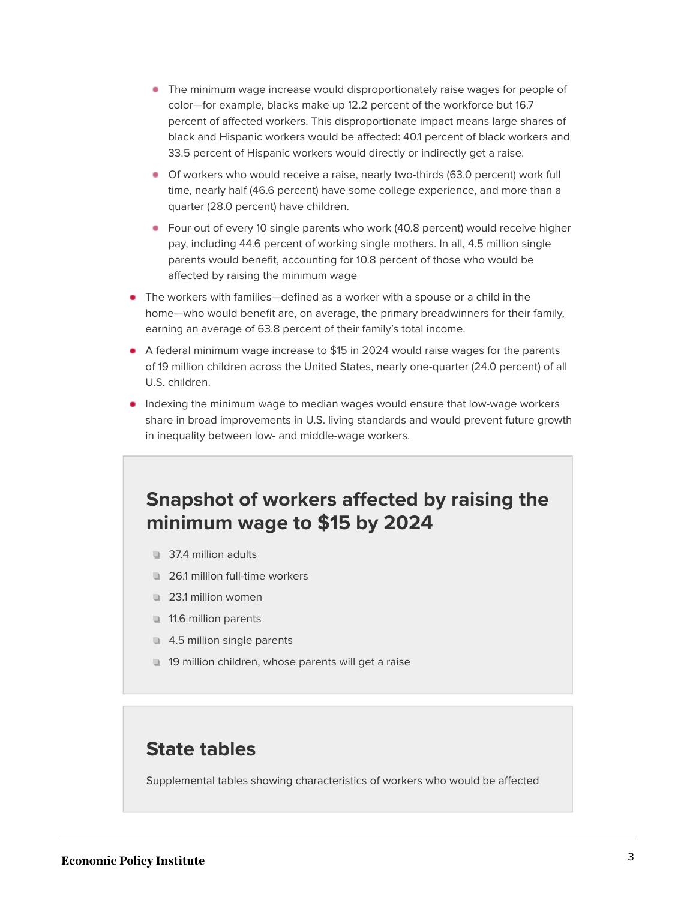- The minimum wage increase would disproportionately raise wages for people of color—for example, blacks make up 12.2 percent of the workforce but 16.7 percent of affected workers. This disproportionate impact means large shares of black and Hispanic workers would be affected: 40.1 percent of black workers and 33.5 percent of Hispanic workers would directly or indirectly get a raise.
  - Of workers who would receive a raise, nearly two-thirds (63.0 percent) work full time, nearly half (46.6 percent) have some college experience, and more than a quarter (28.0 percent) have children.
  - Four out of every 10 single parents who work (40.8 percent) would receive higher pay, including 44.6 percent of working single mothers. In all, 4.5 million single parents would benefit, accounting for 10.8 percent of those who would be affected by raising the minimum wage
- The workers with families—defined as a worker with a spouse or a child in the home—who would benefit are, on average, the primary breadwinners for their family, earning an average of 63.8 percent of their family's total income.
- A federal minimum wage increase to $15 in 2024 would raise wages for the parents of 19 million children across the United States, nearly one-quarter (24.0 percent) of all U.S. children.
- Indexing the minimum wage to median wages would ensure that low-wage workers share in broad improvements in U.S. living standards and would prevent future growth in inequality between low- and middle-wage workers.

## Snapshot of workers affected by raising the minimum wage to $15 by 2024

- 37.4 million adults
- 26.1 million full-time workers
- 23.1 million women
- 11.6 million parents
- 4.5 million single parents
- 19 million children, whose parents will get a raise

## State tables

Supplemental tables showing characteristics of workers who would be affected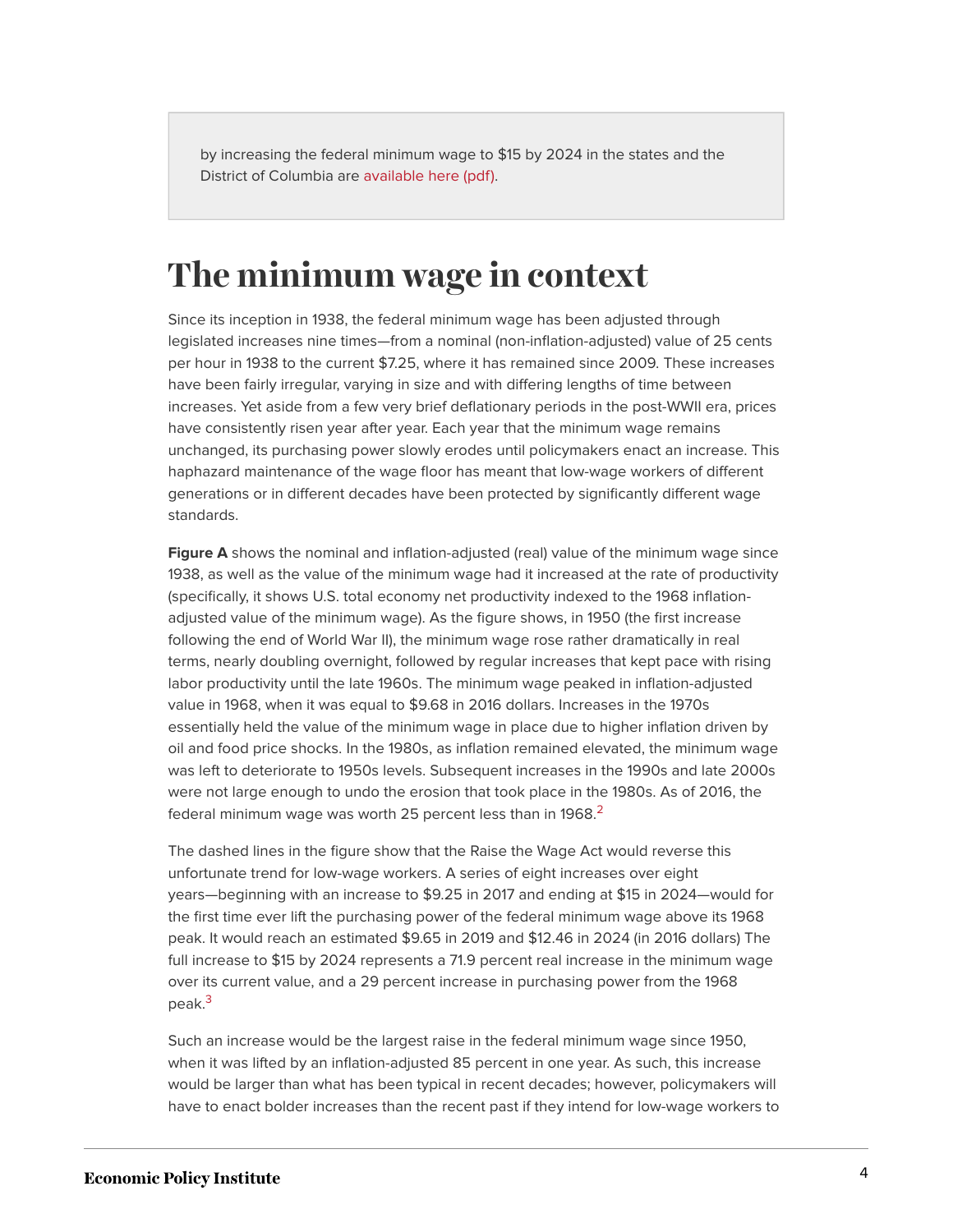> by increasing the federal minimum wage to $15 by 2024 in the states and the District of Columbia are available here (pdf).

# The minimum wage in context

Since its inception in 1938, the federal minimum wage has been adjusted through legislated increases nine times—from a nominal (non-inflation-adjusted) value of 25 cents per hour in 1938 to the current $7.25, where it has remained since 2009. These increases have been fairly irregular, varying in size and with differing lengths of time between increases. Yet aside from a few very brief deflationary periods in the post-WWII era, prices have consistently risen year after year. Each year that the minimum wage remains unchanged, its purchasing power slowly erodes until policymakers enact an increase. This haphazard maintenance of the wage floor has meant that low-wage workers of different generations or in different decades have been protected by significantly different wage standards.

**Figure A** shows the nominal and inflation-adjusted (real) value of the minimum wage since 1938, as well as the value of the minimum wage had it increased at the rate of productivity (specifically, it shows U.S. total economy net productivity indexed to the 1968 inflation-adjusted value of the minimum wage). As the figure shows, in 1950 (the first increase following the end of World War II), the minimum wage rose rather dramatically in real terms, nearly doubling overnight, followed by regular increases that kept pace with rising labor productivity until the late 1960s. The minimum wage peaked in inflation-adjusted value in 1968, when it was equal to $9.68 in 2016 dollars. Increases in the 1970s essentially held the value of the minimum wage in place due to higher inflation driven by oil and food price shocks. In the 1980s, as inflation remained elevated, the minimum wage was left to deteriorate to 1950s levels. Subsequent increases in the 1990s and late 2000s were not large enough to undo the erosion that took place in the 1980s. As of 2016, the federal minimum wage was worth 25 percent less than in 1968.[2]

The dashed lines in the figure show that the Raise the Wage Act would reverse this unfortunate trend for low-wage workers. A series of eight increases over eight years—beginning with an increase to $9.25 in 2017 and ending at $15 in 2024—would for the first time ever lift the purchasing power of the federal minimum wage above its 1968 peak. It would reach an estimated $9.65 in 2019 and $12.46 in 2024 (in 2016 dollars) The full increase to $15 by 2024 represents a 71.9 percent real increase in the minimum wage over its current value, and a 29 percent increase in purchasing power from the 1968 peak.[3]

Such an increase would be the largest raise in the federal minimum wage since 1950, when it was lifted by an inflation-adjusted 85 percent in one year. As such, this increase would be larger than what has been typical in recent decades; however, policymakers will have to enact bolder increases than the recent past if they intend for low-wage workers to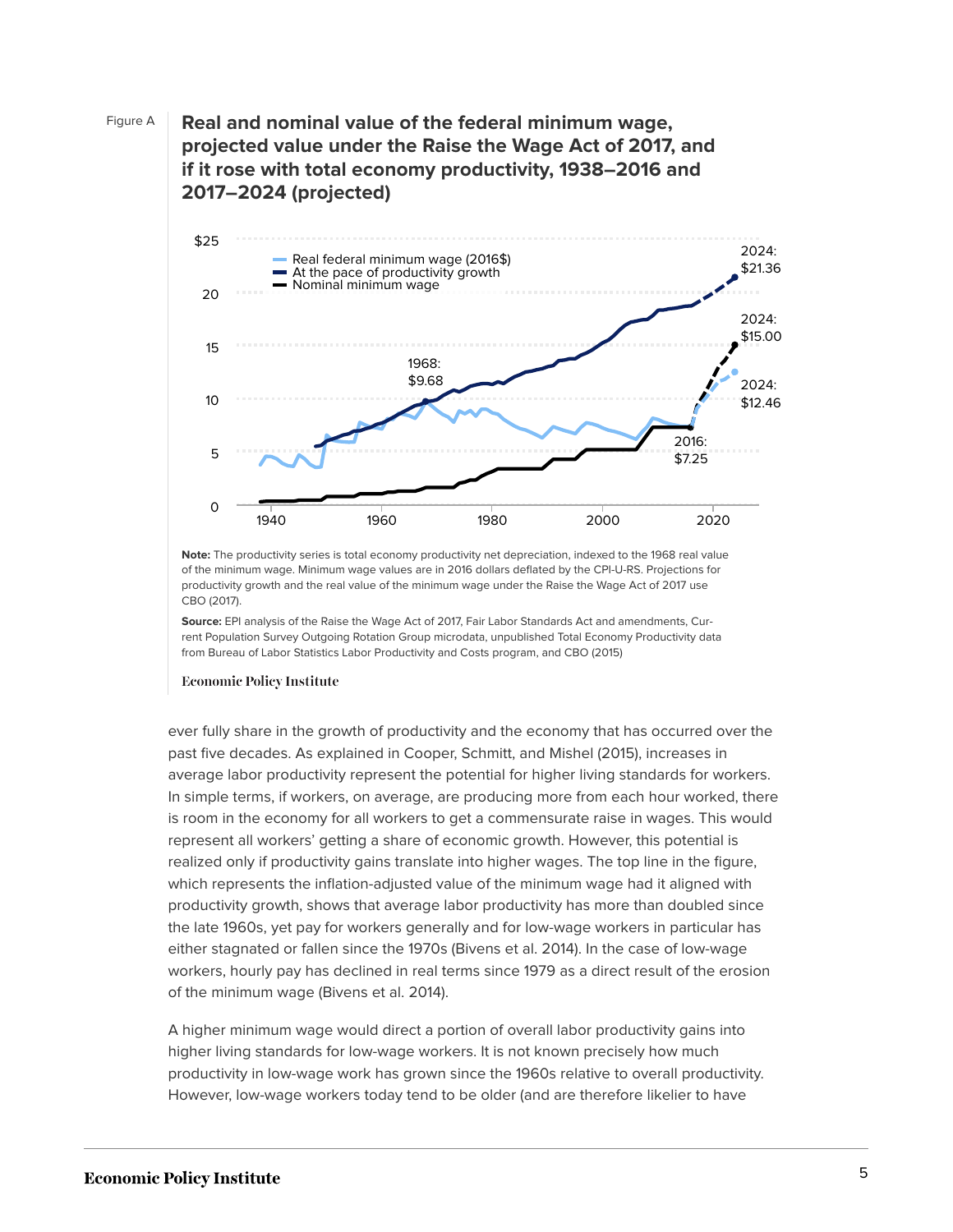Figure A

**Real and nominal value of the federal minimum wage, projected value under the Raise the Wage Act of 2017, and if it rose with total economy productivity, 1938–2016 and 2017–2024 (projected)**

**Note:** The productivity series is total economy productivity net depreciation, indexed to the 1968 real value of the minimum wage. Minimum wage values are in 2016 dollars deflated by the CPI-U-RS. Projections for productivity growth and the real value of the minimum wage under the Raise the Wage Act of 2017 use CBO (2017).

**Source:** EPI analysis of the Raise the Wage Act of 2017, Fair Labor Standards Act and amendments, Current Population Survey Outgoing Rotation Group microdata, unpublished Total Economy Productivity data from Bureau of Labor Statistics Labor Productivity and Costs program, and CBO (2015)

Economic Policy Institute

ever fully share in the growth of productivity and the economy that has occurred over the past five decades. As explained in Cooper, Schmitt, and Mishel (2015), increases in average labor productivity represent the potential for higher living standards for workers. In simple terms, if workers, on average, are producing more from each hour worked, there is room in the economy for all workers to get a commensurate raise in wages. This would represent all workers' getting a share of economic growth. However, this potential is realized only if productivity gains translate into higher wages. The top line in the figure, which represents the inflation-adjusted value of the minimum wage had it aligned with productivity growth, shows that average labor productivity has more than doubled since the late 1960s, yet pay for workers generally and for low-wage workers in particular has either stagnated or fallen since the 1970s (Bivens et al. 2014). In the case of low-wage workers, hourly pay has declined in real terms since 1979 as a direct result of the erosion of the minimum wage (Bivens et al. 2014).

A higher minimum wage would direct a portion of overall labor productivity gains into higher living standards for low-wage workers. It is not known precisely how much productivity in low-wage work has grown since the 1960s relative to overall productivity. However, low-wage workers today tend to be older (and are therefore likelier to have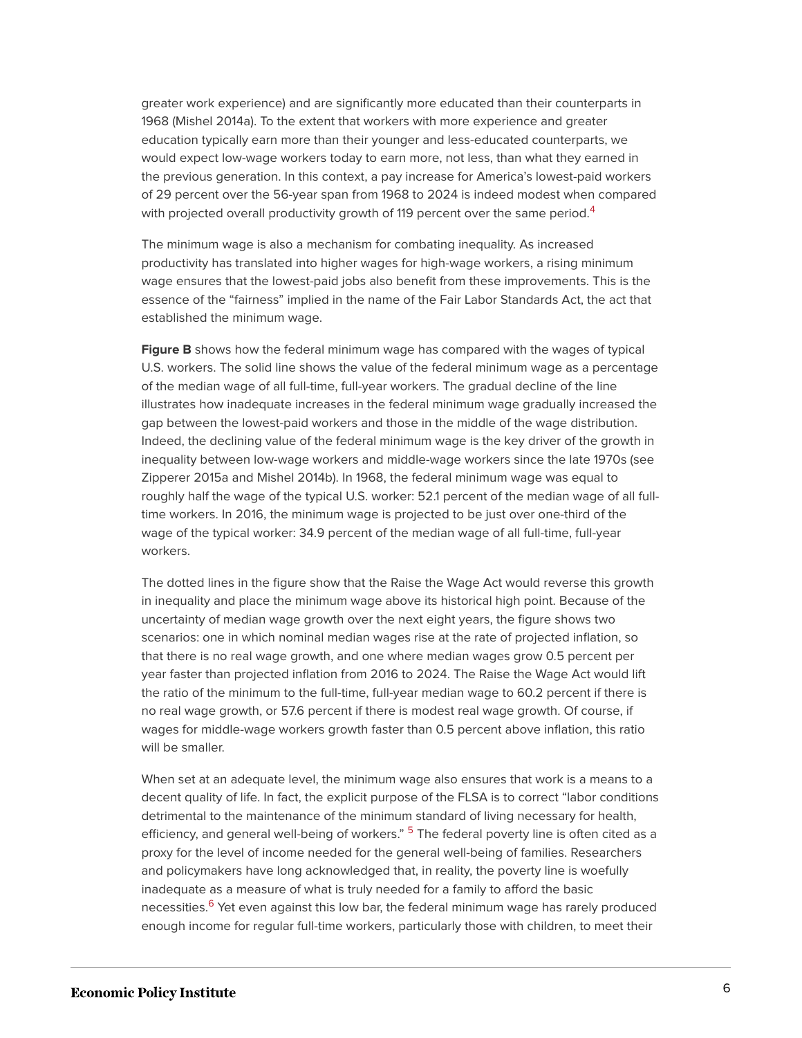greater work experience) and are significantly more educated than their counterparts in 1968 (Mishel 2014a). To the extent that workers with more experience and greater education typically earn more than their younger and less-educated counterparts, we would expect low-wage workers today to earn more, not less, than what they earned in the previous generation. In this context, a pay increase for America's lowest-paid workers of 29 percent over the 56-year span from 1968 to 2024 is indeed modest when compared with projected overall productivity growth of 119 percent over the same period.[4]

The minimum wage is also a mechanism for combating inequality. As increased productivity has translated into higher wages for high-wage workers, a rising minimum wage ensures that the lowest-paid jobs also benefit from these improvements. This is the essence of the "fairness" implied in the name of the Fair Labor Standards Act, the act that established the minimum wage.

**Figure B** shows how the federal minimum wage has compared with the wages of typical U.S. workers. The solid line shows the value of the federal minimum wage as a percentage of the median wage of all full-time, full-year workers. The gradual decline of the line illustrates how inadequate increases in the federal minimum wage gradually increased the gap between the lowest-paid workers and those in the middle of the wage distribution. Indeed, the declining value of the federal minimum wage is the key driver of the growth in inequality between low-wage workers and middle-wage workers since the late 1970s (see Zipperer 2015a and Mishel 2014b). In 1968, the federal minimum wage was equal to roughly half the wage of the typical U.S. worker: 52.1 percent of the median wage of all full-time workers. In 2016, the minimum wage is projected to be just over one-third of the wage of the typical worker: 34.9 percent of the median wage of all full-time, full-year workers.

The dotted lines in the figure show that the Raise the Wage Act would reverse this growth in inequality and place the minimum wage above its historical high point. Because of the uncertainty of median wage growth over the next eight years, the figure shows two scenarios: one in which nominal median wages rise at the rate of projected inflation, so that there is no real wage growth, and one where median wages grow 0.5 percent per year faster than projected inflation from 2016 to 2024. The Raise the Wage Act would lift the ratio of the minimum to the full-time, full-year median wage to 60.2 percent if there is no real wage growth, or 57.6 percent if there is modest real wage growth. Of course, if wages for middle-wage workers growth faster than 0.5 percent above inflation, this ratio will be smaller.

When set at an adequate level, the minimum wage also ensures that work is a means to a decent quality of life. In fact, the explicit purpose of the FLSA is to correct "labor conditions detrimental to the maintenance of the minimum standard of living necessary for health, efficiency, and general well-being of workers." [5] The federal poverty line is often cited as a proxy for the level of income needed for the general well-being of families. Researchers and policymakers have long acknowledged that, in reality, the poverty line is woefully inadequate as a measure of what is truly needed for a family to afford the basic necessities.[6] Yet even against this low bar, the federal minimum wage has rarely produced enough income for regular full-time workers, particularly those with children, to meet their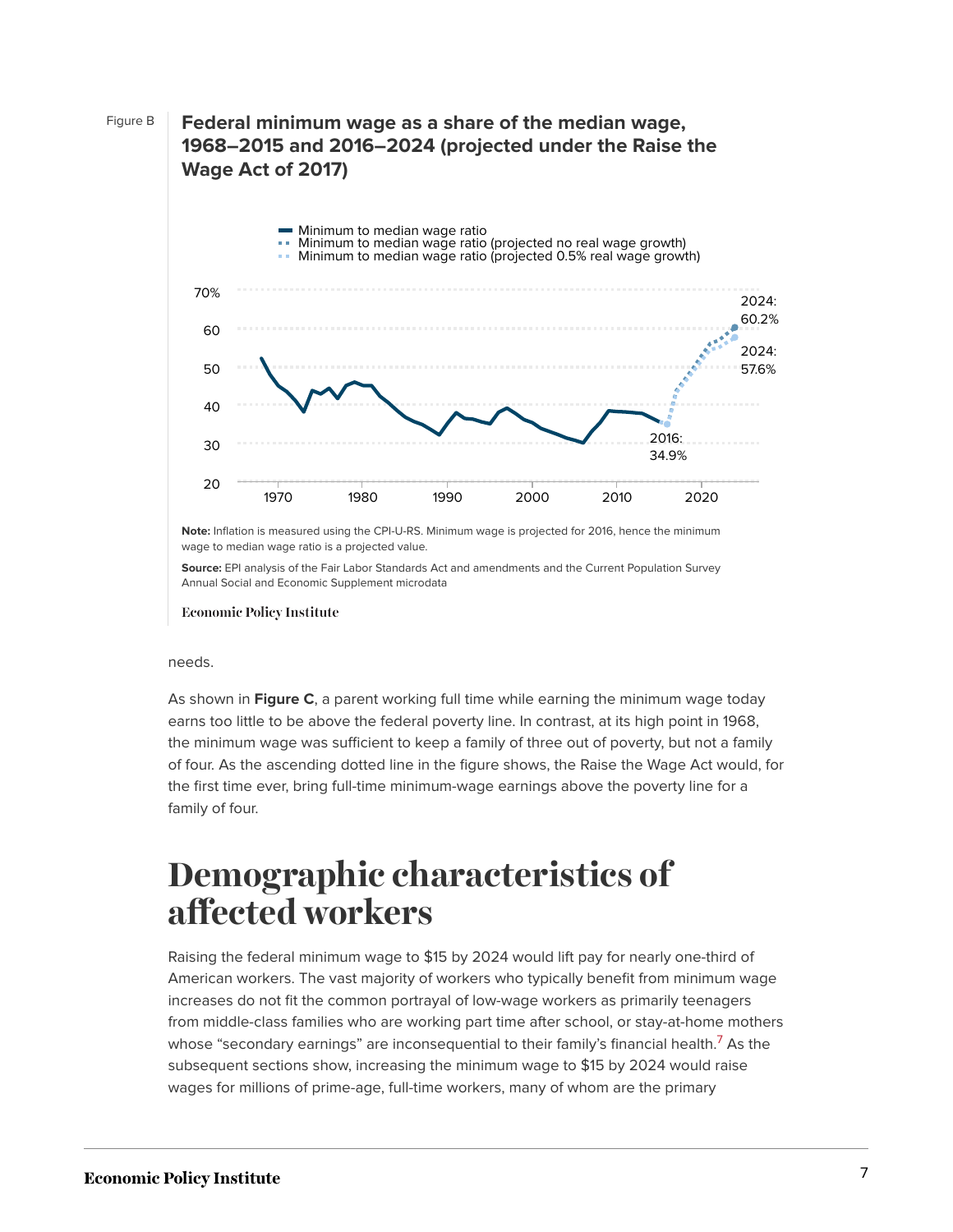Figure B

**Federal minimum wage as a share of the median wage, 1968–2015 and 2016–2024 (projected under the Raise the Wage Act of 2017)**

**Note:** Inflation is measured using the CPI-U-RS. Minimum wage is projected for 2016, hence the minimum wage to median wage ratio is a projected value.

**Source:** EPI analysis of the Fair Labor Standards Act and amendments and the Current Population Survey Annual Social and Economic Supplement microdata

Economic Policy Institute

needs.

As shown in **Figure C**, a parent working full time while earning the minimum wage today earns too little to be above the federal poverty line. In contrast, at its high point in 1968, the minimum wage was sufficient to keep a family of three out of poverty, but not a family of four. As the ascending dotted line in the figure shows, the Raise the Wage Act would, for the first time ever, bring full-time minimum-wage earnings above the poverty line for a family of four.

# Demographic characteristics of affected workers

Raising the federal minimum wage to $15 by 2024 would lift pay for nearly one-third of American workers. The vast majority of workers who typically benefit from minimum wage increases do not fit the common portrayal of low-wage workers as primarily teenagers from middle-class families who are working part time after school, or stay-at-home mothers whose "secondary earnings" are inconsequential to their family's financial health.[7] As the subsequent sections show, increasing the minimum wage to $15 by 2024 would raise wages for millions of prime-age, full-time workers, many of whom are the primary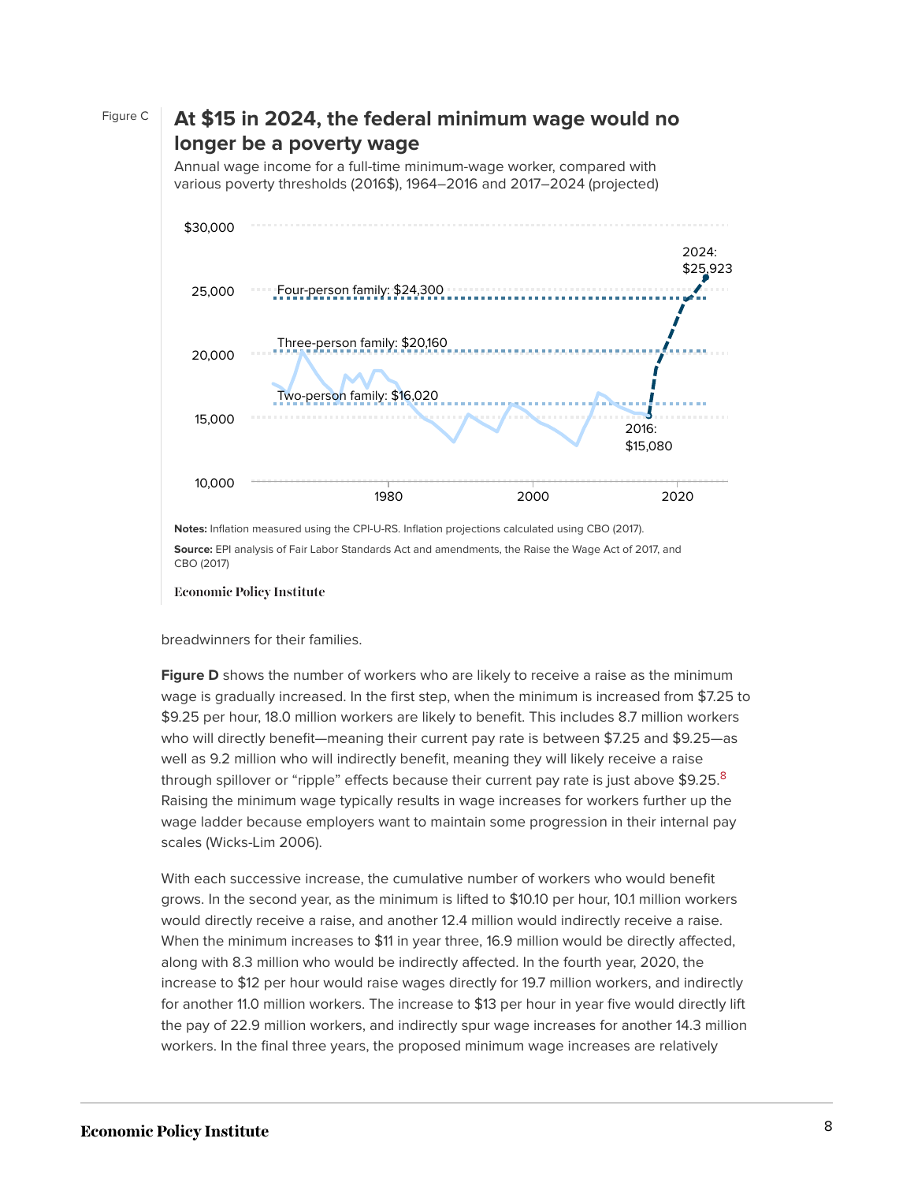Figure C

## At $15 in 2024, the federal minimum wage would no longer be a poverty wage

Annual wage income for a full-time minimum-wage worker, compared with various poverty thresholds (2016$), 1964–2016 and 2017–2024 (projected)

**Notes:** Inflation measured using the CPI-U-RS. Inflation projections calculated using CBO (2017).

**Source:** EPI analysis of Fair Labor Standards Act and amendments, the Raise the Wage Act of 2017, and CBO (2017)

Economic Policy Institute

breadwinners for their families.

**Figure D** shows the number of workers who are likely to receive a raise as the minimum wage is gradually increased. In the first step, when the minimum is increased from $7.25 to $9.25 per hour, 18.0 million workers are likely to benefit. This includes 8.7 million workers who will directly benefit—meaning their current pay rate is between $7.25 and $9.25—as well as 9.2 million who will indirectly benefit, meaning they will likely receive a raise through spillover or "ripple" effects because their current pay rate is just above $9.25.[8] Raising the minimum wage typically results in wage increases for workers further up the wage ladder because employers want to maintain some progression in their internal pay scales (Wicks-Lim 2006).

With each successive increase, the cumulative number of workers who would benefit grows. In the second year, as the minimum is lifted to $10.10 per hour, 10.1 million workers would directly receive a raise, and another 12.4 million would indirectly receive a raise. When the minimum increases to $11 in year three, 16.9 million would be directly affected, along with 8.3 million who would be indirectly affected. In the fourth year, 2020, the increase to $12 per hour would raise wages directly for 19.7 million workers, and indirectly for another 11.0 million workers. The increase to $13 per hour in year five would directly lift the pay of 22.9 million workers, and indirectly spur wage increases for another 14.3 million workers. In the final three years, the proposed minimum wage increases are relatively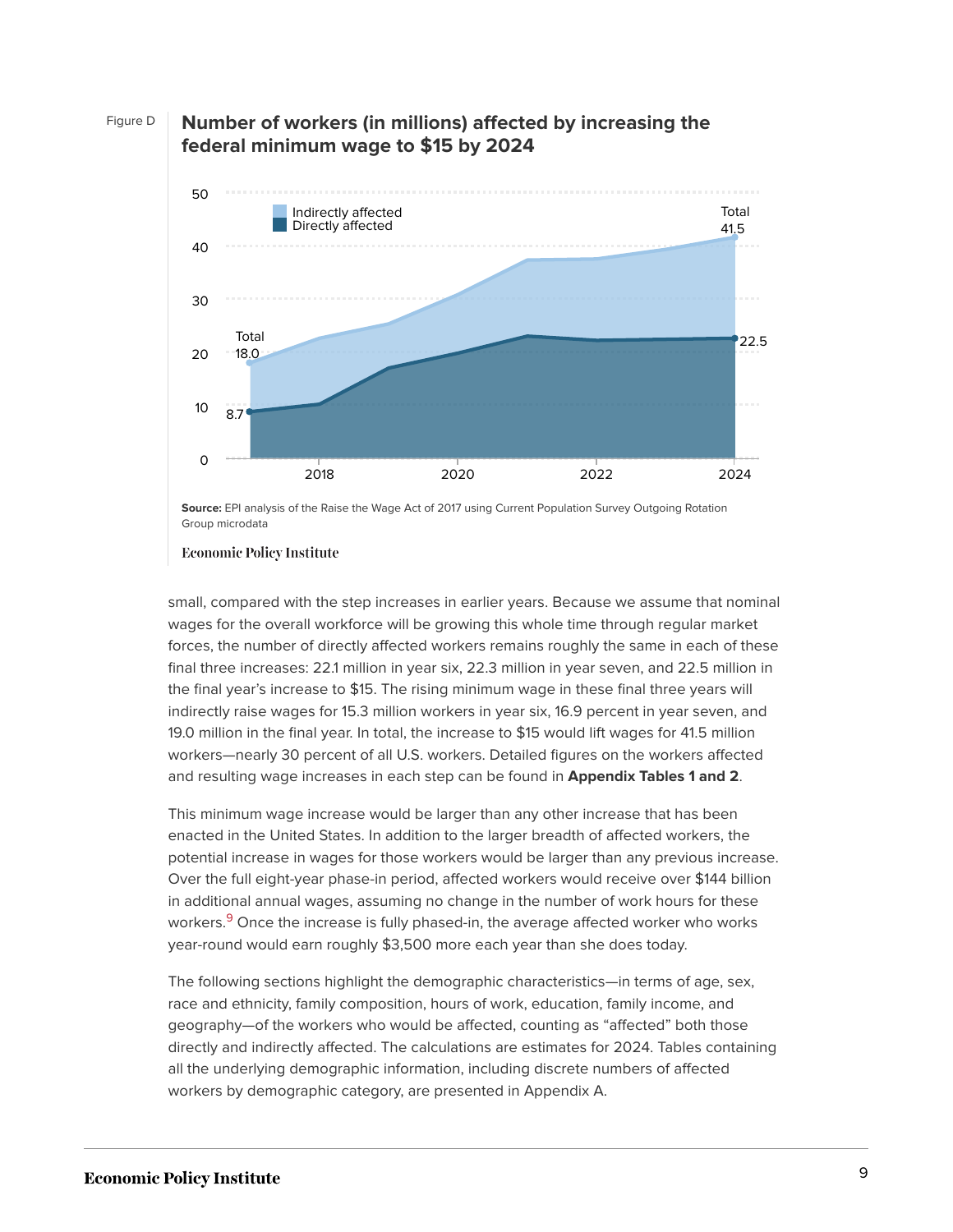Figure D

**Number of workers (in millions) affected by increasing the federal minimum wage to $15 by 2024**

**Source:** EPI analysis of the Raise the Wage Act of 2017 using Current Population Survey Outgoing Rotation Group microdata

Economic Policy Institute

small, compared with the step increases in earlier years. Because we assume that nominal wages for the overall workforce will be growing this whole time through regular market forces, the number of directly affected workers remains roughly the same in each of these final three increases: 22.1 million in year six, 22.3 million in year seven, and 22.5 million in the final year's increase to $15. The rising minimum wage in these final three years will indirectly raise wages for 15.3 million workers in year six, 16.9 percent in year seven, and 19.0 million in the final year. In total, the increase to $15 would lift wages for 41.5 million workers—nearly 30 percent of all U.S. workers. Detailed figures on the workers affected and resulting wage increases in each step can be found in **Appendix Tables 1 and 2**.

This minimum wage increase would be larger than any other increase that has been enacted in the United States. In addition to the larger breadth of affected workers, the potential increase in wages for those workers would be larger than any previous increase. Over the full eight-year phase-in period, affected workers would receive over $144 billion in additional annual wages, assuming no change in the number of work hours for these workers.[9] Once the increase is fully phased-in, the average affected worker who works year-round would earn roughly $3,500 more each year than she does today.

The following sections highlight the demographic characteristics—in terms of age, sex, race and ethnicity, family composition, hours of work, education, family income, and geography—of the workers who would be affected, counting as "affected" both those directly and indirectly affected. The calculations are estimates for 2024. Tables containing all the underlying demographic information, including discrete numbers of affected workers by demographic category, are presented in Appendix A.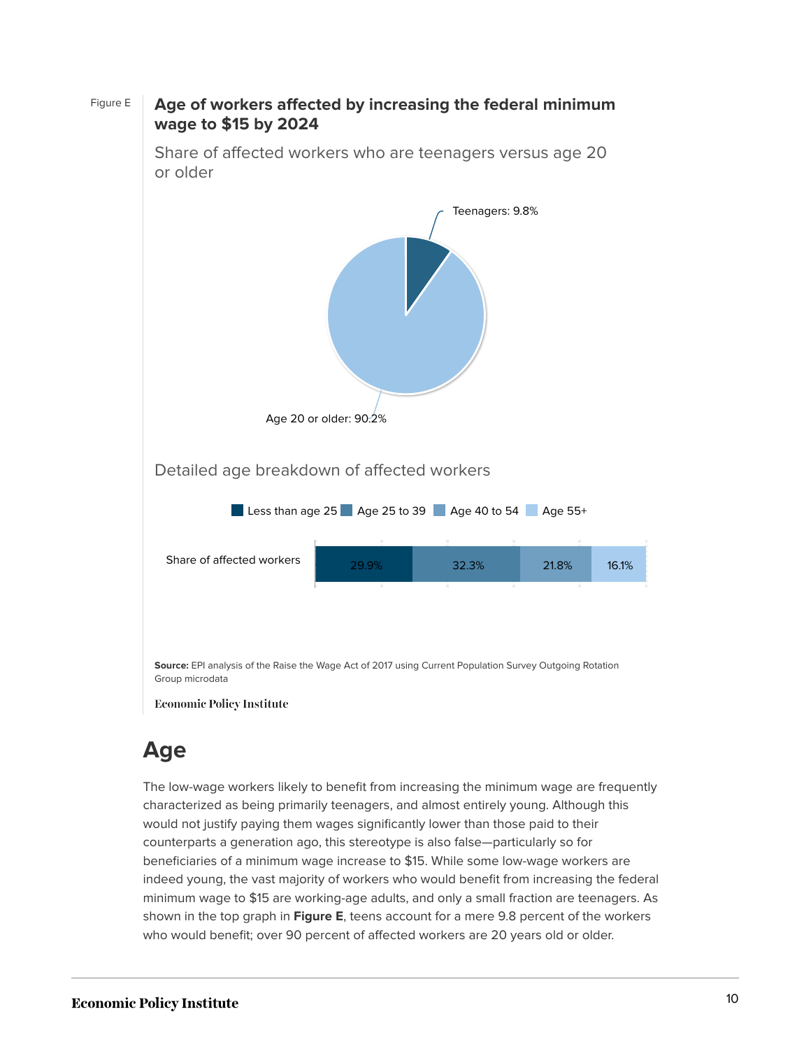Figure E

**Age of workers affected by increasing the federal minimum wage to $15 by 2024**

Share of affected workers who are teenagers versus age 20 or older

Teenagers: 9.8%

Age 20 or older: 90.2%

Detailed age breakdown of affected workers

| | Less than age 25 | Age 25 to 39 | Age 40 to 54 | Age 55+ |
|---|---|---|---|---|
| Share of affected workers | 29.9% | 32.3% | 21.8% | 16.1% |

**Source:** EPI analysis of the Raise the Wage Act of 2017 using Current Population Survey Outgoing Rotation Group microdata

Economic Policy Institute

## Age

The low-wage workers likely to benefit from increasing the minimum wage are frequently characterized as being primarily teenagers, and almost entirely young. Although this would not justify paying them wages significantly lower than those paid to their counterparts a generation ago, this stereotype is also false—particularly so for beneficiaries of a minimum wage increase to $15. While some low-wage workers are indeed young, the vast majority of workers who would benefit from increasing the federal minimum wage to $15 are working-age adults, and only a small fraction are teenagers. As shown in the top graph in **Figure E**, teens account for a mere 9.8 percent of the workers who would benefit; over 90 percent of affected workers are 20 years old or older.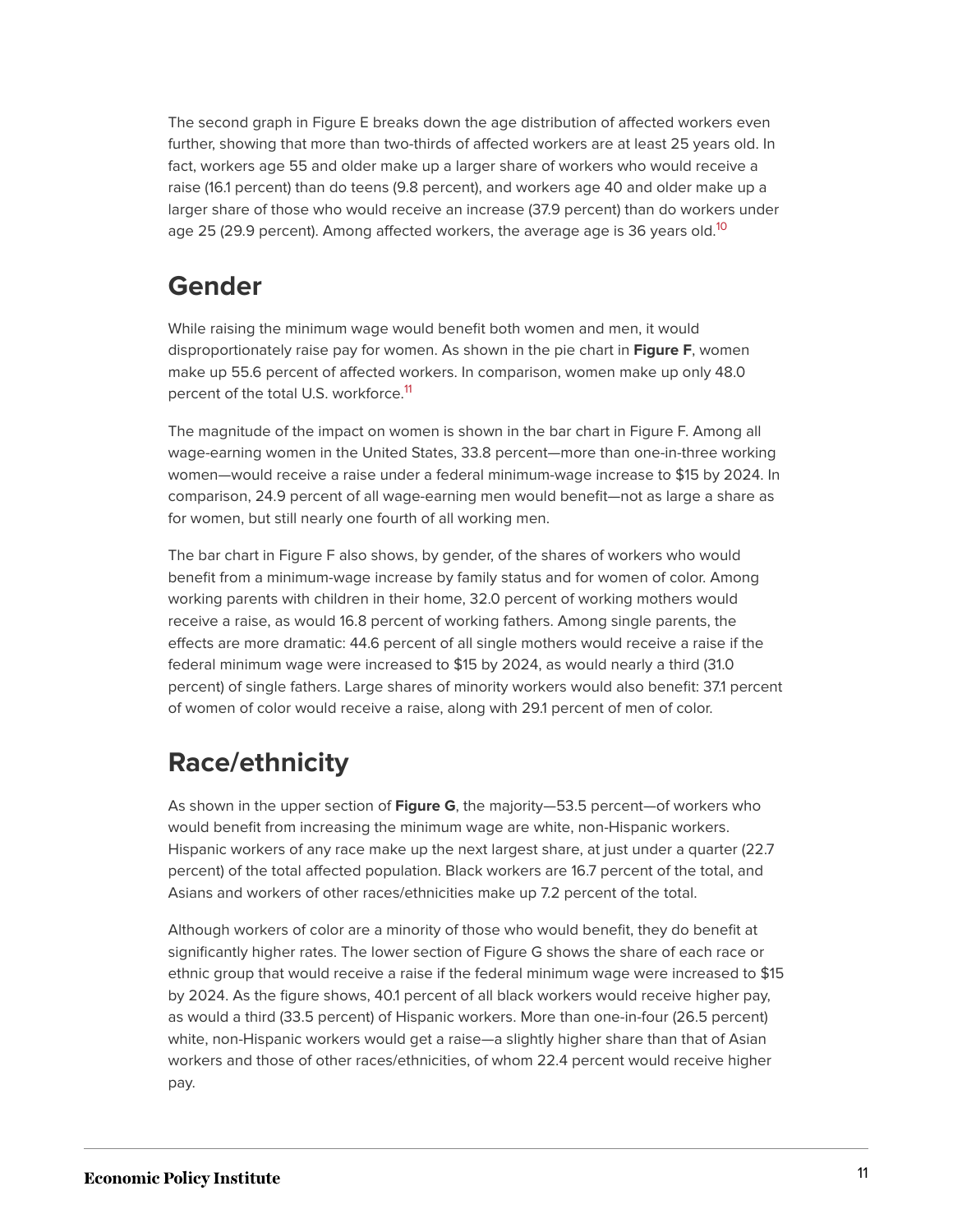The second graph in Figure E breaks down the age distribution of affected workers even further, showing that more than two-thirds of affected workers are at least 25 years old. In fact, workers age 55 and older make up a larger share of workers who would receive a raise (16.1 percent) than do teens (9.8 percent), and workers age 40 and older make up a larger share of those who would receive an increase (37.9 percent) than do workers under age 25 (29.9 percent). Among affected workers, the average age is 36 years old.[10]

## Gender

While raising the minimum wage would benefit both women and men, it would disproportionately raise pay for women. As shown in the pie chart in **Figure F**, women make up 55.6 percent of affected workers. In comparison, women make up only 48.0 percent of the total U.S. workforce.[11]

The magnitude of the impact on women is shown in the bar chart in Figure F. Among all wage-earning women in the United States, 33.8 percent—more than one-in-three working women—would receive a raise under a federal minimum-wage increase to $15 by 2024. In comparison, 24.9 percent of all wage-earning men would benefit—not as large a share as for women, but still nearly one fourth of all working men.

The bar chart in Figure F also shows, by gender, of the shares of workers who would benefit from a minimum-wage increase by family status and for women of color. Among working parents with children in their home, 32.0 percent of working mothers would receive a raise, as would 16.8 percent of working fathers. Among single parents, the effects are more dramatic: 44.6 percent of all single mothers would receive a raise if the federal minimum wage were increased to $15 by 2024, as would nearly a third (31.0 percent) of single fathers. Large shares of minority workers would also benefit: 37.1 percent of women of color would receive a raise, along with 29.1 percent of men of color.

## Race/ethnicity

As shown in the upper section of **Figure G**, the majority—53.5 percent—of workers who would benefit from increasing the minimum wage are white, non-Hispanic workers. Hispanic workers of any race make up the next largest share, at just under a quarter (22.7 percent) of the total affected population. Black workers are 16.7 percent of the total, and Asians and workers of other races/ethnicities make up 7.2 percent of the total.

Although workers of color are a minority of those who would benefit, they do benefit at significantly higher rates. The lower section of Figure G shows the share of each race or ethnic group that would receive a raise if the federal minimum wage were increased to $15 by 2024. As the figure shows, 40.1 percent of all black workers would receive higher pay, as would a third (33.5 percent) of Hispanic workers. More than one-in-four (26.5 percent) white, non-Hispanic workers would get a raise—a slightly higher share than that of Asian workers and those of other races/ethnicities, of whom 22.4 percent would receive higher pay.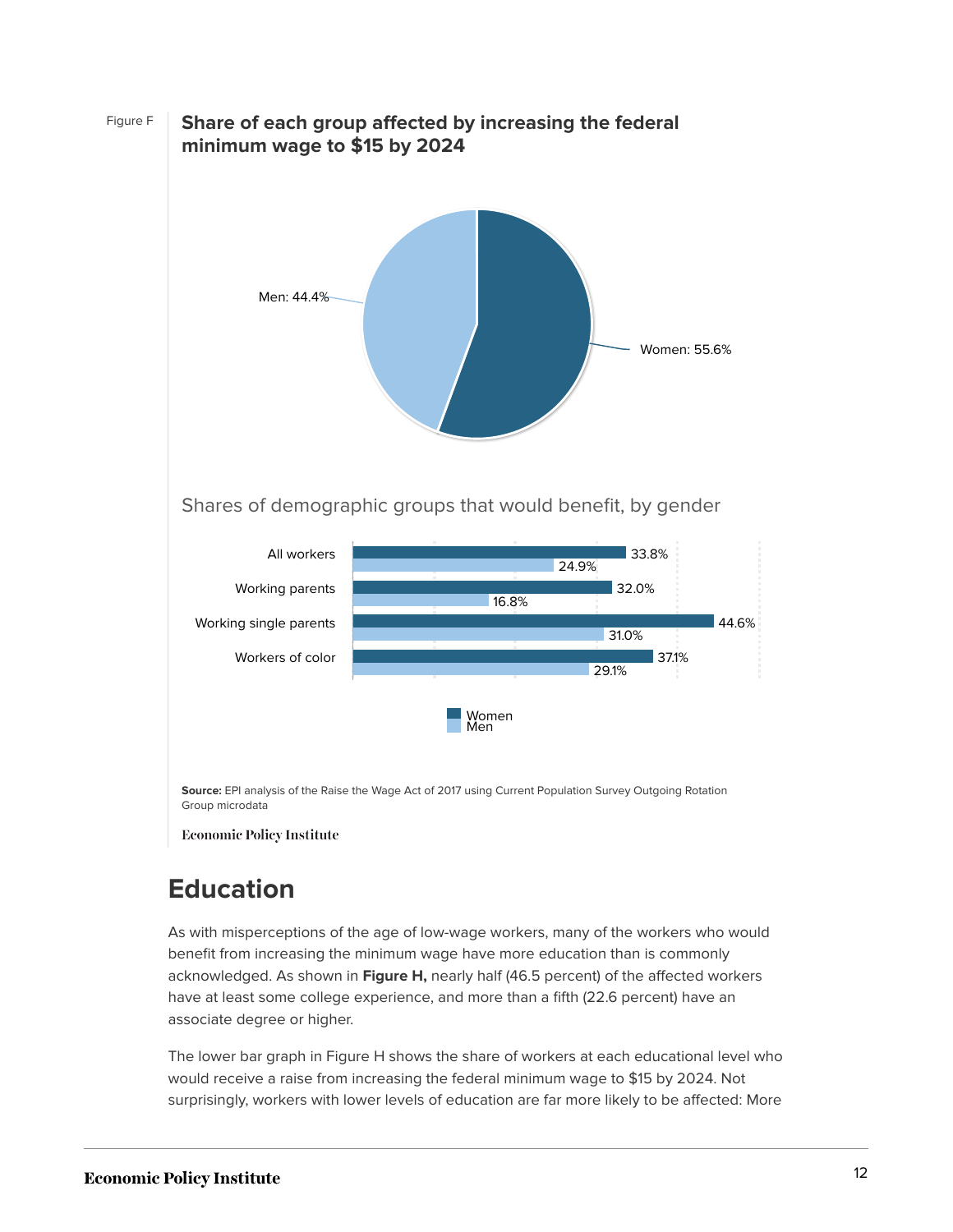Figure F

**Share of each group affected by increasing the federal minimum wage to $15 by 2024**

| Group | Share |
|---|---|
| Men | 44.4% |
| Women | 55.6% |

Shares of demographic groups that would benefit, by gender

| | Women | Men |
|---|---|---|
| All workers | 33.8% | 24.9% |
| Working parents | 32.0% | 16.8% |
| Working single parents | 44.6% | 31.0% |
| Workers of color | 37.1% | 29.1% |

**Source:** EPI analysis of the Raise the Wage Act of 2017 using Current Population Survey Outgoing Rotation Group microdata

Economic Policy Institute

## Education

As with misperceptions of the age of low-wage workers, many of the workers who would benefit from increasing the minimum wage have more education than is commonly acknowledged. As shown in **Figure H,** nearly half (46.5 percent) of the affected workers have at least some college experience, and more than a fifth (22.6 percent) have an associate degree or higher.

The lower bar graph in Figure H shows the share of workers at each educational level who would receive a raise from increasing the federal minimum wage to $15 by 2024. Not surprisingly, workers with lower levels of education are far more likely to be affected: More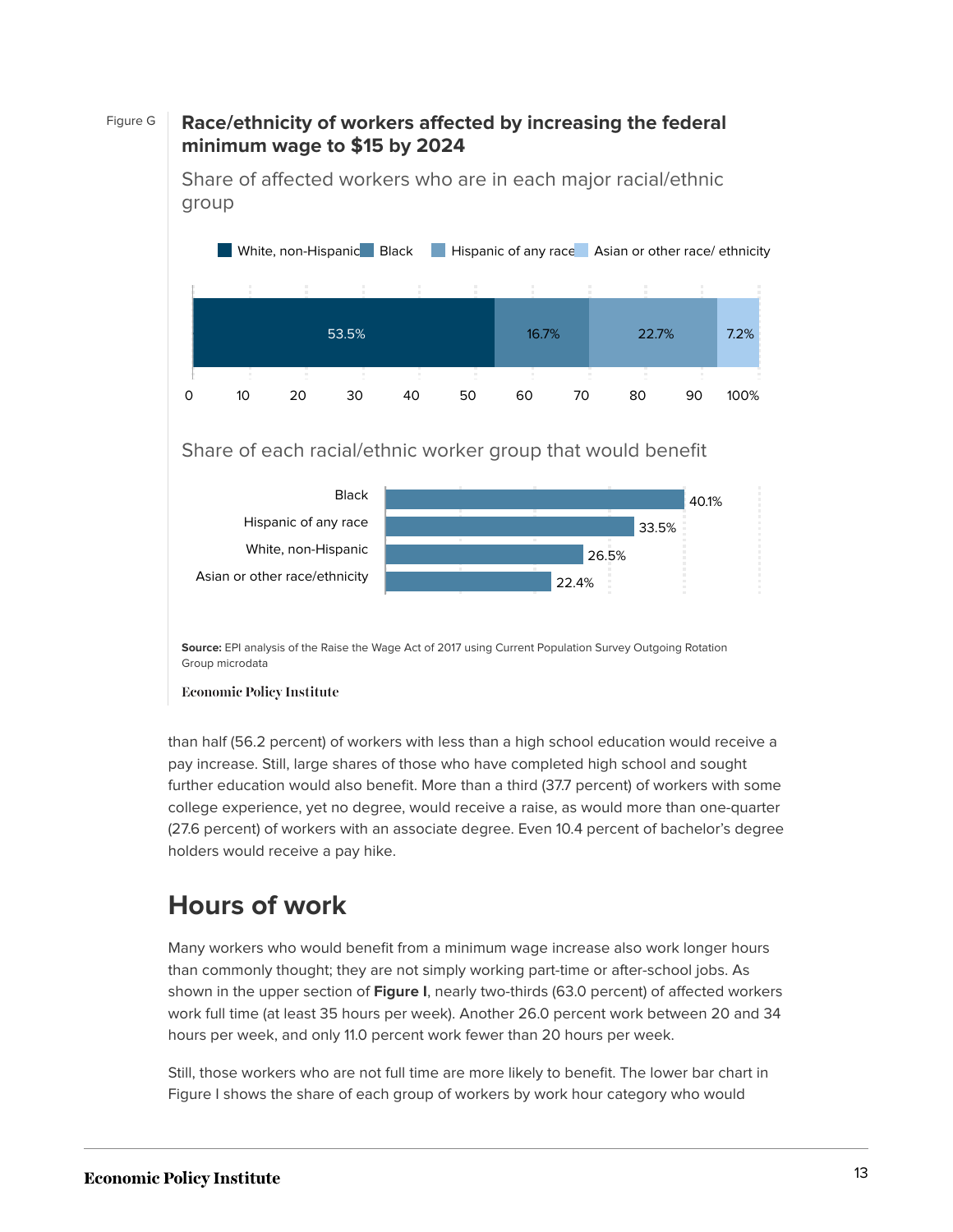Figure G

**Race/ethnicity of workers affected by increasing the federal minimum wage to $15 by 2024**

Share of affected workers who are in each major racial/ethnic group

| White, non-Hispanic | Black | Hispanic of any race | Asian or other race/ ethnicity |
|---|---|---|---|
| 53.5% | 16.7% | 22.7% | 7.2% |

Share of each racial/ethnic worker group that would benefit

| Group | Share |
|---|---|
| Black | 40.1% |
| Hispanic of any race | 33.5% |
| White, non-Hispanic | 26.5% |
| Asian or other race/ethnicity | 22.4% |

**Source:** EPI analysis of the Raise the Wage Act of 2017 using Current Population Survey Outgoing Rotation Group microdata

Economic Policy Institute

than half (56.2 percent) of workers with less than a high school education would receive a pay increase. Still, large shares of those who have completed high school and sought further education would also benefit. More than a third (37.7 percent) of workers with some college experience, yet no degree, would receive a raise, as would more than one-quarter (27.6 percent) of workers with an associate degree. Even 10.4 percent of bachelor's degree holders would receive a pay hike.

## Hours of work

Many workers who would benefit from a minimum wage increase also work longer hours than commonly thought; they are not simply working part-time or after-school jobs. As shown in the upper section of **Figure I**, nearly two-thirds (63.0 percent) of affected workers work full time (at least 35 hours per week). Another 26.0 percent work between 20 and 34 hours per week, and only 11.0 percent work fewer than 20 hours per week.

Still, those workers who are not full time are more likely to benefit. The lower bar chart in Figure I shows the share of each group of workers by work hour category who would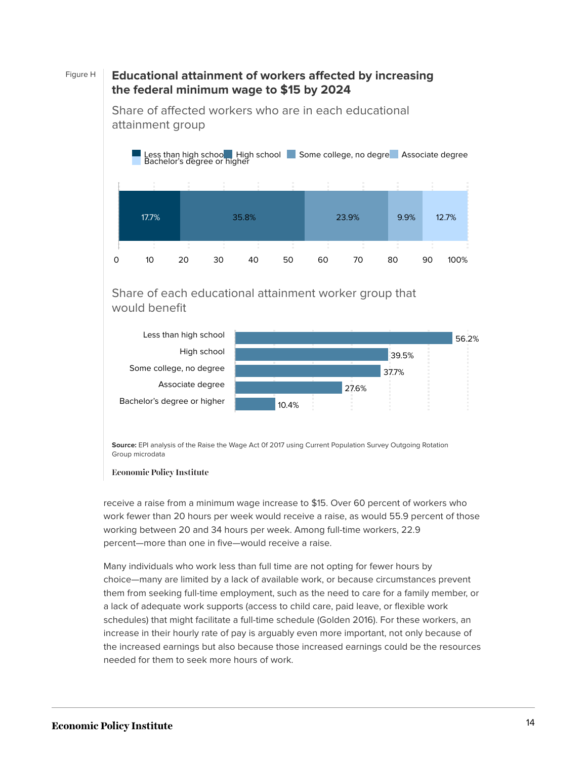Figure H

**Educational attainment of workers affected by increasing the federal minimum wage to $15 by 2024**

Share of affected workers who are in each educational attainment group

| Less than high school | High school | Some college, no degree | Associate degree | Bachelor's degree or higher |
|---|---|---|---|---|
| 17.7% | 35.8% | 23.9% | 9.9% | 12.7% |

Share of each educational attainment worker group that would benefit

| Group | Share |
|---|---|
| Less than high school | 56.2% |
| High school | 39.5% |
| Some college, no degree | 37.7% |
| Associate degree | 27.6% |
| Bachelor's degree or higher | 10.4% |

**Source:** EPI analysis of the Raise the Wage Act Of 2017 using Current Population Survey Outgoing Rotation Group microdata

Economic Policy Institute

receive a raise from a minimum wage increase to $15. Over 60 percent of workers who work fewer than 20 hours per week would receive a raise, as would 55.9 percent of those working between 20 and 34 hours per week. Among full-time workers, 22.9 percent—more than one in five—would receive a raise.

Many individuals who work less than full time are not opting for fewer hours by choice—many are limited by a lack of available work, or because circumstances prevent them from seeking full-time employment, such as the need to care for a family member, or a lack of adequate work supports (access to child care, paid leave, or flexible work schedules) that might facilitate a full-time schedule (Golden 2016). For these workers, an increase in their hourly rate of pay is arguably even more important, not only because of the increased earnings but also because those increased earnings could be the resources needed for them to seek more hours of work.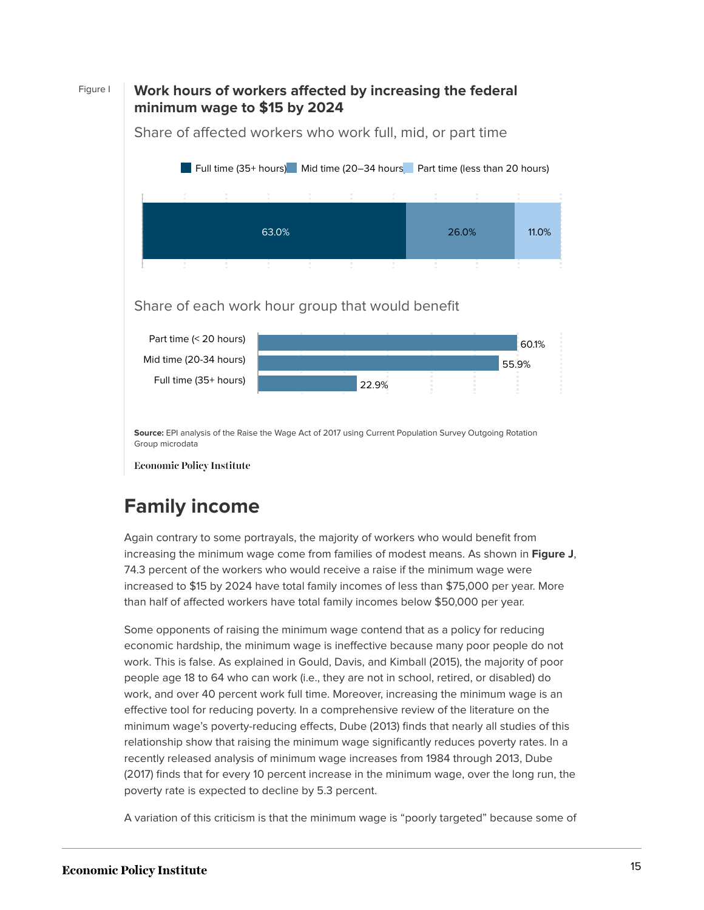Figure I

**Work hours of workers affected by increasing the federal minimum wage to $15 by 2024**

Share of affected workers who work full, mid, or part time

| Full time (35+ hours) | Mid time (20–34 hours) | Part time (less than 20 hours) |
| --- | --- | --- |
| 63.0% | 26.0% | 11.0% |

Share of each work hour group that would benefit

| Work hour group | Share |
| --- | --- |
| Part time (< 20 hours) | 60.1% |
| Mid time (20-34 hours) | 55.9% |
| Full time (35+ hours) | 22.9% |

**Source:** EPI analysis of the Raise the Wage Act of 2017 using Current Population Survey Outgoing Rotation Group microdata

Economic Policy Institute

## Family income

Again contrary to some portrayals, the majority of workers who would benefit from increasing the minimum wage come from families of modest means. As shown in **Figure J**, 74.3 percent of the workers who would receive a raise if the minimum wage were increased to $15 by 2024 have total family incomes of less than $75,000 per year. More than half of affected workers have total family incomes below $50,000 per year.

Some opponents of raising the minimum wage contend that as a policy for reducing economic hardship, the minimum wage is ineffective because many poor people do not work. This is false. As explained in Gould, Davis, and Kimball (2015), the majority of poor people age 18 to 64 who can work (i.e., they are not in school, retired, or disabled) do work, and over 40 percent work full time. Moreover, increasing the minimum wage is an effective tool for reducing poverty. In a comprehensive review of the literature on the minimum wage's poverty-reducing effects, Dube (2013) finds that nearly all studies of this relationship show that raising the minimum wage significantly reduces poverty rates. In a recently released analysis of minimum wage increases from 1984 through 2013, Dube (2017) finds that for every 10 percent increase in the minimum wage, over the long run, the poverty rate is expected to decline by 5.3 percent.

A variation of this criticism is that the minimum wage is "poorly targeted" because some of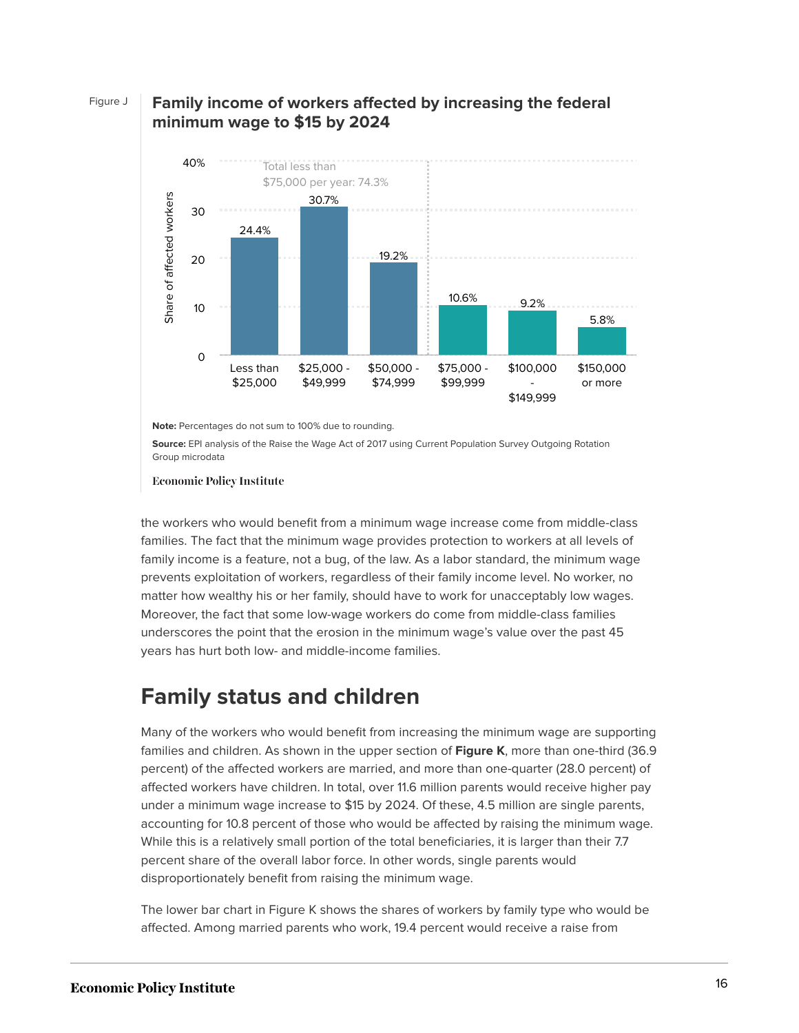Figure J

**Family income of workers affected by increasing the federal minimum wage to $15 by 2024**

| Family income | Share of affected workers |
| --- | --- |
| Less than $25,000 | 24.4% |
| $25,000 - $49,999 | 30.7% |
| $50,000 - $74,999 | 19.2% |
| $75,000 - $99,999 | 10.6% |
| $100,000 - $149,999 | 9.2% |
| $150,000 or more | 5.8% |

Total less than $75,000 per year: 74.3%

**Note:** Percentages do not sum to 100% due to rounding.

**Source:** EPI analysis of the Raise the Wage Act of 2017 using Current Population Survey Outgoing Rotation Group microdata

Economic Policy Institute

the workers who would benefit from a minimum wage increase come from middle-class families. The fact that the minimum wage provides protection to workers at all levels of family income is a feature, not a bug, of the law. As a labor standard, the minimum wage prevents exploitation of workers, regardless of their family income level. No worker, no matter how wealthy his or her family, should have to work for unacceptably low wages. Moreover, the fact that some low-wage workers do come from middle-class families underscores the point that the erosion in the minimum wage's value over the past 45 years has hurt both low- and middle-income families.

## Family status and children

Many of the workers who would benefit from increasing the minimum wage are supporting families and children. As shown in the upper section of **Figure K**, more than one-third (36.9 percent) of the affected workers are married, and more than one-quarter (28.0 percent) of affected workers have children. In total, over 11.6 million parents would receive higher pay under a minimum wage increase to $15 by 2024. Of these, 4.5 million are single parents, accounting for 10.8 percent of those who would be affected by raising the minimum wage. While this is a relatively small portion of the total beneficiaries, it is larger than their 7.7 percent share of the overall labor force. In other words, single parents would disproportionately benefit from raising the minimum wage.

The lower bar chart in Figure K shows the shares of workers by family type who would be affected. Among married parents who work, 19.4 percent would receive a raise from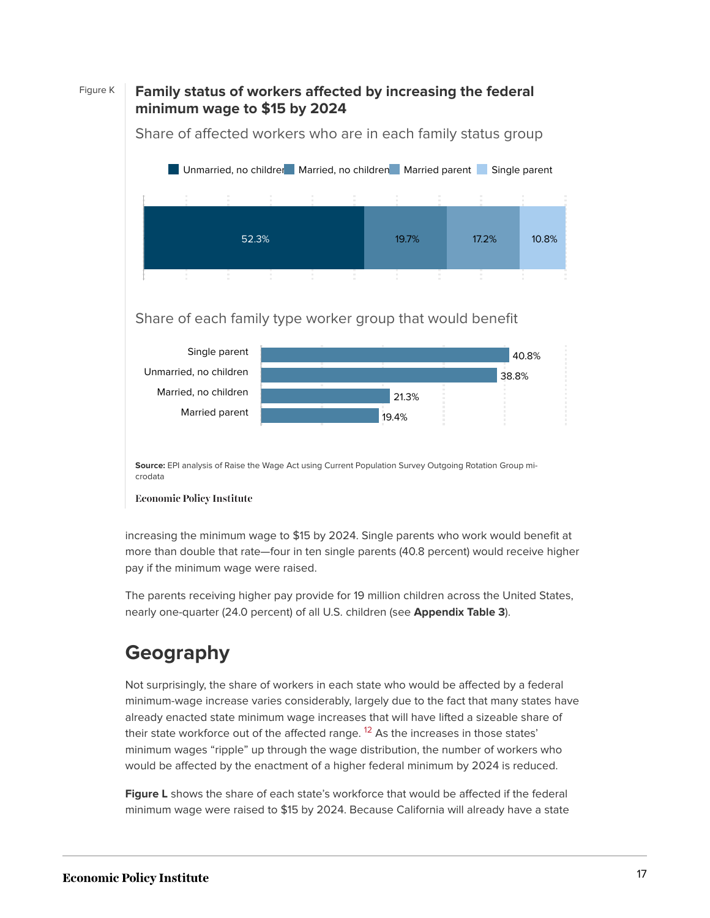Figure K

**Family status of workers affected by increasing the federal minimum wage to $15 by 2024**

Share of affected workers who are in each family status group

| Unmarried, no children | Married, no children | Married parent | Single parent |
|---|---|---|---|
| 52.3% | 19.7% | 17.2% | 10.8% |

Share of each family type worker group that would benefit

| Family type | Share |
|---|---|
| Single parent | 40.8% |
| Unmarried, no children | 38.8% |
| Married, no children | 21.3% |
| Married parent | 19.4% |

**Source:** EPI analysis of Raise the Wage Act using Current Population Survey Outgoing Rotation Group microdata

Economic Policy Institute

increasing the minimum wage to $15 by 2024. Single parents who work would benefit at more than double that rate—four in ten single parents (40.8 percent) would receive higher pay if the minimum wage were raised.

The parents receiving higher pay provide for 19 million children across the United States, nearly one-quarter (24.0 percent) of all U.S. children (see **Appendix Table 3**).

## Geography

Not surprisingly, the share of workers in each state who would be affected by a federal minimum-wage increase varies considerably, largely due to the fact that many states have already enacted state minimum wage increases that will have lifted a sizeable share of their state workforce out of the affected range.[12] As the increases in those states' minimum wages "ripple" up through the wage distribution, the number of workers who would be affected by the enactment of a higher federal minimum by 2024 is reduced.

**Figure L** shows the share of each state's workforce that would be affected if the federal minimum wage were raised to $15 by 2024. Because California will already have a state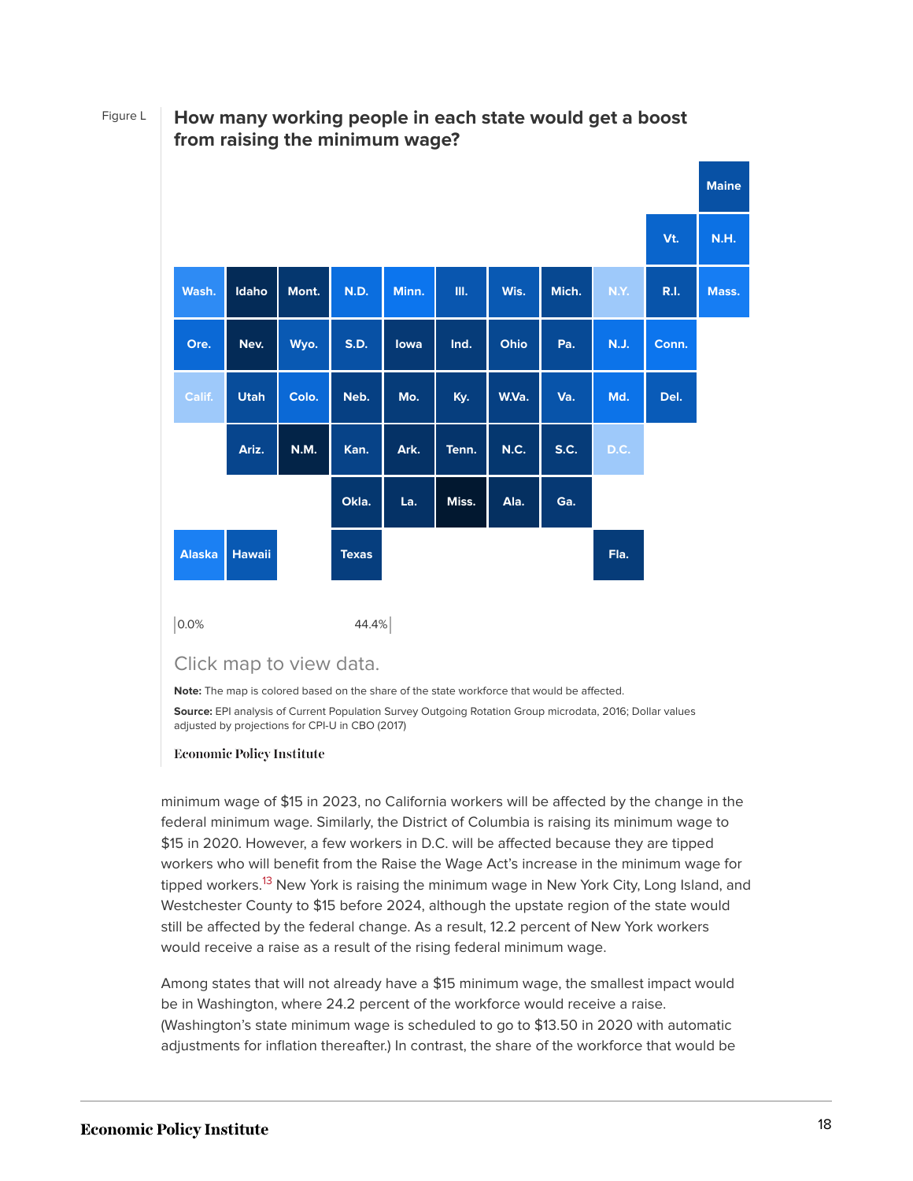Figure L

**How many working people in each state would get a boost from raising the minimum wage?**

| | | | | | | | | | | |
|---|---|---|---|---|---|---|---|---|---|---|
| | | | | | | | | | | Maine |
| | | | | | | | | | Vt. | N.H. |
| Wash. | Idaho | Mont. | N.D. | Minn. | Ill. | Wis. | Mich. | N.Y. | R.I. | Mass. |
| Ore. | Nev. | Wyo. | S.D. | Iowa | Ind. | Ohio | Pa. | N.J. | Conn. | |
| Calif. | Utah | Colo. | Neb. | Mo. | Ky. | W.Va. | Va. | Md. | Del. | |
| | Ariz. | N.M. | Kan. | Ark. | Tenn. | N.C. | S.C. | D.C. | | |
| | | | Okla. | La. | Miss. | Ala. | Ga. | | | |
| Alaska | Hawaii | | Texas | | | | | Fla. | | |

0.0% 44.4%

Click map to view data.

**Note:** The map is colored based on the share of the state workforce that would be affected.

**Source:** EPI analysis of Current Population Survey Outgoing Rotation Group microdata, 2016; Dollar values adjusted by projections for CPI-U in CBO (2017)

Economic Policy Institute

minimum wage of $15 in 2023, no California workers will be affected by the change in the federal minimum wage. Similarly, the District of Columbia is raising its minimum wage to $15 in 2020. However, a few workers in D.C. will be affected because they are tipped workers who will benefit from the Raise the Wage Act's increase in the minimum wage for tipped workers.[13] New York is raising the minimum wage in New York City, Long Island, and Westchester County to $15 before 2024, although the upstate region of the state would still be affected by the federal change. As a result, 12.2 percent of New York workers would receive a raise as a result of the rising federal minimum wage.

Among states that will not already have a $15 minimum wage, the smallest impact would be in Washington, where 24.2 percent of the workforce would receive a raise. (Washington's state minimum wage is scheduled to go to $13.50 in 2020 with automatic adjustments for inflation thereafter.) In contrast, the share of the workforce that would be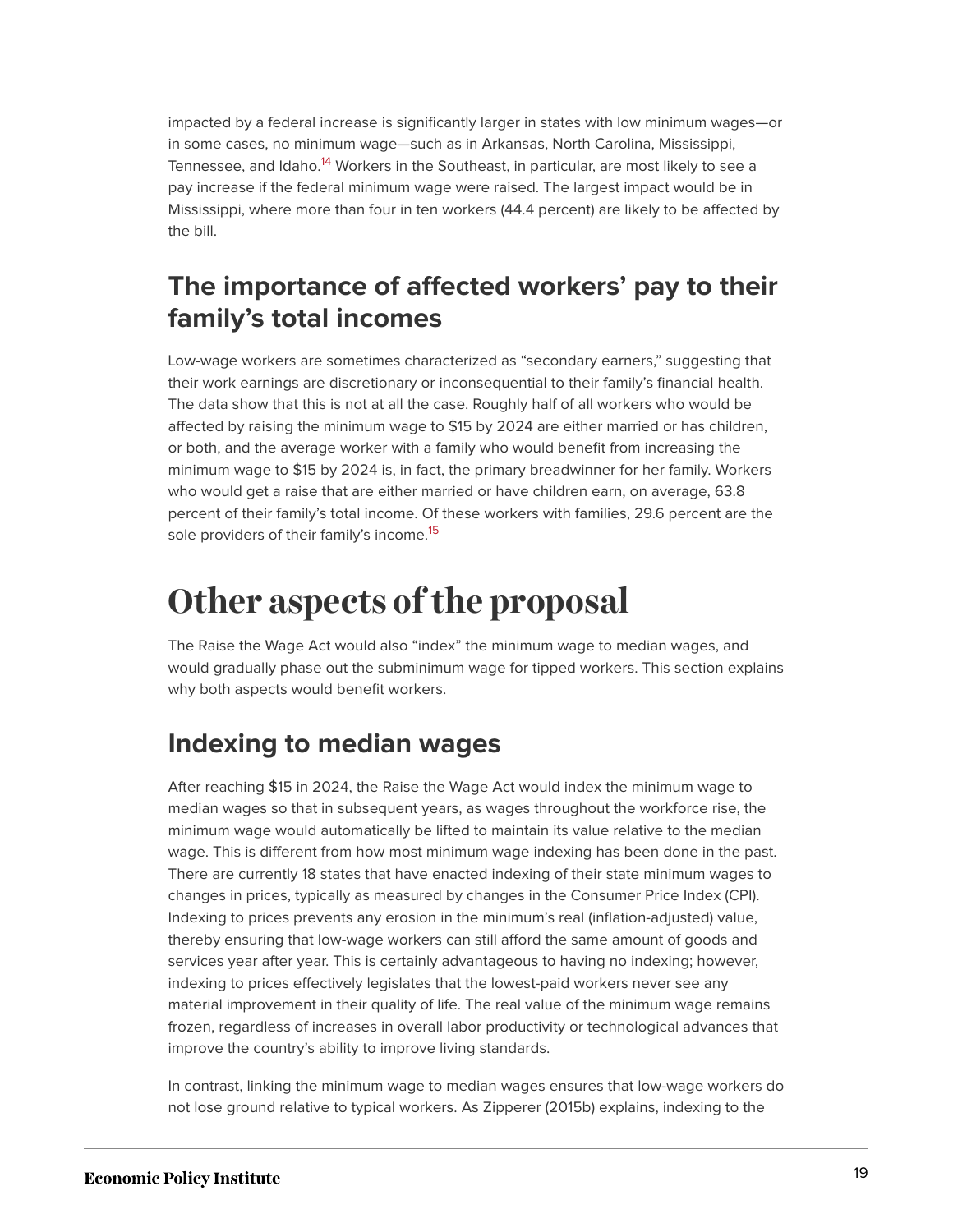impacted by a federal increase is significantly larger in states with low minimum wages—or in some cases, no minimum wage—such as in Arkansas, North Carolina, Mississippi, Tennessee, and Idaho.[14] Workers in the Southeast, in particular, are most likely to see a pay increase if the federal minimum wage were raised. The largest impact would be in Mississippi, where more than four in ten workers (44.4 percent) are likely to be affected by the bill.

## The importance of affected workers' pay to their family's total incomes

Low-wage workers are sometimes characterized as "secondary earners," suggesting that their work earnings are discretionary or inconsequential to their family's financial health. The data show that this is not at all the case. Roughly half of all workers who would be affected by raising the minimum wage to $15 by 2024 are either married or has children, or both, and the average worker with a family who would benefit from increasing the minimum wage to $15 by 2024 is, in fact, the primary breadwinner for her family. Workers who would get a raise that are either married or have children earn, on average, 63.8 percent of their family's total income. Of these workers with families, 29.6 percent are the sole providers of their family's income.[15]

# Other aspects of the proposal

The Raise the Wage Act would also "index" the minimum wage to median wages, and would gradually phase out the subminimum wage for tipped workers. This section explains why both aspects would benefit workers.

## Indexing to median wages

After reaching $15 in 2024, the Raise the Wage Act would index the minimum wage to median wages so that in subsequent years, as wages throughout the workforce rise, the minimum wage would automatically be lifted to maintain its value relative to the median wage. This is different from how most minimum wage indexing has been done in the past. There are currently 18 states that have enacted indexing of their state minimum wages to changes in prices, typically as measured by changes in the Consumer Price Index (CPI). Indexing to prices prevents any erosion in the minimum's real (inflation-adjusted) value, thereby ensuring that low-wage workers can still afford the same amount of goods and services year after year. This is certainly advantageous to having no indexing; however, indexing to prices effectively legislates that the lowest-paid workers never see any material improvement in their quality of life. The real value of the minimum wage remains frozen, regardless of increases in overall labor productivity or technological advances that improve the country's ability to improve living standards.

In contrast, linking the minimum wage to median wages ensures that low-wage workers do not lose ground relative to typical workers. As Zipperer (2015b) explains, indexing to the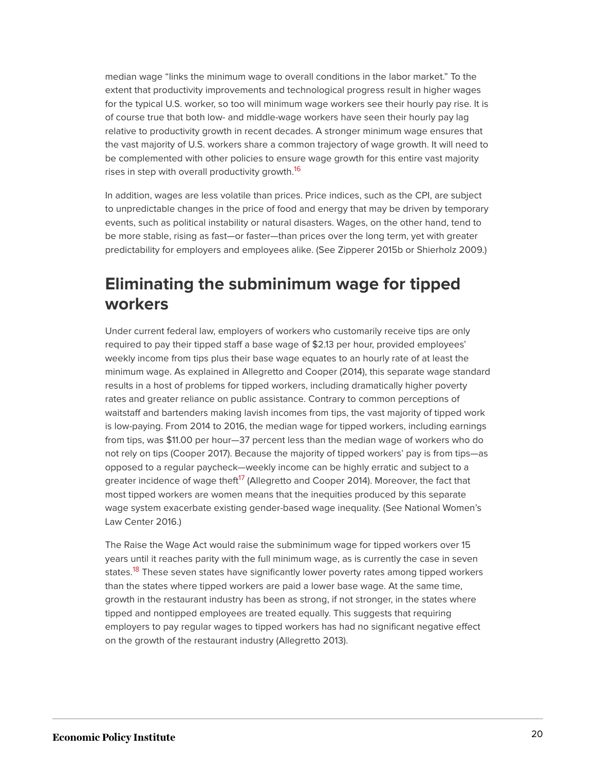median wage "links the minimum wage to overall conditions in the labor market." To the extent that productivity improvements and technological progress result in higher wages for the typical U.S. worker, so too will minimum wage workers see their hourly pay rise. It is of course true that both low- and middle-wage workers have seen their hourly pay lag relative to productivity growth in recent decades. A stronger minimum wage ensures that the vast majority of U.S. workers share a common trajectory of wage growth. It will need to be complemented with other policies to ensure wage growth for this entire vast majority rises in step with overall productivity growth.[16]

In addition, wages are less volatile than prices. Price indices, such as the CPI, are subject to unpredictable changes in the price of food and energy that may be driven by temporary events, such as political instability or natural disasters. Wages, on the other hand, tend to be more stable, rising as fast—or faster—than prices over the long term, yet with greater predictability for employers and employees alike. (See Zipperer 2015b or Shierholz 2009.)

## Eliminating the subminimum wage for tipped workers

Under current federal law, employers of workers who customarily receive tips are only required to pay their tipped staff a base wage of $2.13 per hour, provided employees' weekly income from tips plus their base wage equates to an hourly rate of at least the minimum wage. As explained in Allegretto and Cooper (2014), this separate wage standard results in a host of problems for tipped workers, including dramatically higher poverty rates and greater reliance on public assistance. Contrary to common perceptions of waitstaff and bartenders making lavish incomes from tips, the vast majority of tipped work is low-paying. From 2014 to 2016, the median wage for tipped workers, including earnings from tips, was $11.00 per hour—37 percent less than the median wage of workers who do not rely on tips (Cooper 2017). Because the majority of tipped workers' pay is from tips—as opposed to a regular paycheck—weekly income can be highly erratic and subject to a greater incidence of wage theft[17] (Allegretto and Cooper 2014). Moreover, the fact that most tipped workers are women means that the inequities produced by this separate wage system exacerbate existing gender-based wage inequality. (See National Women's Law Center 2016.)

The Raise the Wage Act would raise the subminimum wage for tipped workers over 15 years until it reaches parity with the full minimum wage, as is currently the case in seven states.[18] These seven states have significantly lower poverty rates among tipped workers than the states where tipped workers are paid a lower base wage. At the same time, growth in the restaurant industry has been as strong, if not stronger, in the states where tipped and nontipped employees are treated equally. This suggests that requiring employers to pay regular wages to tipped workers has had no significant negative effect on the growth of the restaurant industry (Allegretto 2013).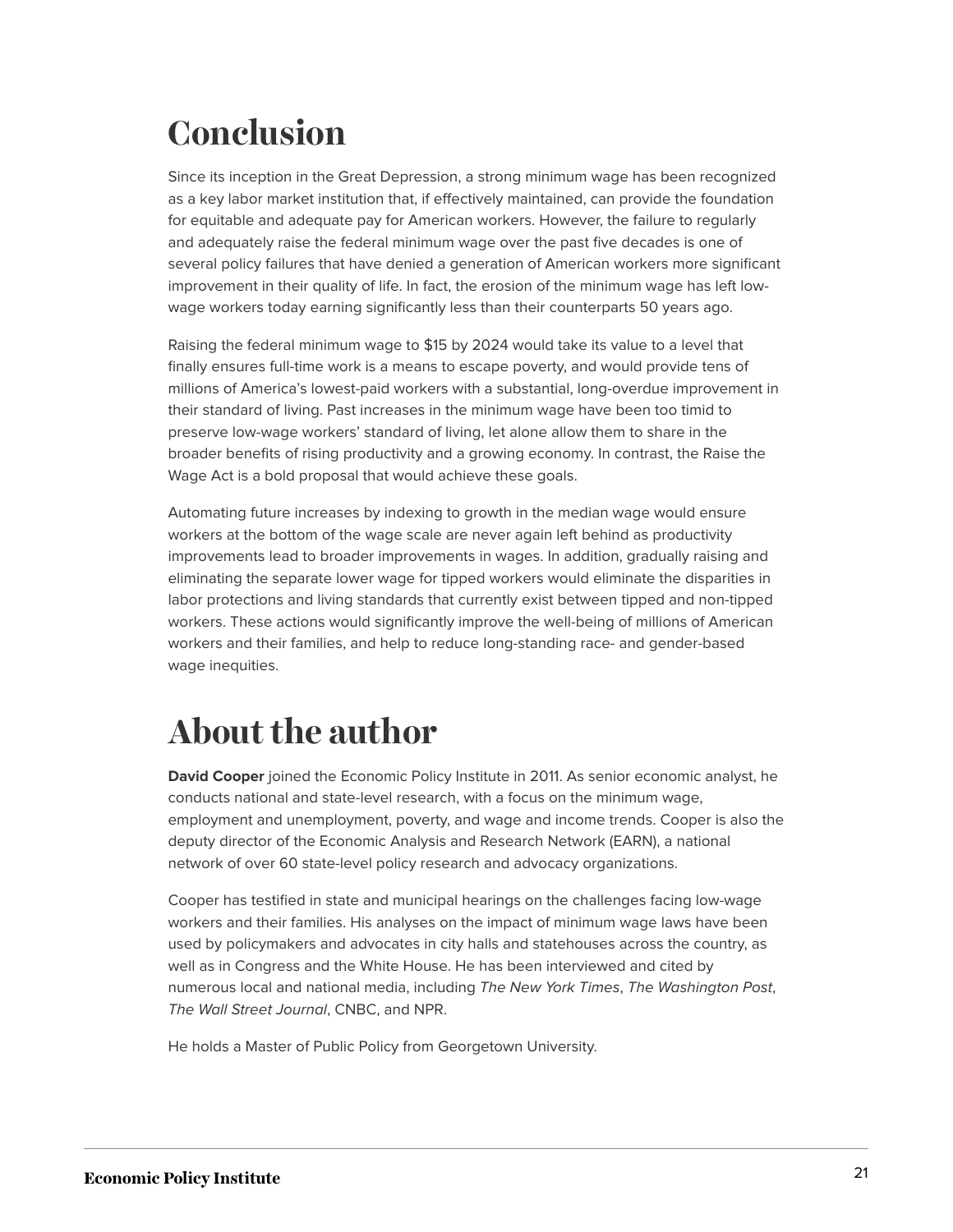# Conclusion

Since its inception in the Great Depression, a strong minimum wage has been recognized as a key labor market institution that, if effectively maintained, can provide the foundation for equitable and adequate pay for American workers. However, the failure to regularly and adequately raise the federal minimum wage over the past five decades is one of several policy failures that have denied a generation of American workers more significant improvement in their quality of life. In fact, the erosion of the minimum wage has left low-wage workers today earning significantly less than their counterparts 50 years ago.

Raising the federal minimum wage to $15 by 2024 would take its value to a level that finally ensures full-time work is a means to escape poverty, and would provide tens of millions of America's lowest-paid workers with a substantial, long-overdue improvement in their standard of living. Past increases in the minimum wage have been too timid to preserve low-wage workers' standard of living, let alone allow them to share in the broader benefits of rising productivity and a growing economy. In contrast, the Raise the Wage Act is a bold proposal that would achieve these goals.

Automating future increases by indexing to growth in the median wage would ensure workers at the bottom of the wage scale are never again left behind as productivity improvements lead to broader improvements in wages. In addition, gradually raising and eliminating the separate lower wage for tipped workers would eliminate the disparities in labor protections and living standards that currently exist between tipped and non-tipped workers. These actions would significantly improve the well-being of millions of American workers and their families, and help to reduce long-standing race- and gender-based wage inequities.

# About the author

**David Cooper** joined the Economic Policy Institute in 2011. As senior economic analyst, he conducts national and state-level research, with a focus on the minimum wage, employment and unemployment, poverty, and wage and income trends. Cooper is also the deputy director of the Economic Analysis and Research Network (EARN), a national network of over 60 state-level policy research and advocacy organizations.

Cooper has testified in state and municipal hearings on the challenges facing low-wage workers and their families. His analyses on the impact of minimum wage laws have been used by policymakers and advocates in city halls and statehouses across the country, as well as in Congress and the White House. He has been interviewed and cited by numerous local and national media, including *The New York Times*, *The Washington Post*, *The Wall Street Journal*, CNBC, and NPR.

He holds a Master of Public Policy from Georgetown University.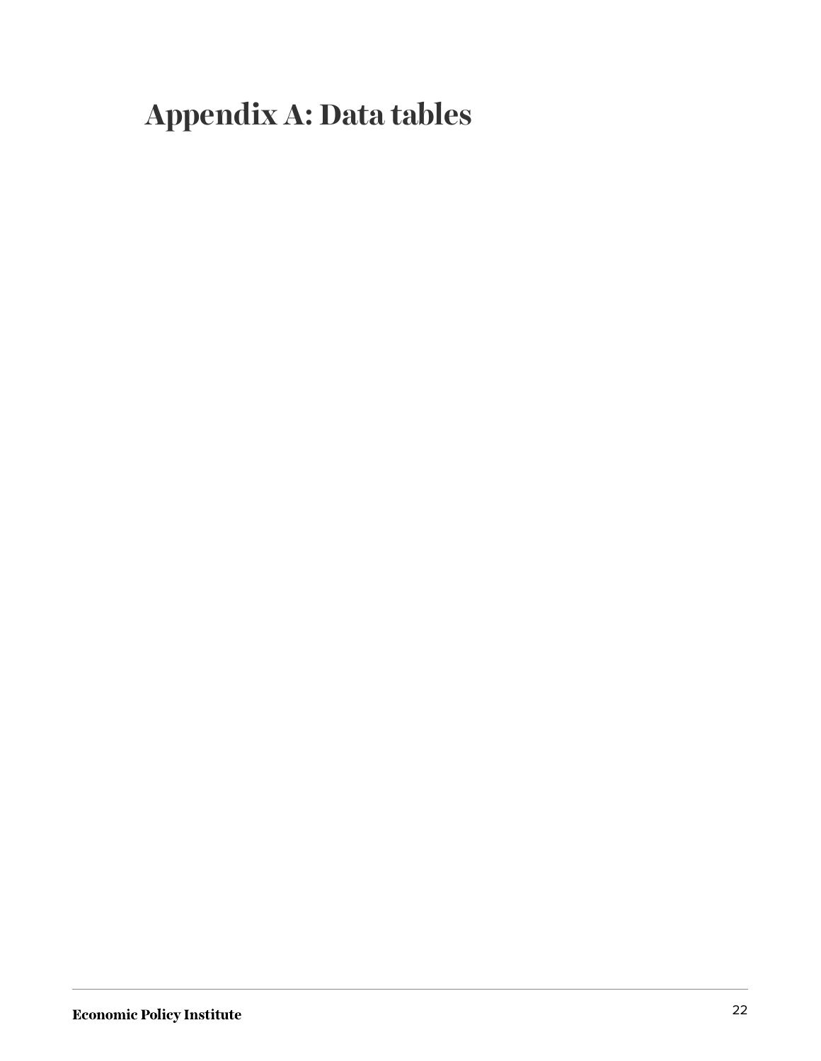# Appendix A: Data tables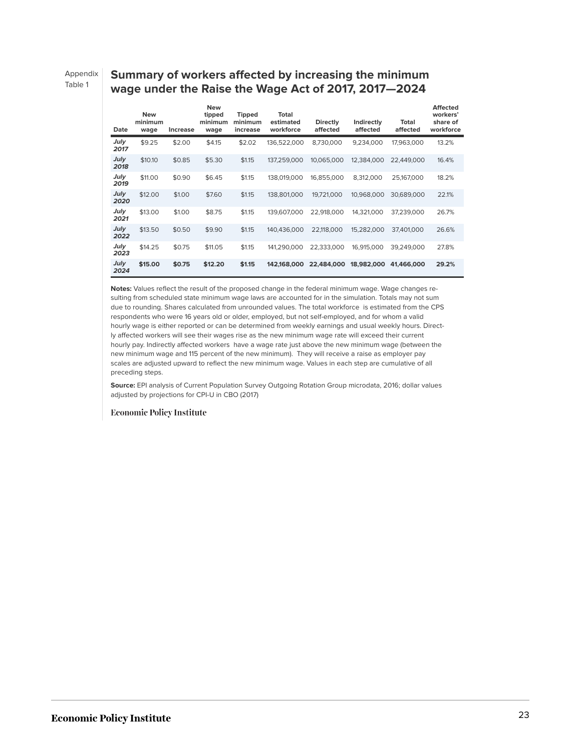Appendix Table 1

## Summary of workers affected by increasing the minimum wage under the Raise the Wage Act of 2017, 2017—2024

| Date | New minimum wage | Increase | New tipped minimum wage | Tipped minimum increase | Total estimated workforce | Directly affected | Indirectly affected | Total affected | Affected workers' share of workforce |
|---|---|---|---|---|---|---|---|---|---|
| ***July 2017*** | $9.25 | $2.00 | $4.15 | $2.02 | 136,522,000 | 8,730,000 | 9,234,000 | 17,963,000 | 13.2% |
| ***July 2018*** | $10.10 | $0.85 | $5.30 | $1.15 | 137,259,000 | 10,065,000 | 12,384,000 | 22,449,000 | 16.4% |
| ***July 2019*** | $11.00 | $0.90 | $6.45 | $1.15 | 138,019,000 | 16,855,000 | 8,312,000 | 25,167,000 | 18.2% |
| ***July 2020*** | $12.00 | $1.00 | $7.60 | $1.15 | 138,801,000 | 19,721,000 | 10,968,000 | 30,689,000 | 22.1% |
| ***July 2021*** | $13.00 | $1.00 | $8.75 | $1.15 | 139,607,000 | 22,918,000 | 14,321,000 | 37,239,000 | 26.7% |
| ***July 2022*** | $13.50 | $0.50 | $9.90 | $1.15 | 140,436,000 | 22,118,000 | 15,282,000 | 37,401,000 | 26.6% |
| ***July 2023*** | $14.25 | $0.75 | $11.05 | $1.15 | 141,290,000 | 22,333,000 | 16,915,000 | 39,249,000 | 27.8% |
| ***July 2024*** | **$15.00** | **$0.75** | **$12.20** | **$1.15** | **142,168,000** | **22,484,000** | **18,982,000** | **41,466,000** | **29.2%** |

**Notes:** Values reflect the result of the proposed change in the federal minimum wage. Wage changes resulting from scheduled state minimum wage laws are accounted for in the simulation. Totals may not sum due to rounding. Shares calculated from unrounded values. The total workforce is estimated from the CPS respondents who were 16 years old or older, employed, but not self-employed, and for whom a valid hourly wage is either reported or can be determined from weekly earnings and usual weekly hours. Directly affected workers will see their wages rise as the new minimum wage rate will exceed their current hourly pay. Indirectly affected workers have a wage rate just above the new minimum wage (between the new minimum wage and 115 percent of the new minimum). They will receive a raise as employer pay scales are adjusted upward to reflect the new minimum wage. Values in each step are cumulative of all preceding steps.

**Source:** EPI analysis of Current Population Survey Outgoing Rotation Group microdata, 2016; dollar values adjusted by projections for CPI-U in CBO (2017)

Economic Policy Institute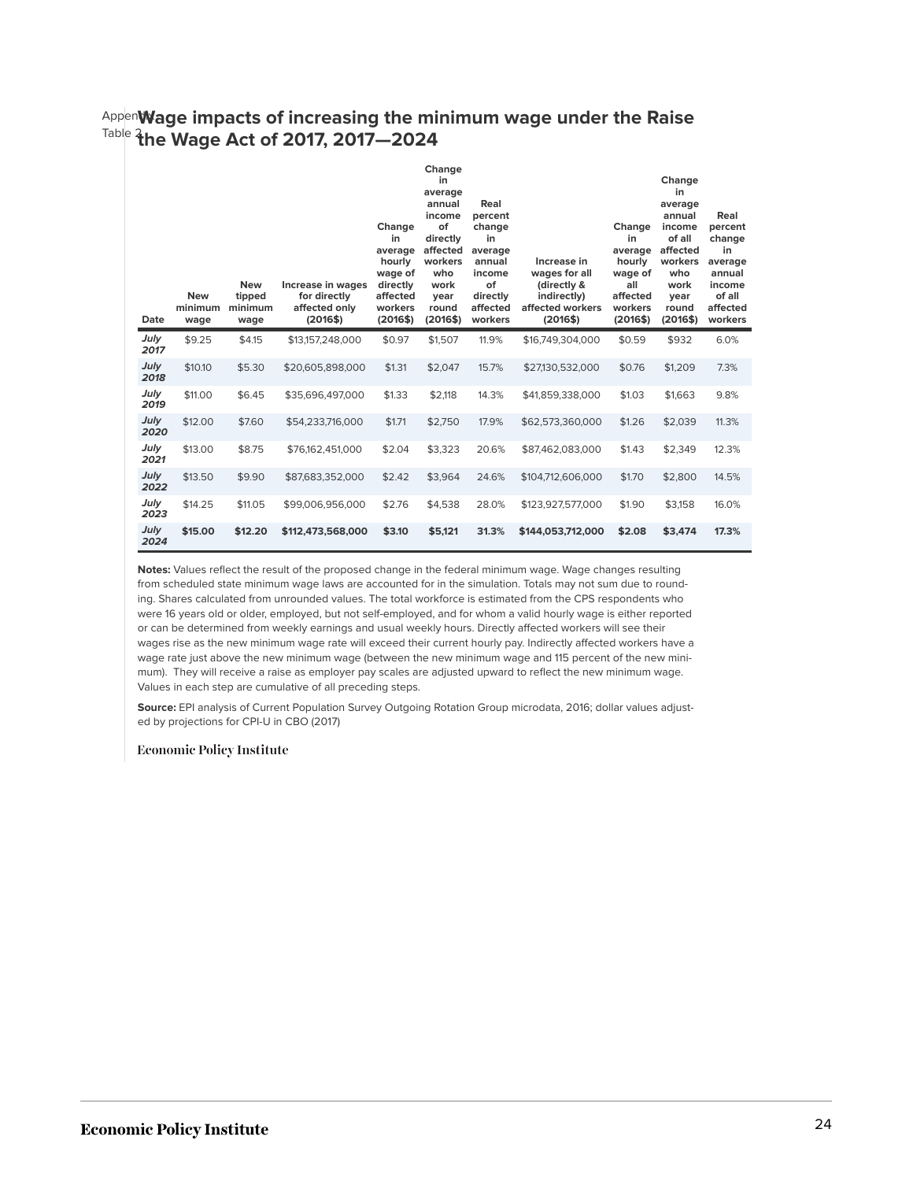Appendix Table 2

## Wage impacts of increasing the minimum wage under the Raise the Wage Act of 2017, 2017—2024

| Date | New minimum wage | New tipped minimum wage | Increase in wages for directly affected only (2016$) | Change in average hourly wage of directly affected workers (2016$) | Change in average annual income of directly affected workers who work year round (2016$) | Real percent change in average annual income of directly affected workers | Increase in wages for all (directly & indirectly) affected workers (2016$) | Change in average hourly wage of all affected workers (2016$) | Change in average annual income of all affected workers who work year round (2016$) | Real percent change in average annual income of all affected workers |
|---|---|---|---|---|---|---|---|---|---|---|
| *July 2017* | $9.25 | $4.15 | $13,157,248,000 | $0.97 | $1,507 | 11.9% | $16,749,304,000 | $0.59 | $932 | 6.0% |
| *July 2018* | $10.10 | $5.30 | $20,605,898,000 | $1.31 | $2,047 | 15.7% | $27,130,532,000 | $0.76 | $1,209 | 7.3% |
| *July 2019* | $11.00 | $6.45 | $35,696,497,000 | $1.33 | $2,118 | 14.3% | $41,859,338,000 | $1.03 | $1,663 | 9.8% |
| *July 2020* | $12.00 | $7.60 | $54,233,716,000 | $1.71 | $2,750 | 17.9% | $62,573,360,000 | $1.26 | $2,039 | 11.3% |
| *July 2021* | $13.00 | $8.75 | $76,162,451,000 | $2.04 | $3,323 | 20.6% | $87,462,083,000 | $1.43 | $2,349 | 12.3% |
| *July 2022* | $13.50 | $9.90 | $87,683,352,000 | $2.42 | $3,964 | 24.6% | $104,712,606,000 | $1.70 | $2,800 | 14.5% |
| *July 2023* | $14.25 | $11.05 | $99,006,956,000 | $2.76 | $4,538 | 28.0% | $123,927,577,000 | $1.90 | $3,158 | 16.0% |
| ***July 2024*** | **$15.00** | **$12.20** | **$112,473,568,000** | **$3.10** | **$5,121** | **31.3%** | **$144,053,712,000** | **$2.08** | **$3,474** | **17.3%** |

**Notes:** Values reflect the result of the proposed change in the federal minimum wage. Wage changes resulting from scheduled state minimum wage laws are accounted for in the simulation. Totals may not sum due to rounding. Shares calculated from unrounded values. The total workforce is estimated from the CPS respondents who were 16 years old or older, employed, but not self-employed, and for whom a valid hourly wage is either reported or can be determined from weekly earnings and usual weekly hours. Directly affected workers will see their wages rise as the new minimum wage rate will exceed their current hourly pay. Indirectly affected workers have a wage rate just above the new minimum wage (between the new minimum wage and 115 percent of the new minimum). They will receive a raise as employer pay scales are adjusted upward to reflect the new minimum wage. Values in each step are cumulative of all preceding steps.

**Source:** EPI analysis of Current Population Survey Outgoing Rotation Group microdata, 2016; dollar values adjusted by projections for CPI-U in CBO (2017)

Economic Policy Institute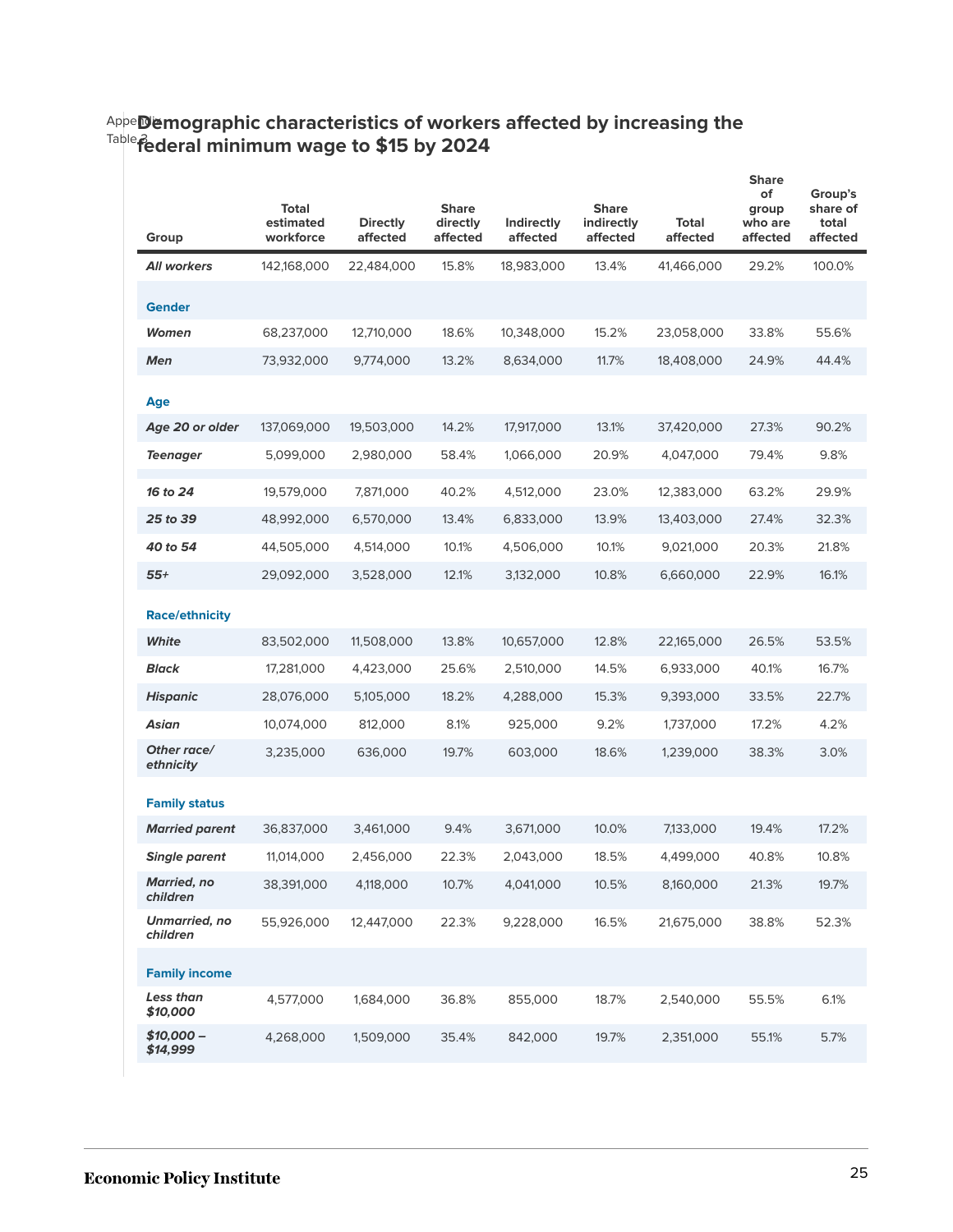Appendix Table 3

## Demographic characteristics of workers affected by increasing the federal minimum wage to $15 by 2024

| Group | Total estimated workforce | Directly affected | Share directly affected | Indirectly affected | Share indirectly affected | Total affected | Share of group who are affected | Group's share of total affected |
|---|---|---|---|---|---|---|---|---|
| ***All workers*** | 142,168,000 | 22,484,000 | 15.8% | 18,983,000 | 13.4% | 41,466,000 | 29.2% | 100.0% |
| **Gender** | | | | | | | | |
| ***Women*** | 68,237,000 | 12,710,000 | 18.6% | 10,348,000 | 15.2% | 23,058,000 | 33.8% | 55.6% |
| ***Men*** | 73,932,000 | 9,774,000 | 13.2% | 8,634,000 | 11.7% | 18,408,000 | 24.9% | 44.4% |
| **Age** | | | | | | | | |
| ***Age 20 or older*** | 137,069,000 | 19,503,000 | 14.2% | 17,917,000 | 13.1% | 37,420,000 | 27.3% | 90.2% |
| ***Teenager*** | 5,099,000 | 2,980,000 | 58.4% | 1,066,000 | 20.9% | 4,047,000 | 79.4% | 9.8% |
| ***16 to 24*** | 19,579,000 | 7,871,000 | 40.2% | 4,512,000 | 23.0% | 12,383,000 | 63.2% | 29.9% |
| ***25 to 39*** | 48,992,000 | 6,570,000 | 13.4% | 6,833,000 | 13.9% | 13,403,000 | 27.4% | 32.3% |
| ***40 to 54*** | 44,505,000 | 4,514,000 | 10.1% | 4,506,000 | 10.1% | 9,021,000 | 20.3% | 21.8% |
| ***55+*** | 29,092,000 | 3,528,000 | 12.1% | 3,132,000 | 10.8% | 6,660,000 | 22.9% | 16.1% |
| **Race/ethnicity** | | | | | | | | |
| ***White*** | 83,502,000 | 11,508,000 | 13.8% | 10,657,000 | 12.8% | 22,165,000 | 26.5% | 53.5% |
| ***Black*** | 17,281,000 | 4,423,000 | 25.6% | 2,510,000 | 14.5% | 6,933,000 | 40.1% | 16.7% |
| ***Hispanic*** | 28,076,000 | 5,105,000 | 18.2% | 4,288,000 | 15.3% | 9,393,000 | 33.5% | 22.7% |
| ***Asian*** | 10,074,000 | 812,000 | 8.1% | 925,000 | 9.2% | 1,737,000 | 17.2% | 4.2% |
| ***Other race/ ethnicity*** | 3,235,000 | 636,000 | 19.7% | 603,000 | 18.6% | 1,239,000 | 38.3% | 3.0% |
| **Family status** | | | | | | | | |
| ***Married parent*** | 36,837,000 | 3,461,000 | 9.4% | 3,671,000 | 10.0% | 7,133,000 | 19.4% | 17.2% |
| ***Single parent*** | 11,014,000 | 2,456,000 | 22.3% | 2,043,000 | 18.5% | 4,499,000 | 40.8% | 10.8% |
| ***Married, no children*** | 38,391,000 | 4,118,000 | 10.7% | 4,041,000 | 10.5% | 8,160,000 | 21.3% | 19.7% |
| ***Unmarried, no children*** | 55,926,000 | 12,447,000 | 22.3% | 9,228,000 | 16.5% | 21,675,000 | 38.8% | 52.3% |
| **Family income** | | | | | | | | |
| ***Less than $10,000*** | 4,577,000 | 1,684,000 | 36.8% | 855,000 | 18.7% | 2,540,000 | 55.5% | 6.1% |
| ***$10,000 – $14,999*** | 4,268,000 | 1,509,000 | 35.4% | 842,000 | 19.7% | 2,351,000 | 55.1% | 5.7% |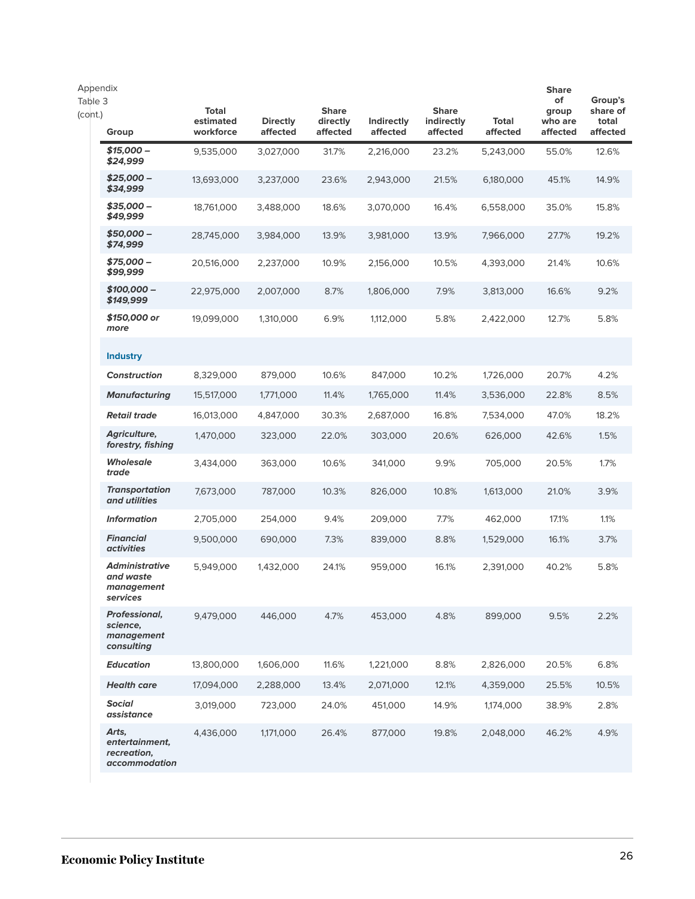Appendix Table 3 (cont.)

| Group | Total estimated workforce | Directly affected | Share directly affected | Indirectly affected | Share indirectly affected | Total affected | Share of group who are affected | Group's share of total affected |
|---|---|---|---|---|---|---|---|---|
| ***$15,000 – $24,999*** | 9,535,000 | 3,027,000 | 31.7% | 2,216,000 | 23.2% | 5,243,000 | 55.0% | 12.6% |
| ***$25,000 – $34,999*** | 13,693,000 | 3,237,000 | 23.6% | 2,943,000 | 21.5% | 6,180,000 | 45.1% | 14.9% |
| ***$35,000 – $49,999*** | 18,761,000 | 3,488,000 | 18.6% | 3,070,000 | 16.4% | 6,558,000 | 35.0% | 15.8% |
| ***$50,000 – $74,999*** | 28,745,000 | 3,984,000 | 13.9% | 3,981,000 | 13.9% | 7,966,000 | 27.7% | 19.2% |
| ***$75,000 – $99,999*** | 20,516,000 | 2,237,000 | 10.9% | 2,156,000 | 10.5% | 4,393,000 | 21.4% | 10.6% |
| ***$100,000 – $149,999*** | 22,975,000 | 2,007,000 | 8.7% | 1,806,000 | 7.9% | 3,813,000 | 16.6% | 9.2% |
| ***$150,000 or more*** | 19,099,000 | 1,310,000 | 6.9% | 1,112,000 | 5.8% | 2,422,000 | 12.7% | 5.8% |
| **Industry** | | | | | | | | |
| ***Construction*** | 8,329,000 | 879,000 | 10.6% | 847,000 | 10.2% | 1,726,000 | 20.7% | 4.2% |
| ***Manufacturing*** | 15,517,000 | 1,771,000 | 11.4% | 1,765,000 | 11.4% | 3,536,000 | 22.8% | 8.5% |
| ***Retail trade*** | 16,013,000 | 4,847,000 | 30.3% | 2,687,000 | 16.8% | 7,534,000 | 47.0% | 18.2% |
| ***Agriculture, forestry, fishing*** | 1,470,000 | 323,000 | 22.0% | 303,000 | 20.6% | 626,000 | 42.6% | 1.5% |
| ***Wholesale trade*** | 3,434,000 | 363,000 | 10.6% | 341,000 | 9.9% | 705,000 | 20.5% | 1.7% |
| ***Transportation and utilities*** | 7,673,000 | 787,000 | 10.3% | 826,000 | 10.8% | 1,613,000 | 21.0% | 3.9% |
| ***Information*** | 2,705,000 | 254,000 | 9.4% | 209,000 | 7.7% | 462,000 | 17.1% | 1.1% |
| ***Financial activities*** | 9,500,000 | 690,000 | 7.3% | 839,000 | 8.8% | 1,529,000 | 16.1% | 3.7% |
| ***Administrative and waste management services*** | 5,949,000 | 1,432,000 | 24.1% | 959,000 | 16.1% | 2,391,000 | 40.2% | 5.8% |
| ***Professional, science, management consulting*** | 9,479,000 | 446,000 | 4.7% | 453,000 | 4.8% | 899,000 | 9.5% | 2.2% |
| ***Education*** | 13,800,000 | 1,606,000 | 11.6% | 1,221,000 | 8.8% | 2,826,000 | 20.5% | 6.8% |
| ***Health care*** | 17,094,000 | 2,288,000 | 13.4% | 2,071,000 | 12.1% | 4,359,000 | 25.5% | 10.5% |
| ***Social assistance*** | 3,019,000 | 723,000 | 24.0% | 451,000 | 14.9% | 1,174,000 | 38.9% | 2.8% |
| ***Arts, entertainment, recreation, accommodation*** | 4,436,000 | 1,171,000 | 26.4% | 877,000 | 19.8% | 2,048,000 | 46.2% | 4.9% |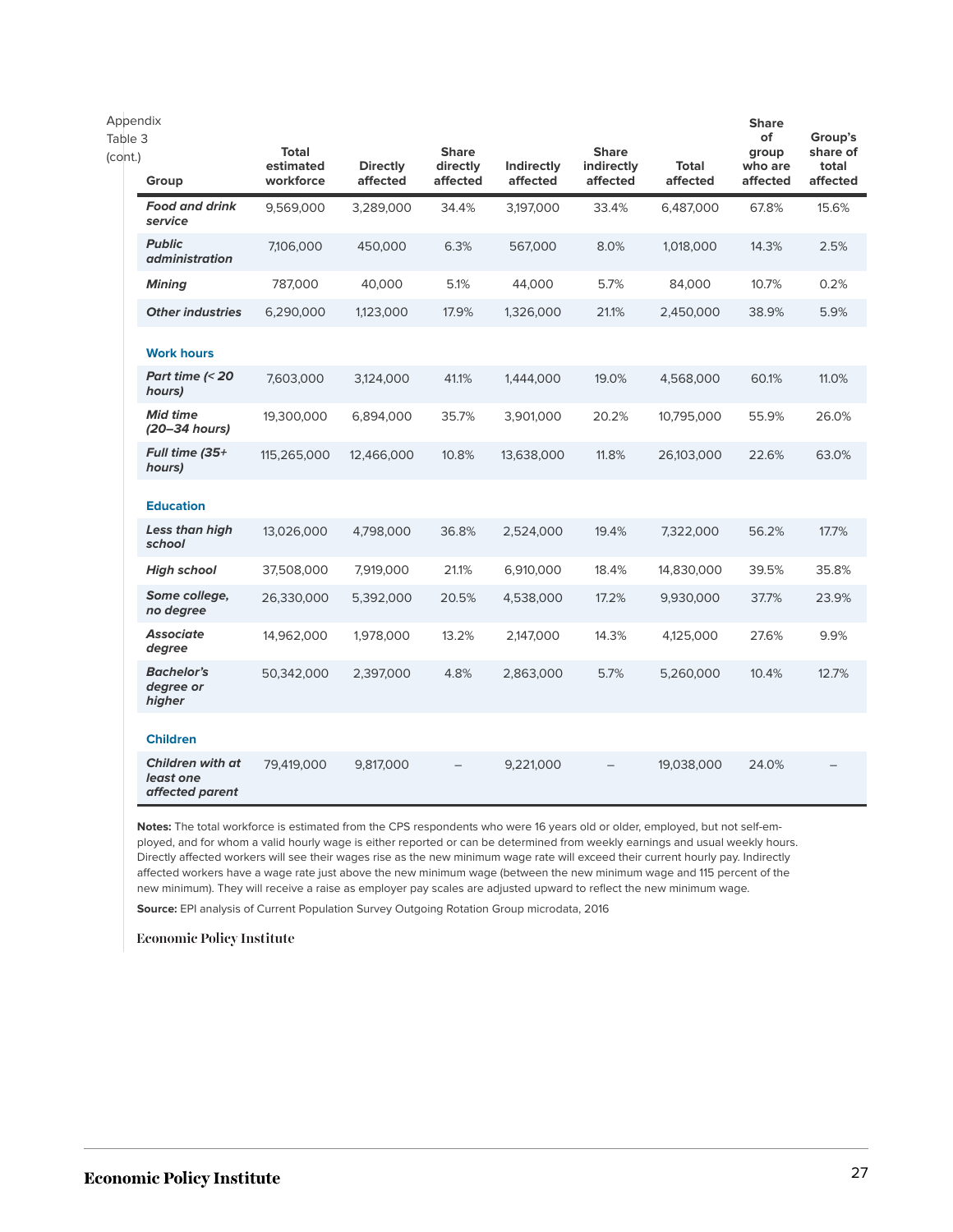Appendix Table 3 (cont.)

| Group | Total estimated workforce | Directly affected | Share directly affected | Indirectly affected | Share indirectly affected | Total affected | Share of group who are affected | Group's share of total affected |
|---|---|---|---|---|---|---|---|---|
| ***Food and drink service*** | 9,569,000 | 3,289,000 | 34.4% | 3,197,000 | 33.4% | 6,487,000 | 67.8% | 15.6% |
| ***Public administration*** | 7,106,000 | 450,000 | 6.3% | 567,000 | 8.0% | 1,018,000 | 14.3% | 2.5% |
| ***Mining*** | 787,000 | 40,000 | 5.1% | 44,000 | 5.7% | 84,000 | 10.7% | 0.2% |
| ***Other industries*** | 6,290,000 | 1,123,000 | 17.9% | 1,326,000 | 21.1% | 2,450,000 | 38.9% | 5.9% |
| **Work hours** | | | | | | | | |
| ***Part time (< 20 hours)*** | 7,603,000 | 3,124,000 | 41.1% | 1,444,000 | 19.0% | 4,568,000 | 60.1% | 11.0% |
| ***Mid time (20–34 hours)*** | 19,300,000 | 6,894,000 | 35.7% | 3,901,000 | 20.2% | 10,795,000 | 55.9% | 26.0% |
| ***Full time (35+ hours)*** | 115,265,000 | 12,466,000 | 10.8% | 13,638,000 | 11.8% | 26,103,000 | 22.6% | 63.0% |
| **Education** | | | | | | | | |
| ***Less than high school*** | 13,026,000 | 4,798,000 | 36.8% | 2,524,000 | 19.4% | 7,322,000 | 56.2% | 17.7% |
| ***High school*** | 37,508,000 | 7,919,000 | 21.1% | 6,910,000 | 18.4% | 14,830,000 | 39.5% | 35.8% |
| ***Some college, no degree*** | 26,330,000 | 5,392,000 | 20.5% | 4,538,000 | 17.2% | 9,930,000 | 37.7% | 23.9% |
| ***Associate degree*** | 14,962,000 | 1,978,000 | 13.2% | 2,147,000 | 14.3% | 4,125,000 | 27.6% | 9.9% |
| ***Bachelor's degree or higher*** | 50,342,000 | 2,397,000 | 4.8% | 2,863,000 | 5.7% | 5,260,000 | 10.4% | 12.7% |
| **Children** | | | | | | | | |
| ***Children with at least one affected parent*** | 79,419,000 | 9,817,000 | – | 9,221,000 | – | 19,038,000 | 24.0% | – |

**Notes:** The total workforce is estimated from the CPS respondents who were 16 years old or older, employed, but not self-employed, and for whom a valid hourly wage is either reported or can be determined from weekly earnings and usual weekly hours. Directly affected workers will see their wages rise as the new minimum wage rate will exceed their current hourly pay. Indirectly affected workers have a wage rate just above the new minimum wage (between the new minimum wage and 115 percent of the new minimum). They will receive a raise as employer pay scales are adjusted upward to reflect the new minimum wage.

**Source:** EPI analysis of Current Population Survey Outgoing Rotation Group microdata, 2016

Economic Policy Institute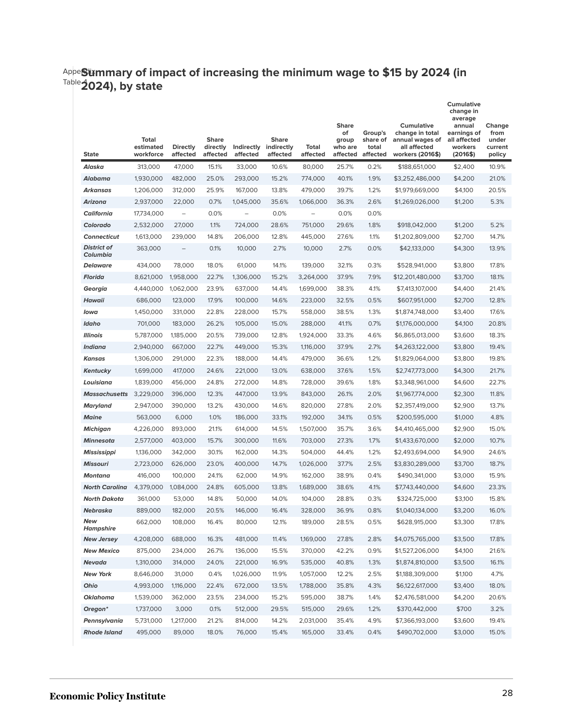Appendix Table 4

## Summary of impact of increasing the minimum wage to $15 by 2024 (in 2024), by state

| State | Total estimated workforce | Directly affected | Share directly affected | Indirectly affected | Share indirectly affected | Total affected | Share of group who are affected | Group's share of total affected | Cumulative change in total annual wages of all affected workers (2016$) | Cumulative change in average annual earnings of all affected workers (2016$) | Change from under current policy |
|---|---|---|---|---|---|---|---|---|---|---|---|
| **Alaska** | 313,000 | 47,000 | 15.1% | 33,000 | 10.6% | 80,000 | 25.7% | 0.2% | $188,651,000 | $2,400 | 10.9% |
| **Alabama** | 1,930,000 | 482,000 | 25.0% | 293,000 | 15.2% | 774,000 | 40.1% | 1.9% | $3,252,486,000 | $4,200 | 21.0% |
| **Arkansas** | 1,206,000 | 312,000 | 25.9% | 167,000 | 13.8% | 479,000 | 39.7% | 1.2% | $1,979,669,000 | $4,100 | 20.5% |
| **Arizona** | 2,937,000 | 22,000 | 0.7% | 1,045,000 | 35.6% | 1,066,000 | 36.3% | 2.6% | $1,269,026,000 | $1,200 | 5.3% |
| **California** | 17,734,000 | – | 0.0% | – | 0.0% | – | 0.0% | 0.0% | | | |
| **Colorado** | 2,532,000 | 27,000 | 1.1% | 724,000 | 28.6% | 751,000 | 29.6% | 1.8% | $918,042,000 | $1,200 | 5.2% |
| **Connecticut** | 1,613,000 | 239,000 | 14.8% | 206,000 | 12.8% | 445,000 | 27.6% | 1.1% | $1,202,809,000 | $2,700 | 14.7% |
| **District of Columbia** | 363,000 | – | 0.1% | 10,000 | 2.7% | 10,000 | 2.7% | 0.0% | $42,133,000 | $4,300 | 13.9% |
| **Delaware** | 434,000 | 78,000 | 18.0% | 61,000 | 14.1% | 139,000 | 32.1% | 0.3% | $528,941,000 | $3,800 | 17.8% |
| **Florida** | 8,621,000 | 1,958,000 | 22.7% | 1,306,000 | 15.2% | 3,264,000 | 37.9% | 7.9% | $12,201,480,000 | $3,700 | 18.1% |
| **Georgia** | 4,440,000 | 1,062,000 | 23.9% | 637,000 | 14.4% | 1,699,000 | 38.3% | 4.1% | $7,413,107,000 | $4,400 | 21.4% |
| **Hawaii** | 686,000 | 123,000 | 17.9% | 100,000 | 14.6% | 223,000 | 32.5% | 0.5% | $607,951,000 | $2,700 | 12.8% |
| **Iowa** | 1,450,000 | 331,000 | 22.8% | 228,000 | 15.7% | 558,000 | 38.5% | 1.3% | $1,874,748,000 | $3,400 | 17.6% |
| **Idaho** | 701,000 | 183,000 | 26.2% | 105,000 | 15.0% | 288,000 | 41.1% | 0.7% | $1,176,000,000 | $4,100 | 20.8% |
| **Illinois** | 5,787,000 | 1,185,000 | 20.5% | 739,000 | 12.8% | 1,924,000 | 33.3% | 4.6% | $6,865,013,000 | $3,600 | 18.3% |
| **Indiana** | 2,940,000 | 667,000 | 22.7% | 449,000 | 15.3% | 1,116,000 | 37.9% | 2.7% | $4,263,122,000 | $3,800 | 19.4% |
| **Kansas** | 1,306,000 | 291,000 | 22.3% | 188,000 | 14.4% | 479,000 | 36.6% | 1.2% | $1,829,064,000 | $3,800 | 19.8% |
| **Kentucky** | 1,699,000 | 417,000 | 24.6% | 221,000 | 13.0% | 638,000 | 37.6% | 1.5% | $2,747,773,000 | $4,300 | 21.7% |
| **Louisiana** | 1,839,000 | 456,000 | 24.8% | 272,000 | 14.8% | 728,000 | 39.6% | 1.8% | $3,348,961,000 | $4,600 | 22.7% |
| **Massachusetts** | 3,229,000 | 396,000 | 12.3% | 447,000 | 13.9% | 843,000 | 26.1% | 2.0% | $1,967,774,000 | $2,300 | 11.8% |
| **Maryland** | 2,947,000 | 390,000 | 13.2% | 430,000 | 14.6% | 820,000 | 27.8% | 2.0% | $2,357,419,000 | $2,900 | 13.7% |
| **Maine** | 563,000 | 6,000 | 1.0% | 186,000 | 33.1% | 192,000 | 34.1% | 0.5% | $200,595,000 | $1,000 | 4.8% |
| **Michigan** | 4,226,000 | 893,000 | 21.1% | 614,000 | 14.5% | 1,507,000 | 35.7% | 3.6% | $4,410,465,000 | $2,900 | 15.0% |
| **Minnesota** | 2,577,000 | 403,000 | 15.7% | 300,000 | 11.6% | 703,000 | 27.3% | 1.7% | $1,433,670,000 | $2,000 | 10.7% |
| **Mississippi** | 1,136,000 | 342,000 | 30.1% | 162,000 | 14.3% | 504,000 | 44.4% | 1.2% | $2,493,694,000 | $4,900 | 24.6% |
| **Missouri** | 2,723,000 | 626,000 | 23.0% | 400,000 | 14.7% | 1,026,000 | 37.7% | 2.5% | $3,830,289,000 | $3,700 | 18.7% |
| **Montana** | 416,000 | 100,000 | 24.1% | 62,000 | 14.9% | 162,000 | 38.9% | 0.4% | $490,341,000 | $3,000 | 15.9% |
| **North Carolina** | 4,379,000 | 1,084,000 | 24.8% | 605,000 | 13.8% | 1,689,000 | 38.6% | 4.1% | $7,743,440,000 | $4,600 | 23.3% |
| **North Dakota** | 361,000 | 53,000 | 14.8% | 50,000 | 14.0% | 104,000 | 28.8% | 0.3% | $324,725,000 | $3,100 | 15.8% |
| **Nebraska** | 889,000 | 182,000 | 20.5% | 146,000 | 16.4% | 328,000 | 36.9% | 0.8% | $1,040,134,000 | $3,200 | 16.0% |
| **New Hampshire** | 662,000 | 108,000 | 16.4% | 80,000 | 12.1% | 189,000 | 28.5% | 0.5% | $628,915,000 | $3,300 | 17.8% |
| **New Jersey** | 4,208,000 | 688,000 | 16.3% | 481,000 | 11.4% | 1,169,000 | 27.8% | 2.8% | $4,075,765,000 | $3,500 | 17.8% |
| **New Mexico** | 875,000 | 234,000 | 26.7% | 136,000 | 15.5% | 370,000 | 42.2% | 0.9% | $1,527,206,000 | $4,100 | 21.6% |
| **Nevada** | 1,310,000 | 314,000 | 24.0% | 221,000 | 16.9% | 535,000 | 40.8% | 1.3% | $1,874,810,000 | $3,500 | 16.1% |
| **New York** | 8,646,000 | 31,000 | 0.4% | 1,026,000 | 11.9% | 1,057,000 | 12.2% | 2.5% | $1,188,309,000 | $1,100 | 4.7% |
| **Ohio** | 4,993,000 | 1,116,000 | 22.4% | 672,000 | 13.5% | 1,788,000 | 35.8% | 4.3% | $6,122,617,000 | $3,400 | 18.0% |
| **Oklahoma** | 1,539,000 | 362,000 | 23.5% | 234,000 | 15.2% | 595,000 | 38.7% | 1.4% | $2,476,581,000 | $4,200 | 20.6% |
| **Oregon*** | 1,737,000 | 3,000 | 0.1% | 512,000 | 29.5% | 515,000 | 29.6% | 1.2% | $370,442,000 | $700 | 3.2% |
| **Pennsylvania** | 5,731,000 | 1,217,000 | 21.2% | 814,000 | 14.2% | 2,031,000 | 35.4% | 4.9% | $7,366,193,000 | $3,600 | 19.4% |
| **Rhode Island** | 495,000 | 89,000 | 18.0% | 76,000 | 15.4% | 165,000 | 33.4% | 0.4% | $490,702,000 | $3,000 | 15.0% |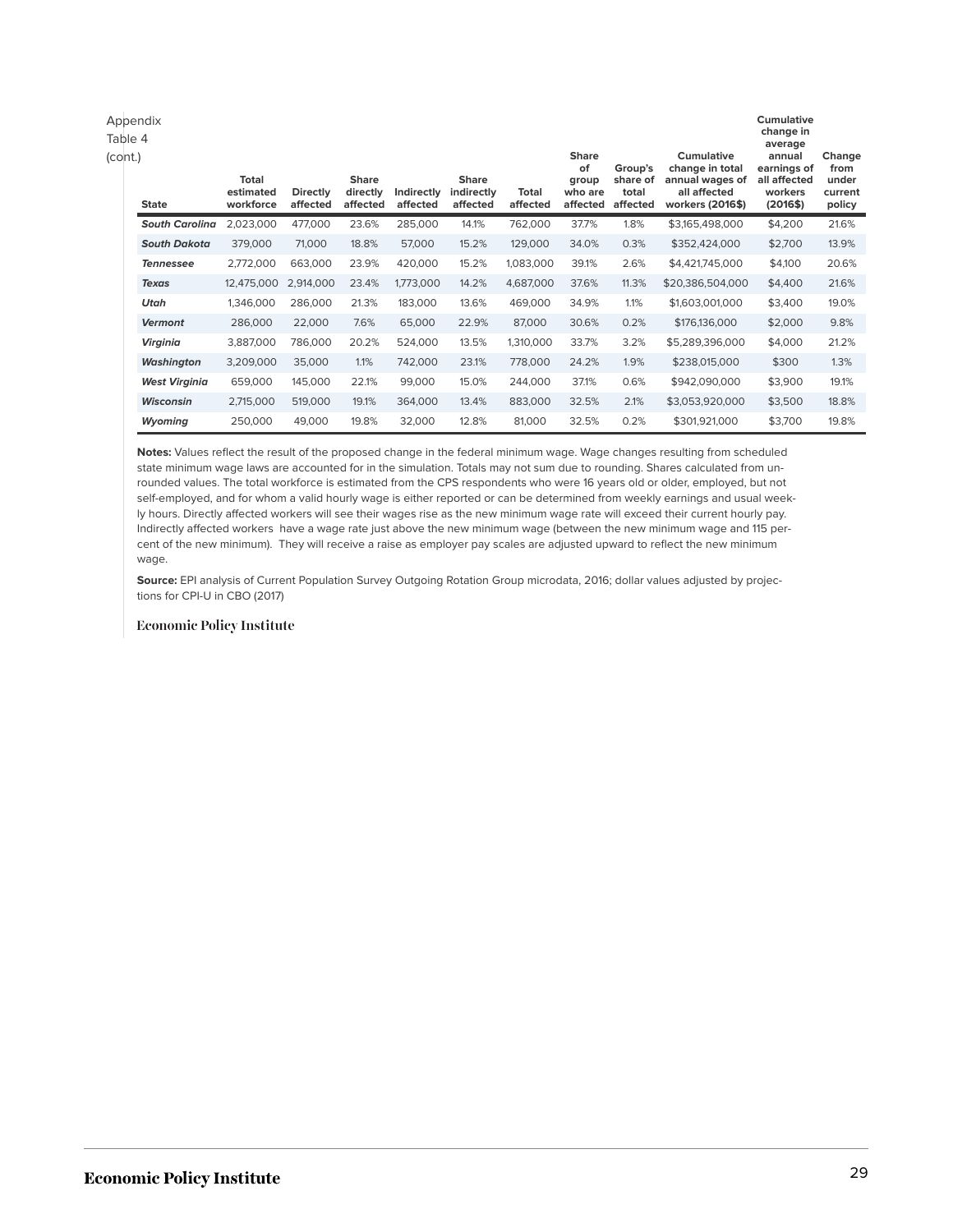Appendix Table 4 (cont.)

| State | Total estimated workforce | Directly affected | Share directly affected | Indirectly affected | Share indirectly affected | Total affected | Share of group who are affected | Group's share of total affected | Cumulative change in total annual wages of all affected workers (2016$) | Cumulative change in average annual earnings of all affected workers (2016$) | Change from under current policy |
|---|---|---|---|---|---|---|---|---|---|---|---|
| ***South Carolina*** | 2,023,000 | 477,000 | 23.6% | 285,000 | 14.1% | 762,000 | 37.7% | 1.8% | $3,165,498,000 | $4,200 | 21.6% |
| ***South Dakota*** | 379,000 | 71,000 | 18.8% | 57,000 | 15.2% | 129,000 | 34.0% | 0.3% | $352,424,000 | $2,700 | 13.9% |
| ***Tennessee*** | 2,772,000 | 663,000 | 23.9% | 420,000 | 15.2% | 1,083,000 | 39.1% | 2.6% | $4,421,745,000 | $4,100 | 20.6% |
| ***Texas*** | 12,475,000 | 2,914,000 | 23.4% | 1,773,000 | 14.2% | 4,687,000 | 37.6% | 11.3% | $20,386,504,000 | $4,400 | 21.6% |
| ***Utah*** | 1,346,000 | 286,000 | 21.3% | 183,000 | 13.6% | 469,000 | 34.9% | 1.1% | $1,603,001,000 | $3,400 | 19.0% |
| ***Vermont*** | 286,000 | 22,000 | 7.6% | 65,000 | 22.9% | 87,000 | 30.6% | 0.2% | $176,136,000 | $2,000 | 9.8% |
| ***Virginia*** | 3,887,000 | 786,000 | 20.2% | 524,000 | 13.5% | 1,310,000 | 33.7% | 3.2% | $5,289,396,000 | $4,000 | 21.2% |
| ***Washington*** | 3,209,000 | 35,000 | 1.1% | 742,000 | 23.1% | 778,000 | 24.2% | 1.9% | $238,015,000 | $300 | 1.3% |
| ***West Virginia*** | 659,000 | 145,000 | 22.1% | 99,000 | 15.0% | 244,000 | 37.1% | 0.6% | $942,090,000 | $3,900 | 19.1% |
| ***Wisconsin*** | 2,715,000 | 519,000 | 19.1% | 364,000 | 13.4% | 883,000 | 32.5% | 2.1% | $3,053,920,000 | $3,500 | 18.8% |
| ***Wyoming*** | 250,000 | 49,000 | 19.8% | 32,000 | 12.8% | 81,000 | 32.5% | 0.2% | $301,921,000 | $3,700 | 19.8% |

**Notes:** Values reflect the result of the proposed change in the federal minimum wage. Wage changes resulting from scheduled state minimum wage laws are accounted for in the simulation. Totals may not sum due to rounding. Shares calculated from unrounded values. The total workforce is estimated from the CPS respondents who were 16 years old or older, employed, but not self-employed, and for whom a valid hourly wage is either reported or can be determined from weekly earnings and usual weekly hours. Directly affected workers will see their wages rise as the new minimum wage rate will exceed their current hourly pay. Indirectly affected workers have a wage rate just above the new minimum wage (between the new minimum wage and 115 percent of the new minimum). They will receive a raise as employer pay scales are adjusted upward to reflect the new minimum wage.

**Source:** EPI analysis of Current Population Survey Outgoing Rotation Group microdata, 2016; dollar values adjusted by projections for CPI-U in CBO (2017)

Economic Policy Institute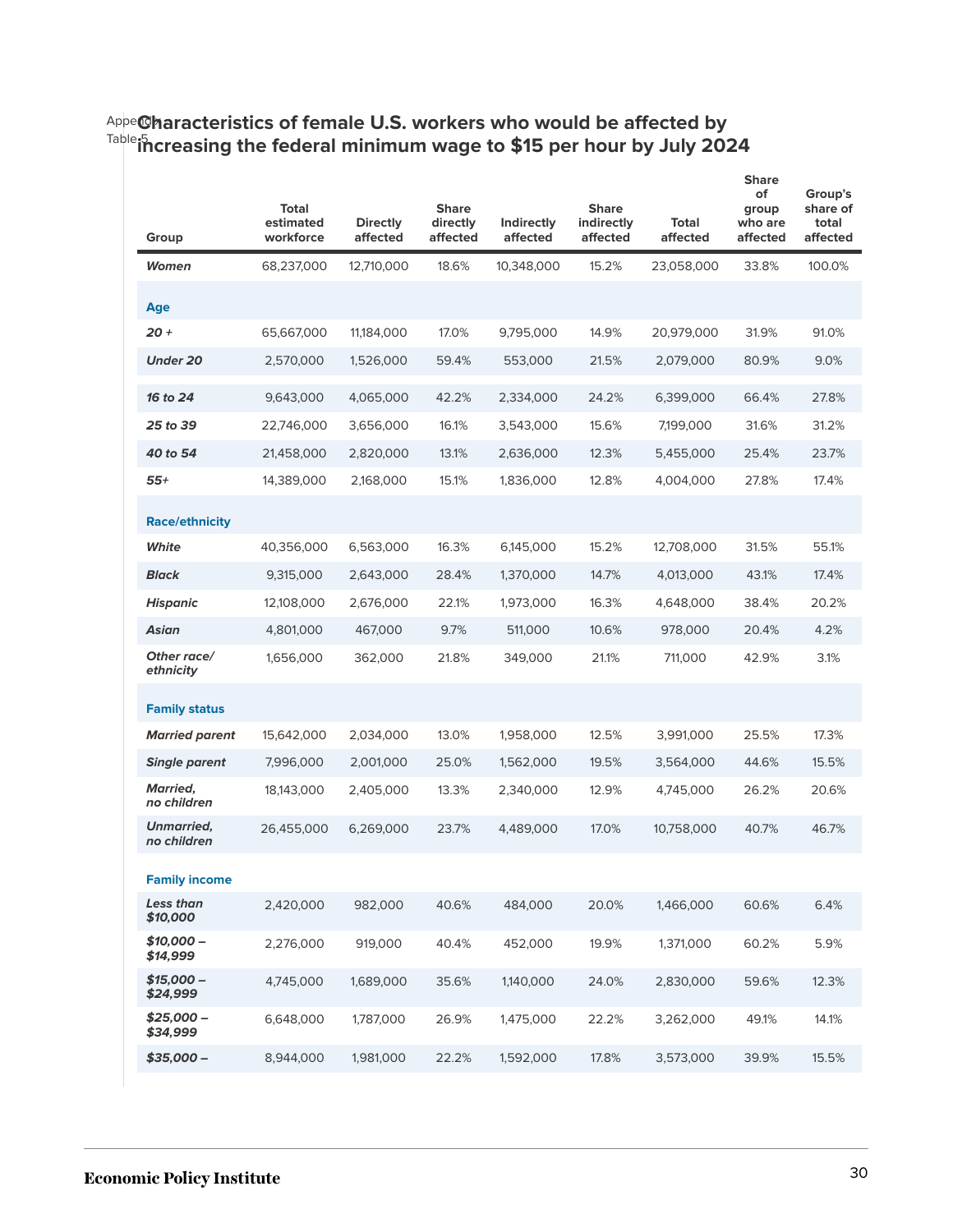Appendix Table 5

## Characteristics of female U.S. workers who would be affected by increasing the federal minimum wage to $15 per hour by July 2024

| Group | Total estimated workforce | Directly affected | Share directly affected | Indirectly affected | Share indirectly affected | Total affected | Share of group who are affected | Group's share of total affected |
|---|---|---|---|---|---|---|---|---|
| ***Women*** | 68,237,000 | 12,710,000 | 18.6% | 10,348,000 | 15.2% | 23,058,000 | 33.8% | 100.0% |
| **Age** | | | | | | | | |
| ***20 +*** | 65,667,000 | 11,184,000 | 17.0% | 9,795,000 | 14.9% | 20,979,000 | 31.9% | 91.0% |
| ***Under 20*** | 2,570,000 | 1,526,000 | 59.4% | 553,000 | 21.5% | 2,079,000 | 80.9% | 9.0% |
| ***16 to 24*** | 9,643,000 | 4,065,000 | 42.2% | 2,334,000 | 24.2% | 6,399,000 | 66.4% | 27.8% |
| ***25 to 39*** | 22,746,000 | 3,656,000 | 16.1% | 3,543,000 | 15.6% | 7,199,000 | 31.6% | 31.2% |
| ***40 to 54*** | 21,458,000 | 2,820,000 | 13.1% | 2,636,000 | 12.3% | 5,455,000 | 25.4% | 23.7% |
| ***55+*** | 14,389,000 | 2,168,000 | 15.1% | 1,836,000 | 12.8% | 4,004,000 | 27.8% | 17.4% |
| **Race/ethnicity** | | | | | | | | |
| ***White*** | 40,356,000 | 6,563,000 | 16.3% | 6,145,000 | 15.2% | 12,708,000 | 31.5% | 55.1% |
| ***Black*** | 9,315,000 | 2,643,000 | 28.4% | 1,370,000 | 14.7% | 4,013,000 | 43.1% | 17.4% |
| ***Hispanic*** | 12,108,000 | 2,676,000 | 22.1% | 1,973,000 | 16.3% | 4,648,000 | 38.4% | 20.2% |
| ***Asian*** | 4,801,000 | 467,000 | 9.7% | 511,000 | 10.6% | 978,000 | 20.4% | 4.2% |
| ***Other race/ ethnicity*** | 1,656,000 | 362,000 | 21.8% | 349,000 | 21.1% | 711,000 | 42.9% | 3.1% |
| **Family status** | | | | | | | | |
| ***Married parent*** | 15,642,000 | 2,034,000 | 13.0% | 1,958,000 | 12.5% | 3,991,000 | 25.5% | 17.3% |
| ***Single parent*** | 7,996,000 | 2,001,000 | 25.0% | 1,562,000 | 19.5% | 3,564,000 | 44.6% | 15.5% |
| ***Married, no children*** | 18,143,000 | 2,405,000 | 13.3% | 2,340,000 | 12.9% | 4,745,000 | 26.2% | 20.6% |
| ***Unmarried, no children*** | 26,455,000 | 6,269,000 | 23.7% | 4,489,000 | 17.0% | 10,758,000 | 40.7% | 46.7% |
| **Family income** | | | | | | | | |
| ***Less than $10,000*** | 2,420,000 | 982,000 | 40.6% | 484,000 | 20.0% | 1,466,000 | 60.6% | 6.4% |
| ***$10,000 – $14,999*** | 2,276,000 | 919,000 | 40.4% | 452,000 | 19.9% | 1,371,000 | 60.2% | 5.9% |
| ***$15,000 – $24,999*** | 4,745,000 | 1,689,000 | 35.6% | 1,140,000 | 24.0% | 2,830,000 | 59.6% | 12.3% |
| ***$25,000 – $34,999*** | 6,648,000 | 1,787,000 | 26.9% | 1,475,000 | 22.2% | 3,262,000 | 49.1% | 14.1% |
| ***$35,000 –*** | 8,944,000 | 1,981,000 | 22.2% | 1,592,000 | 17.8% | 3,573,000 | 39.9% | 15.5% |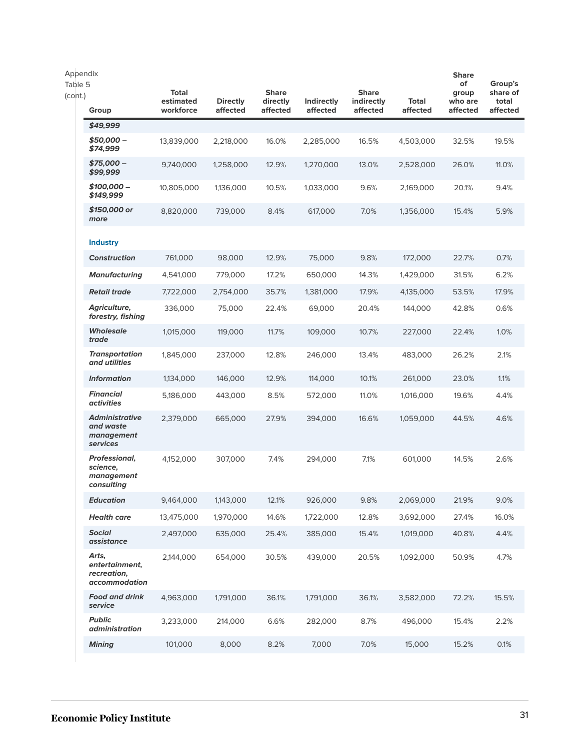Appendix Table 5 (cont.)

| Group | Total estimated workforce | Directly affected | Share directly affected | Indirectly affected | Share indirectly affected | Total affected | Share of group who are affected | Group's share of total affected |
|---|---|---|---|---|---|---|---|---|
| ***$49,999*** | | | | | | | | |
| ***$50,000 – $74,999*** | 13,839,000 | 2,218,000 | 16.0% | 2,285,000 | 16.5% | 4,503,000 | 32.5% | 19.5% |
| ***$75,000 – $99,999*** | 9,740,000 | 1,258,000 | 12.9% | 1,270,000 | 13.0% | 2,528,000 | 26.0% | 11.0% |
| ***$100,000 – $149,999*** | 10,805,000 | 1,136,000 | 10.5% | 1,033,000 | 9.6% | 2,169,000 | 20.1% | 9.4% |
| ***$150,000 or more*** | 8,820,000 | 739,000 | 8.4% | 617,000 | 7.0% | 1,356,000 | 15.4% | 5.9% |
| **Industry** | | | | | | | | |
| ***Construction*** | 761,000 | 98,000 | 12.9% | 75,000 | 9.8% | 172,000 | 22.7% | 0.7% |
| ***Manufacturing*** | 4,541,000 | 779,000 | 17.2% | 650,000 | 14.3% | 1,429,000 | 31.5% | 6.2% |
| ***Retail trade*** | 7,722,000 | 2,754,000 | 35.7% | 1,381,000 | 17.9% | 4,135,000 | 53.5% | 17.9% |
| ***Agriculture, forestry, fishing*** | 336,000 | 75,000 | 22.4% | 69,000 | 20.4% | 144,000 | 42.8% | 0.6% |
| ***Wholesale trade*** | 1,015,000 | 119,000 | 11.7% | 109,000 | 10.7% | 227,000 | 22.4% | 1.0% |
| ***Transportation and utilities*** | 1,845,000 | 237,000 | 12.8% | 246,000 | 13.4% | 483,000 | 26.2% | 2.1% |
| ***Information*** | 1,134,000 | 146,000 | 12.9% | 114,000 | 10.1% | 261,000 | 23.0% | 1.1% |
| ***Financial activities*** | 5,186,000 | 443,000 | 8.5% | 572,000 | 11.0% | 1,016,000 | 19.6% | 4.4% |
| ***Administrative and waste management services*** | 2,379,000 | 665,000 | 27.9% | 394,000 | 16.6% | 1,059,000 | 44.5% | 4.6% |
| ***Professional, science, management consulting*** | 4,152,000 | 307,000 | 7.4% | 294,000 | 7.1% | 601,000 | 14.5% | 2.6% |
| ***Education*** | 9,464,000 | 1,143,000 | 12.1% | 926,000 | 9.8% | 2,069,000 | 21.9% | 9.0% |
| ***Health care*** | 13,475,000 | 1,970,000 | 14.6% | 1,722,000 | 12.8% | 3,692,000 | 27.4% | 16.0% |
| ***Social assistance*** | 2,497,000 | 635,000 | 25.4% | 385,000 | 15.4% | 1,019,000 | 40.8% | 4.4% |
| ***Arts, entertainment, recreation, accommodation*** | 2,144,000 | 654,000 | 30.5% | 439,000 | 20.5% | 1,092,000 | 50.9% | 4.7% |
| ***Food and drink service*** | 4,963,000 | 1,791,000 | 36.1% | 1,791,000 | 36.1% | 3,582,000 | 72.2% | 15.5% |
| ***Public administration*** | 3,233,000 | 214,000 | 6.6% | 282,000 | 8.7% | 496,000 | 15.4% | 2.2% |
| ***Mining*** | 101,000 | 8,000 | 8.2% | 7,000 | 7.0% | 15,000 | 15.2% | 0.1% |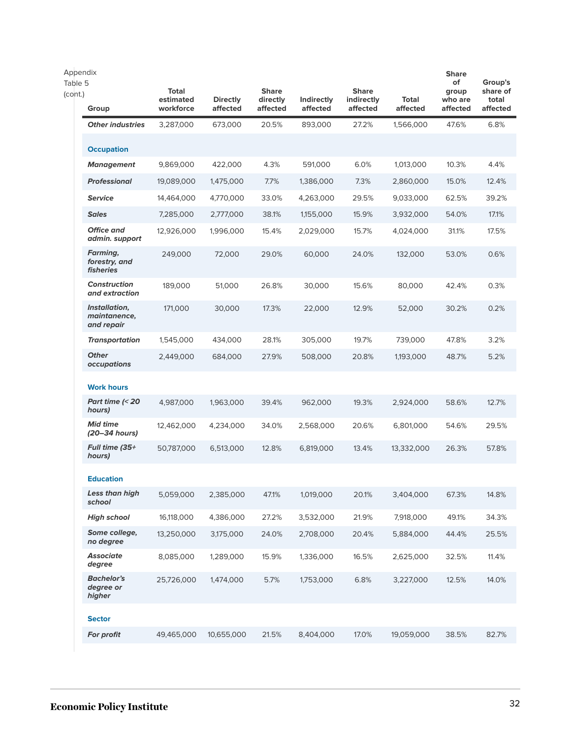Appendix Table 5 (cont.)

| Group | Total estimated workforce | Directly affected | Share directly affected | Indirectly affected | Share indirectly affected | Total affected | Share of group who are affected | Group's share of total affected |
|---|---|---|---|---|---|---|---|---|
| ***Other industries*** | 3,287,000 | 673,000 | 20.5% | 893,000 | 27.2% | 1,566,000 | 47.6% | 6.8% |
| **Occupation** | | | | | | | | |
| ***Management*** | 9,869,000 | 422,000 | 4.3% | 591,000 | 6.0% | 1,013,000 | 10.3% | 4.4% |
| ***Professional*** | 19,089,000 | 1,475,000 | 7.7% | 1,386,000 | 7.3% | 2,860,000 | 15.0% | 12.4% |
| ***Service*** | 14,464,000 | 4,770,000 | 33.0% | 4,263,000 | 29.5% | 9,033,000 | 62.5% | 39.2% |
| ***Sales*** | 7,285,000 | 2,777,000 | 38.1% | 1,155,000 | 15.9% | 3,932,000 | 54.0% | 17.1% |
| ***Office and admin. support*** | 12,926,000 | 1,996,000 | 15.4% | 2,029,000 | 15.7% | 4,024,000 | 31.1% | 17.5% |
| ***Farming, forestry, and fisheries*** | 249,000 | 72,000 | 29.0% | 60,000 | 24.0% | 132,000 | 53.0% | 0.6% |
| ***Construction and extraction*** | 189,000 | 51,000 | 26.8% | 30,000 | 15.6% | 80,000 | 42.4% | 0.3% |
| ***Installation, maintenance, and repair*** | 171,000 | 30,000 | 17.3% | 22,000 | 12.9% | 52,000 | 30.2% | 0.2% |
| ***Transportation*** | 1,545,000 | 434,000 | 28.1% | 305,000 | 19.7% | 739,000 | 47.8% | 3.2% |
| ***Other occupations*** | 2,449,000 | 684,000 | 27.9% | 508,000 | 20.8% | 1,193,000 | 48.7% | 5.2% |
| **Work hours** | | | | | | | | |
| ***Part time (< 20 hours)*** | 4,987,000 | 1,963,000 | 39.4% | 962,000 | 19.3% | 2,924,000 | 58.6% | 12.7% |
| ***Mid time (20–34 hours)*** | 12,462,000 | 4,234,000 | 34.0% | 2,568,000 | 20.6% | 6,801,000 | 54.6% | 29.5% |
| ***Full time (35+ hours)*** | 50,787,000 | 6,513,000 | 12.8% | 6,819,000 | 13.4% | 13,332,000 | 26.3% | 57.8% |
| **Education** | | | | | | | | |
| ***Less than high school*** | 5,059,000 | 2,385,000 | 47.1% | 1,019,000 | 20.1% | 3,404,000 | 67.3% | 14.8% |
| ***High school*** | 16,118,000 | 4,386,000 | 27.2% | 3,532,000 | 21.9% | 7,918,000 | 49.1% | 34.3% |
| ***Some college, no degree*** | 13,250,000 | 3,175,000 | 24.0% | 2,708,000 | 20.4% | 5,884,000 | 44.4% | 25.5% |
| ***Associate degree*** | 8,085,000 | 1,289,000 | 15.9% | 1,336,000 | 16.5% | 2,625,000 | 32.5% | 11.4% |
| ***Bachelor's degree or higher*** | 25,726,000 | 1,474,000 | 5.7% | 1,753,000 | 6.8% | 3,227,000 | 12.5% | 14.0% |
| **Sector** | | | | | | | | |
| ***For profit*** | 49,465,000 | 10,655,000 | 21.5% | 8,404,000 | 17.0% | 19,059,000 | 38.5% | 82.7% |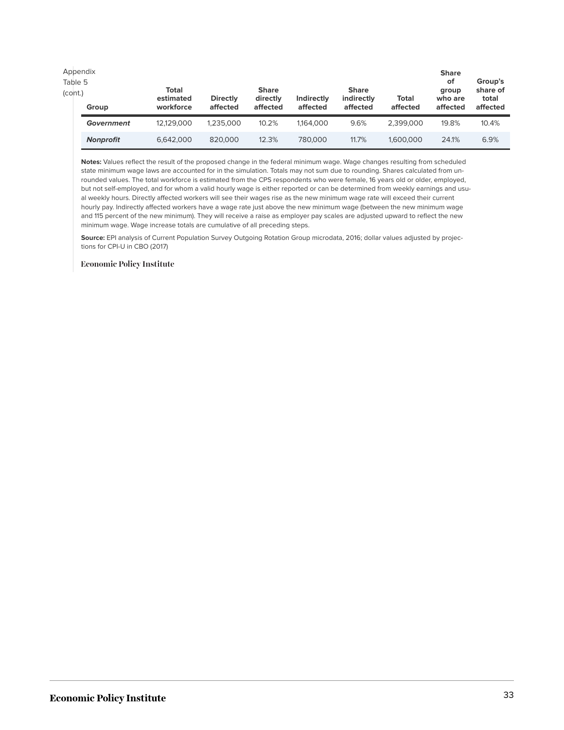Appendix Table 5 (cont.)

| Group | Total estimated workforce | Directly affected | Share directly affected | Indirectly affected | Share indirectly affected | Total affected | Share of group who are affected | Group's share of total affected |
|---|---|---|---|---|---|---|---|---|
| ***Government*** | 12,129,000 | 1,235,000 | 10.2% | 1,164,000 | 9.6% | 2,399,000 | 19.8% | 10.4% |
| ***Nonprofit*** | 6,642,000 | 820,000 | 12.3% | 780,000 | 11.7% | 1,600,000 | 24.1% | 6.9% |

**Notes:** Values reflect the result of the proposed change in the federal minimum wage. Wage changes resulting from scheduled state minimum wage laws are accounted for in the simulation. Totals may not sum due to rounding. Shares calculated from unrounded values. The total workforce is estimated from the CPS respondents who were female, 16 years old or older, employed, but not self-employed, and for whom a valid hourly wage is either reported or can be determined from weekly earnings and usual weekly hours. Directly affected workers will see their wages rise as the new minimum wage rate will exceed their current hourly pay. Indirectly affected workers have a wage rate just above the new minimum wage (between the new minimum wage and 115 percent of the new minimum). They will receive a raise as employer pay scales are adjusted upward to reflect the new minimum wage. Wage increase totals are cumulative of all preceding steps.

**Source:** EPI analysis of Current Population Survey Outgoing Rotation Group microdata, 2016; dollar values adjusted by projections for CPI-U in CBO (2017)

Economic Policy Institute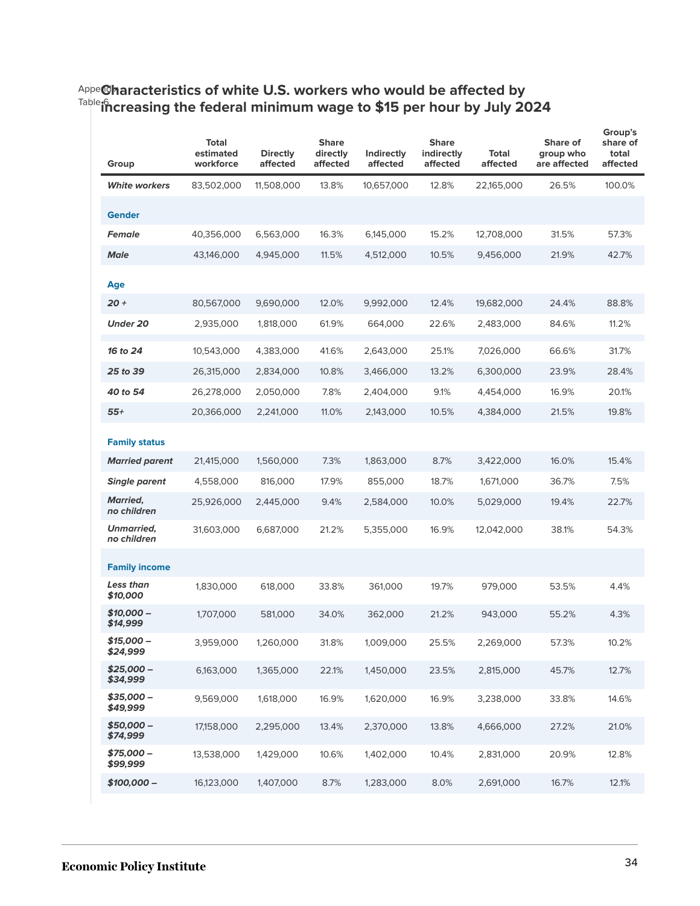Appendix Table 6

## Characteristics of white U.S. workers who would be affected by increasing the federal minimum wage to $15 per hour by July 2024

| Group | Total estimated workforce | Directly affected | Share directly affected | Indirectly affected | Share indirectly affected | Total affected | Share of group who are affected | Group's share of total affected |
|---|---|---|---|---|---|---|---|---|
| ***White workers*** | 83,502,000 | 11,508,000 | 13.8% | 10,657,000 | 12.8% | 22,165,000 | 26.5% | 100.0% |
| **Gender** | | | | | | | | |
| ***Female*** | 40,356,000 | 6,563,000 | 16.3% | 6,145,000 | 15.2% | 12,708,000 | 31.5% | 57.3% |
| ***Male*** | 43,146,000 | 4,945,000 | 11.5% | 4,512,000 | 10.5% | 9,456,000 | 21.9% | 42.7% |
| **Age** | | | | | | | | |
| ***20 +*** | 80,567,000 | 9,690,000 | 12.0% | 9,992,000 | 12.4% | 19,682,000 | 24.4% | 88.8% |
| ***Under 20*** | 2,935,000 | 1,818,000 | 61.9% | 664,000 | 22.6% | 2,483,000 | 84.6% | 11.2% |
| ***16 to 24*** | 10,543,000 | 4,383,000 | 41.6% | 2,643,000 | 25.1% | 7,026,000 | 66.6% | 31.7% |
| ***25 to 39*** | 26,315,000 | 2,834,000 | 10.8% | 3,466,000 | 13.2% | 6,300,000 | 23.9% | 28.4% |
| ***40 to 54*** | 26,278,000 | 2,050,000 | 7.8% | 2,404,000 | 9.1% | 4,454,000 | 16.9% | 20.1% |
| ***55+*** | 20,366,000 | 2,241,000 | 11.0% | 2,143,000 | 10.5% | 4,384,000 | 21.5% | 19.8% |
| **Family status** | | | | | | | | |
| ***Married parent*** | 21,415,000 | 1,560,000 | 7.3% | 1,863,000 | 8.7% | 3,422,000 | 16.0% | 15.4% |
| ***Single parent*** | 4,558,000 | 816,000 | 17.9% | 855,000 | 18.7% | 1,671,000 | 36.7% | 7.5% |
| ***Married, no children*** | 25,926,000 | 2,445,000 | 9.4% | 2,584,000 | 10.0% | 5,029,000 | 19.4% | 22.7% |
| ***Unmarried, no children*** | 31,603,000 | 6,687,000 | 21.2% | 5,355,000 | 16.9% | 12,042,000 | 38.1% | 54.3% |
| **Family income** | | | | | | | | |
| ***Less than $10,000*** | 1,830,000 | 618,000 | 33.8% | 361,000 | 19.7% | 979,000 | 53.5% | 4.4% |
| ***$10,000 – $14,999*** | 1,707,000 | 581,000 | 34.0% | 362,000 | 21.2% | 943,000 | 55.2% | 4.3% |
| ***$15,000 – $24,999*** | 3,959,000 | 1,260,000 | 31.8% | 1,009,000 | 25.5% | 2,269,000 | 57.3% | 10.2% |
| ***$25,000 – $34,999*** | 6,163,000 | 1,365,000 | 22.1% | 1,450,000 | 23.5% | 2,815,000 | 45.7% | 12.7% |
| ***$35,000 – $49,999*** | 9,569,000 | 1,618,000 | 16.9% | 1,620,000 | 16.9% | 3,238,000 | 33.8% | 14.6% |
| ***$50,000 – $74,999*** | 17,158,000 | 2,295,000 | 13.4% | 2,370,000 | 13.8% | 4,666,000 | 27.2% | 21.0% |
| ***$75,000 – $99,999*** | 13,538,000 | 1,429,000 | 10.6% | 1,402,000 | 10.4% | 2,831,000 | 20.9% | 12.8% |
| ***$100,000 –*** | 16,123,000 | 1,407,000 | 8.7% | 1,283,000 | 8.0% | 2,691,000 | 16.7% | 12.1% |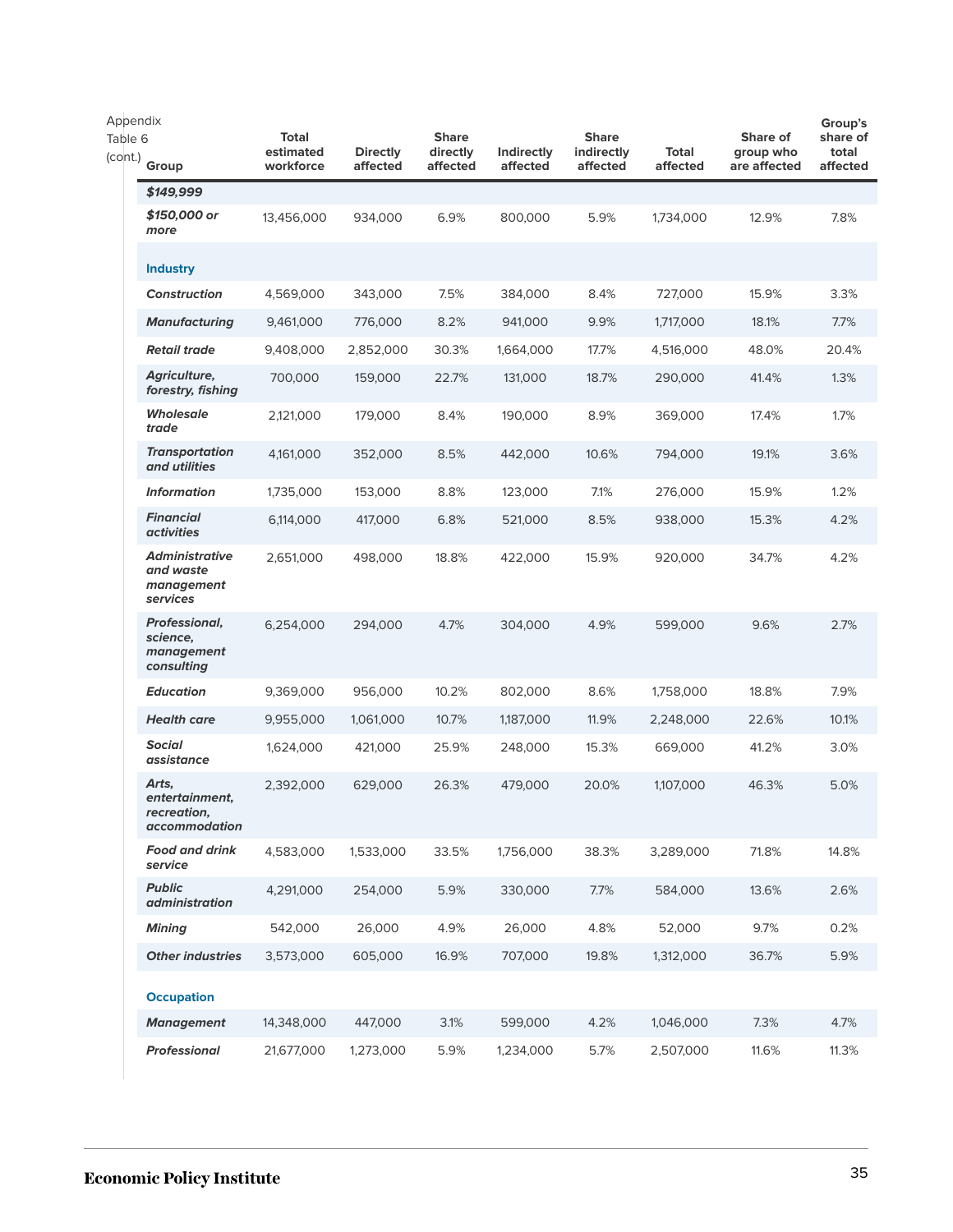Appendix Table 6 (cont.)

| Group | Total estimated workforce | Directly affected | Share directly affected | Indirectly affected | Share indirectly affected | Total affected | Share of group who are affected | Group's share of total affected |
|---|---|---|---|---|---|---|---|---|
| ***$149,999*** | | | | | | | | |
| ***$150,000 or more*** | 13,456,000 | 934,000 | 6.9% | 800,000 | 5.9% | 1,734,000 | 12.9% | 7.8% |
| **Industry** | | | | | | | | |
| ***Construction*** | 4,569,000 | 343,000 | 7.5% | 384,000 | 8.4% | 727,000 | 15.9% | 3.3% |
| ***Manufacturing*** | 9,461,000 | 776,000 | 8.2% | 941,000 | 9.9% | 1,717,000 | 18.1% | 7.7% |
| ***Retail trade*** | 9,408,000 | 2,852,000 | 30.3% | 1,664,000 | 17.7% | 4,516,000 | 48.0% | 20.4% |
| ***Agriculture, forestry, fishing*** | 700,000 | 159,000 | 22.7% | 131,000 | 18.7% | 290,000 | 41.4% | 1.3% |
| ***Wholesale trade*** | 2,121,000 | 179,000 | 8.4% | 190,000 | 8.9% | 369,000 | 17.4% | 1.7% |
| ***Transportation and utilities*** | 4,161,000 | 352,000 | 8.5% | 442,000 | 10.6% | 794,000 | 19.1% | 3.6% |
| ***Information*** | 1,735,000 | 153,000 | 8.8% | 123,000 | 7.1% | 276,000 | 15.9% | 1.2% |
| ***Financial activities*** | 6,114,000 | 417,000 | 6.8% | 521,000 | 8.5% | 938,000 | 15.3% | 4.2% |
| ***Administrative and waste management services*** | 2,651,000 | 498,000 | 18.8% | 422,000 | 15.9% | 920,000 | 34.7% | 4.2% |
| ***Professional, science, management consulting*** | 6,254,000 | 294,000 | 4.7% | 304,000 | 4.9% | 599,000 | 9.6% | 2.7% |
| ***Education*** | 9,369,000 | 956,000 | 10.2% | 802,000 | 8.6% | 1,758,000 | 18.8% | 7.9% |
| ***Health care*** | 9,955,000 | 1,061,000 | 10.7% | 1,187,000 | 11.9% | 2,248,000 | 22.6% | 10.1% |
| ***Social assistance*** | 1,624,000 | 421,000 | 25.9% | 248,000 | 15.3% | 669,000 | 41.2% | 3.0% |
| ***Arts, entertainment, recreation, accommodation*** | 2,392,000 | 629,000 | 26.3% | 479,000 | 20.0% | 1,107,000 | 46.3% | 5.0% |
| ***Food and drink service*** | 4,583,000 | 1,533,000 | 33.5% | 1,756,000 | 38.3% | 3,289,000 | 71.8% | 14.8% |
| ***Public administration*** | 4,291,000 | 254,000 | 5.9% | 330,000 | 7.7% | 584,000 | 13.6% | 2.6% |
| ***Mining*** | 542,000 | 26,000 | 4.9% | 26,000 | 4.8% | 52,000 | 9.7% | 0.2% |
| ***Other industries*** | 3,573,000 | 605,000 | 16.9% | 707,000 | 19.8% | 1,312,000 | 36.7% | 5.9% |
| **Occupation** | | | | | | | | |
| ***Management*** | 14,348,000 | 447,000 | 3.1% | 599,000 | 4.2% | 1,046,000 | 7.3% | 4.7% |
| ***Professional*** | 21,677,000 | 1,273,000 | 5.9% | 1,234,000 | 5.7% | 2,507,000 | 11.6% | 11.3% |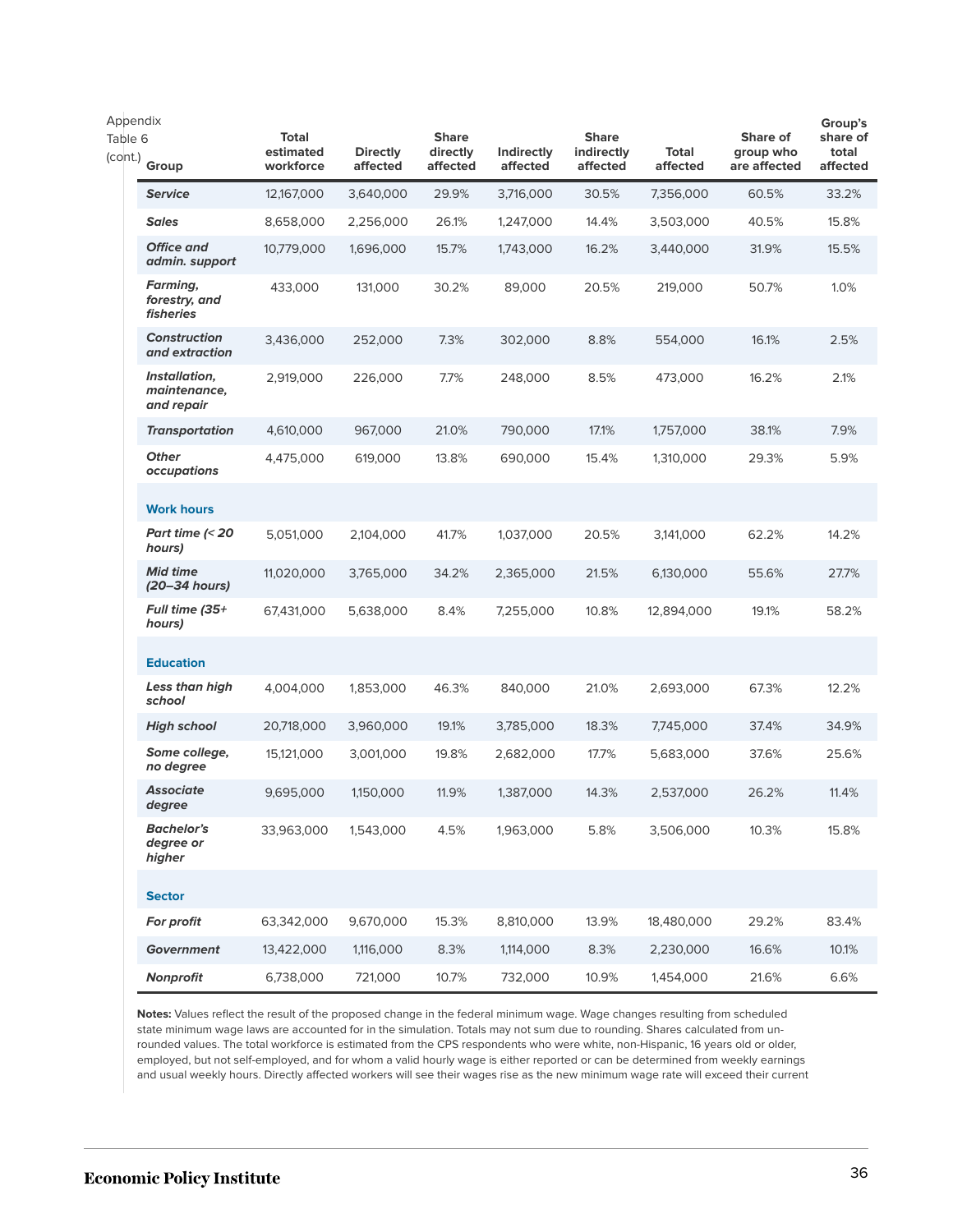Appendix Table 6 (cont.)

| Group | Total estimated workforce | Directly affected | Share directly affected | Indirectly affected | Share indirectly affected | Total affected | Share of group who are affected | Group's share of total affected |
|---|---|---|---|---|---|---|---|---|
| ***Service*** | 12,167,000 | 3,640,000 | 29.9% | 3,716,000 | 30.5% | 7,356,000 | 60.5% | 33.2% |
| ***Sales*** | 8,658,000 | 2,256,000 | 26.1% | 1,247,000 | 14.4% | 3,503,000 | 40.5% | 15.8% |
| ***Office and admin. support*** | 10,779,000 | 1,696,000 | 15.7% | 1,743,000 | 16.2% | 3,440,000 | 31.9% | 15.5% |
| ***Farming, forestry, and fisheries*** | 433,000 | 131,000 | 30.2% | 89,000 | 20.5% | 219,000 | 50.7% | 1.0% |
| ***Construction and extraction*** | 3,436,000 | 252,000 | 7.3% | 302,000 | 8.8% | 554,000 | 16.1% | 2.5% |
| ***Installation, maintenance, and repair*** | 2,919,000 | 226,000 | 7.7% | 248,000 | 8.5% | 473,000 | 16.2% | 2.1% |
| ***Transportation*** | 4,610,000 | 967,000 | 21.0% | 790,000 | 17.1% | 1,757,000 | 38.1% | 7.9% |
| ***Other occupations*** | 4,475,000 | 619,000 | 13.8% | 690,000 | 15.4% | 1,310,000 | 29.3% | 5.9% |
| **Work hours** | | | | | | | | |
| ***Part time (< 20 hours)*** | 5,051,000 | 2,104,000 | 41.7% | 1,037,000 | 20.5% | 3,141,000 | 62.2% | 14.2% |
| ***Mid time (20–34 hours)*** | 11,020,000 | 3,765,000 | 34.2% | 2,365,000 | 21.5% | 6,130,000 | 55.6% | 27.7% |
| ***Full time (35+ hours)*** | 67,431,000 | 5,638,000 | 8.4% | 7,255,000 | 10.8% | 12,894,000 | 19.1% | 58.2% |
| **Education** | | | | | | | | |
| ***Less than high school*** | 4,004,000 | 1,853,000 | 46.3% | 840,000 | 21.0% | 2,693,000 | 67.3% | 12.2% |
| ***High school*** | 20,718,000 | 3,960,000 | 19.1% | 3,785,000 | 18.3% | 7,745,000 | 37.4% | 34.9% |
| ***Some college, no degree*** | 15,121,000 | 3,001,000 | 19.8% | 2,682,000 | 17.7% | 5,683,000 | 37.6% | 25.6% |
| ***Associate degree*** | 9,695,000 | 1,150,000 | 11.9% | 1,387,000 | 14.3% | 2,537,000 | 26.2% | 11.4% |
| ***Bachelor's degree or higher*** | 33,963,000 | 1,543,000 | 4.5% | 1,963,000 | 5.8% | 3,506,000 | 10.3% | 15.8% |
| **Sector** | | | | | | | | |
| ***For profit*** | 63,342,000 | 9,670,000 | 15.3% | 8,810,000 | 13.9% | 18,480,000 | 29.2% | 83.4% |
| ***Government*** | 13,422,000 | 1,116,000 | 8.3% | 1,114,000 | 8.3% | 2,230,000 | 16.6% | 10.1% |
| ***Nonprofit*** | 6,738,000 | 721,000 | 10.7% | 732,000 | 10.9% | 1,454,000 | 21.6% | 6.6% |

**Notes:** Values reflect the result of the proposed change in the federal minimum wage. Wage changes resulting from scheduled state minimum wage laws are accounted for in the simulation. Totals may not sum due to rounding. Shares calculated from unrounded values. The total workforce is estimated from the CPS respondents who were white, non-Hispanic, 16 years old or older, employed, but not self-employed, and for whom a valid hourly wage is either reported or can be determined from weekly earnings and usual weekly hours. Directly affected workers will see their wages rise as the new minimum wage rate will exceed their current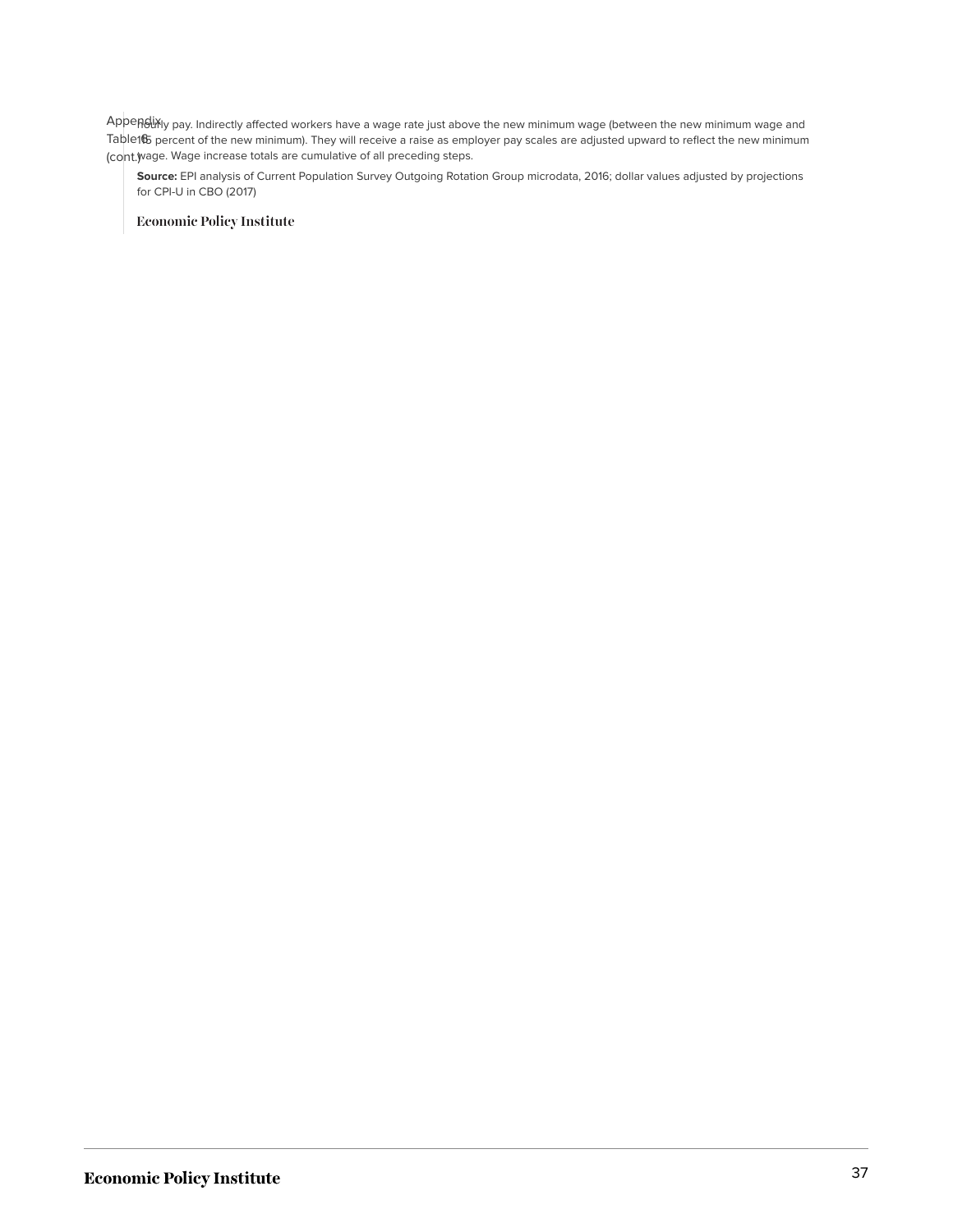Appendix Table 18 (cont.)

hourly pay. Indirectly affected workers have a wage rate just above the new minimum wage (between the new minimum wage and 115 percent of the new minimum). They will receive a raise as employer pay scales are adjusted upward to reflect the new minimum wage. Wage increase totals are cumulative of all preceding steps.

**Source:** EPI analysis of Current Population Survey Outgoing Rotation Group microdata, 2016; dollar values adjusted by projections for CPI-U in CBO (2017)

Economic Policy Institute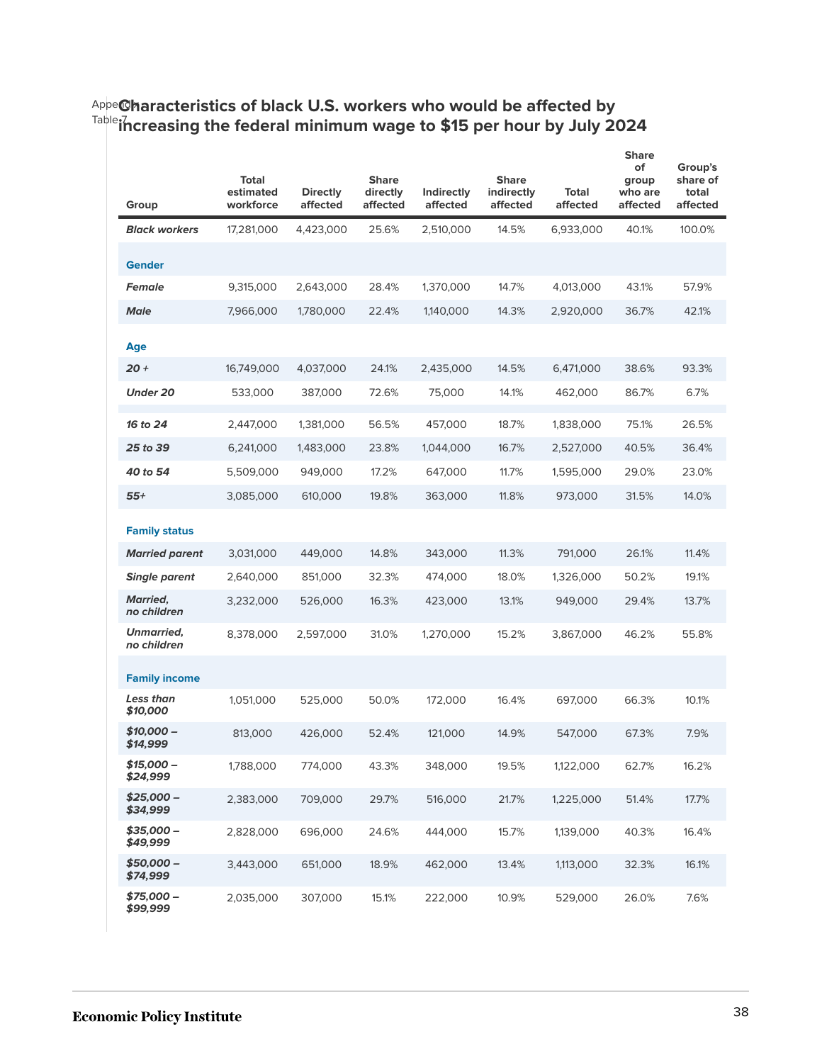Appendix Table 7

## Characteristics of black U.S. workers who would be affected by increasing the federal minimum wage to $15 per hour by July 2024

| Group | Total estimated workforce | Directly affected | Share directly affected | Indirectly affected | Share indirectly affected | Total affected | Share of group who are affected | Group's share of total affected |
|---|---|---|---|---|---|---|---|---|
| ***Black workers*** | 17,281,000 | 4,423,000 | 25.6% | 2,510,000 | 14.5% | 6,933,000 | 40.1% | 100.0% |
| **Gender** | | | | | | | | |
| ***Female*** | 9,315,000 | 2,643,000 | 28.4% | 1,370,000 | 14.7% | 4,013,000 | 43.1% | 57.9% |
| ***Male*** | 7,966,000 | 1,780,000 | 22.4% | 1,140,000 | 14.3% | 2,920,000 | 36.7% | 42.1% |
| **Age** | | | | | | | | |
| ***20 +*** | 16,749,000 | 4,037,000 | 24.1% | 2,435,000 | 14.5% | 6,471,000 | 38.6% | 93.3% |
| ***Under 20*** | 533,000 | 387,000 | 72.6% | 75,000 | 14.1% | 462,000 | 86.7% | 6.7% |
| ***16 to 24*** | 2,447,000 | 1,381,000 | 56.5% | 457,000 | 18.7% | 1,838,000 | 75.1% | 26.5% |
| ***25 to 39*** | 6,241,000 | 1,483,000 | 23.8% | 1,044,000 | 16.7% | 2,527,000 | 40.5% | 36.4% |
| ***40 to 54*** | 5,509,000 | 949,000 | 17.2% | 647,000 | 11.7% | 1,595,000 | 29.0% | 23.0% |
| ***55+*** | 3,085,000 | 610,000 | 19.8% | 363,000 | 11.8% | 973,000 | 31.5% | 14.0% |
| **Family status** | | | | | | | | |
| ***Married parent*** | 3,031,000 | 449,000 | 14.8% | 343,000 | 11.3% | 791,000 | 26.1% | 11.4% |
| ***Single parent*** | 2,640,000 | 851,000 | 32.3% | 474,000 | 18.0% | 1,326,000 | 50.2% | 19.1% |
| ***Married, no children*** | 3,232,000 | 526,000 | 16.3% | 423,000 | 13.1% | 949,000 | 29.4% | 13.7% |
| ***Unmarried, no children*** | 8,378,000 | 2,597,000 | 31.0% | 1,270,000 | 15.2% | 3,867,000 | 46.2% | 55.8% |
| **Family income** | | | | | | | | |
| ***Less than $10,000*** | 1,051,000 | 525,000 | 50.0% | 172,000 | 16.4% | 697,000 | 66.3% | 10.1% |
| ***$10,000 – $14,999*** | 813,000 | 426,000 | 52.4% | 121,000 | 14.9% | 547,000 | 67.3% | 7.9% |
| ***$15,000 – $24,999*** | 1,788,000 | 774,000 | 43.3% | 348,000 | 19.5% | 1,122,000 | 62.7% | 16.2% |
| ***$25,000 – $34,999*** | 2,383,000 | 709,000 | 29.7% | 516,000 | 21.7% | 1,225,000 | 51.4% | 17.7% |
| ***$35,000 – $49,999*** | 2,828,000 | 696,000 | 24.6% | 444,000 | 15.7% | 1,139,000 | 40.3% | 16.4% |
| ***$50,000 – $74,999*** | 3,443,000 | 651,000 | 18.9% | 462,000 | 13.4% | 1,113,000 | 32.3% | 16.1% |
| ***$75,000 – $99,999*** | 2,035,000 | 307,000 | 15.1% | 222,000 | 10.9% | 529,000 | 26.0% | 7.6% |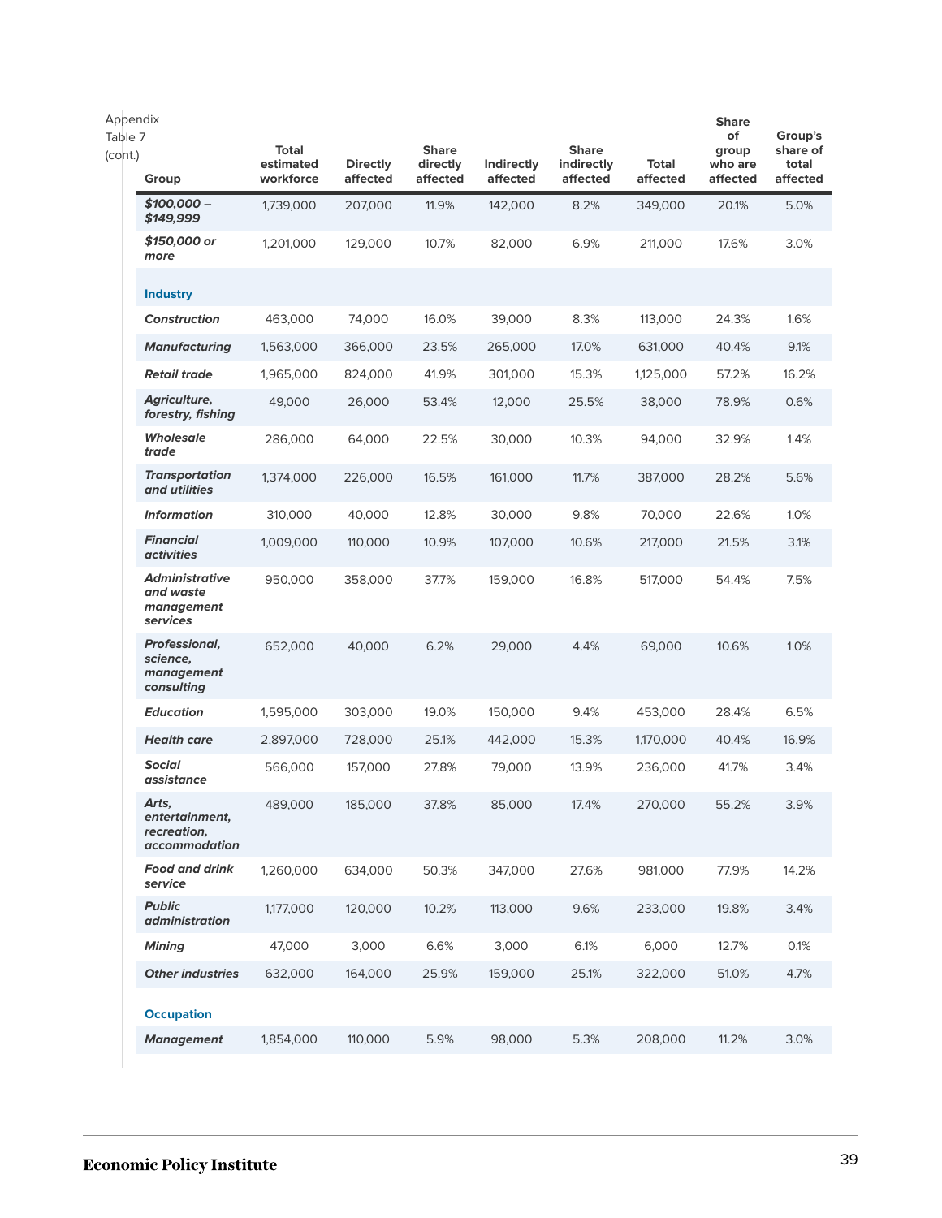Appendix Table 7 (cont.)

| Group | Total estimated workforce | Directly affected | Share directly affected | Indirectly affected | Share indirectly affected | Total affected | Share of group who are affected | Group's share of total affected |
|---|---|---|---|---|---|---|---|---|
| ***$100,000 – $149,999*** | 1,739,000 | 207,000 | 11.9% | 142,000 | 8.2% | 349,000 | 20.1% | 5.0% |
| ***$150,000 or more*** | 1,201,000 | 129,000 | 10.7% | 82,000 | 6.9% | 211,000 | 17.6% | 3.0% |
| **Industry** | | | | | | | | |
| ***Construction*** | 463,000 | 74,000 | 16.0% | 39,000 | 8.3% | 113,000 | 24.3% | 1.6% |
| ***Manufacturing*** | 1,563,000 | 366,000 | 23.5% | 265,000 | 17.0% | 631,000 | 40.4% | 9.1% |
| ***Retail trade*** | 1,965,000 | 824,000 | 41.9% | 301,000 | 15.3% | 1,125,000 | 57.2% | 16.2% |
| ***Agriculture, forestry, fishing*** | 49,000 | 26,000 | 53.4% | 12,000 | 25.5% | 38,000 | 78.9% | 0.6% |
| ***Wholesale trade*** | 286,000 | 64,000 | 22.5% | 30,000 | 10.3% | 94,000 | 32.9% | 1.4% |
| ***Transportation and utilities*** | 1,374,000 | 226,000 | 16.5% | 161,000 | 11.7% | 387,000 | 28.2% | 5.6% |
| ***Information*** | 310,000 | 40,000 | 12.8% | 30,000 | 9.8% | 70,000 | 22.6% | 1.0% |
| ***Financial activities*** | 1,009,000 | 110,000 | 10.9% | 107,000 | 10.6% | 217,000 | 21.5% | 3.1% |
| ***Administrative and waste management services*** | 950,000 | 358,000 | 37.7% | 159,000 | 16.8% | 517,000 | 54.4% | 7.5% |
| ***Professional, science, management consulting*** | 652,000 | 40,000 | 6.2% | 29,000 | 4.4% | 69,000 | 10.6% | 1.0% |
| ***Education*** | 1,595,000 | 303,000 | 19.0% | 150,000 | 9.4% | 453,000 | 28.4% | 6.5% |
| ***Health care*** | 2,897,000 | 728,000 | 25.1% | 442,000 | 15.3% | 1,170,000 | 40.4% | 16.9% |
| ***Social assistance*** | 566,000 | 157,000 | 27.8% | 79,000 | 13.9% | 236,000 | 41.7% | 3.4% |
| ***Arts, entertainment, recreation, accommodation*** | 489,000 | 185,000 | 37.8% | 85,000 | 17.4% | 270,000 | 55.2% | 3.9% |
| ***Food and drink service*** | 1,260,000 | 634,000 | 50.3% | 347,000 | 27.6% | 981,000 | 77.9% | 14.2% |
| ***Public administration*** | 1,177,000 | 120,000 | 10.2% | 113,000 | 9.6% | 233,000 | 19.8% | 3.4% |
| ***Mining*** | 47,000 | 3,000 | 6.6% | 3,000 | 6.1% | 6,000 | 12.7% | 0.1% |
| ***Other industries*** | 632,000 | 164,000 | 25.9% | 159,000 | 25.1% | 322,000 | 51.0% | 4.7% |
| **Occupation** | | | | | | | | |
| ***Management*** | 1,854,000 | 110,000 | 5.9% | 98,000 | 5.3% | 208,000 | 11.2% | 3.0% |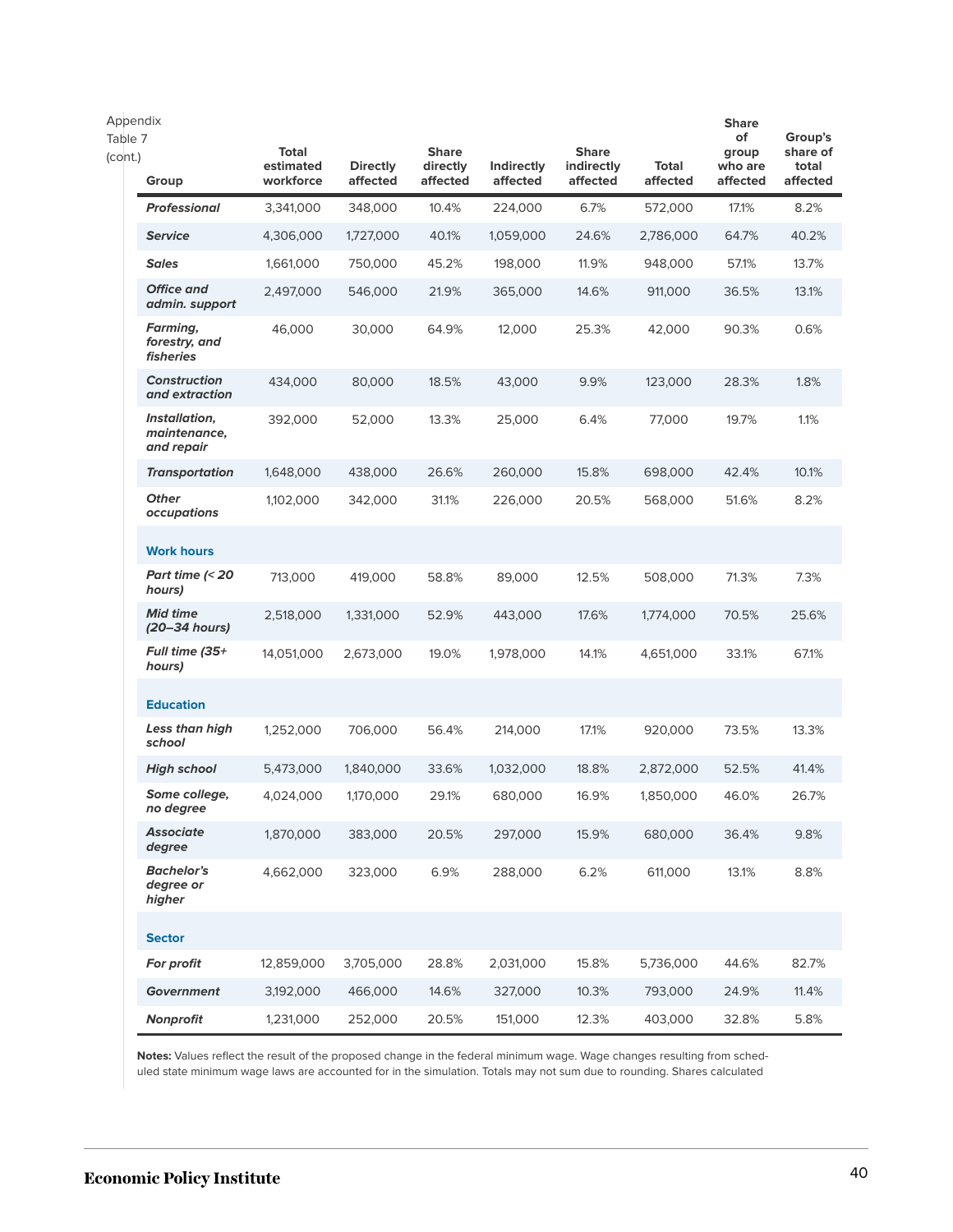Appendix Table 7 (cont.)

| Group | Total estimated workforce | Directly affected | Share directly affected | Indirectly affected | Share indirectly affected | Total affected | Share of group who are affected | Group's share of total affected |
|---|---|---|---|---|---|---|---|---|
| ***Professional*** | 3,341,000 | 348,000 | 10.4% | 224,000 | 6.7% | 572,000 | 17.1% | 8.2% |
| ***Service*** | 4,306,000 | 1,727,000 | 40.1% | 1,059,000 | 24.6% | 2,786,000 | 64.7% | 40.2% |
| ***Sales*** | 1,661,000 | 750,000 | 45.2% | 198,000 | 11.9% | 948,000 | 57.1% | 13.7% |
| ***Office and admin. support*** | 2,497,000 | 546,000 | 21.9% | 365,000 | 14.6% | 911,000 | 36.5% | 13.1% |
| ***Farming, forestry, and fisheries*** | 46,000 | 30,000 | 64.9% | 12,000 | 25.3% | 42,000 | 90.3% | 0.6% |
| ***Construction and extraction*** | 434,000 | 80,000 | 18.5% | 43,000 | 9.9% | 123,000 | 28.3% | 1.8% |
| ***Installation, maintenance, and repair*** | 392,000 | 52,000 | 13.3% | 25,000 | 6.4% | 77,000 | 19.7% | 1.1% |
| ***Transportation*** | 1,648,000 | 438,000 | 26.6% | 260,000 | 15.8% | 698,000 | 42.4% | 10.1% |
| ***Other occupations*** | 1,102,000 | 342,000 | 31.1% | 226,000 | 20.5% | 568,000 | 51.6% | 8.2% |
| **Work hours** | | | | | | | | |
| ***Part time (< 20 hours)*** | 713,000 | 419,000 | 58.8% | 89,000 | 12.5% | 508,000 | 71.3% | 7.3% |
| ***Mid time (20–34 hours)*** | 2,518,000 | 1,331,000 | 52.9% | 443,000 | 17.6% | 1,774,000 | 70.5% | 25.6% |
| ***Full time (35+ hours)*** | 14,051,000 | 2,673,000 | 19.0% | 1,978,000 | 14.1% | 4,651,000 | 33.1% | 67.1% |
| **Education** | | | | | | | | |
| ***Less than high school*** | 1,252,000 | 706,000 | 56.4% | 214,000 | 17.1% | 920,000 | 73.5% | 13.3% |
| ***High school*** | 5,473,000 | 1,840,000 | 33.6% | 1,032,000 | 18.8% | 2,872,000 | 52.5% | 41.4% |
| ***Some college, no degree*** | 4,024,000 | 1,170,000 | 29.1% | 680,000 | 16.9% | 1,850,000 | 46.0% | 26.7% |
| ***Associate degree*** | 1,870,000 | 383,000 | 20.5% | 297,000 | 15.9% | 680,000 | 36.4% | 9.8% |
| ***Bachelor's degree or higher*** | 4,662,000 | 323,000 | 6.9% | 288,000 | 6.2% | 611,000 | 13.1% | 8.8% |
| **Sector** | | | | | | | | |
| ***For profit*** | 12,859,000 | 3,705,000 | 28.8% | 2,031,000 | 15.8% | 5,736,000 | 44.6% | 82.7% |
| ***Government*** | 3,192,000 | 466,000 | 14.6% | 327,000 | 10.3% | 793,000 | 24.9% | 11.4% |
| ***Nonprofit*** | 1,231,000 | 252,000 | 20.5% | 151,000 | 12.3% | 403,000 | 32.8% | 5.8% |

**Notes:** Values reflect the result of the proposed change in the federal minimum wage. Wage changes resulting from scheduled state minimum wage laws are accounted for in the simulation. Totals may not sum due to rounding. Shares calculated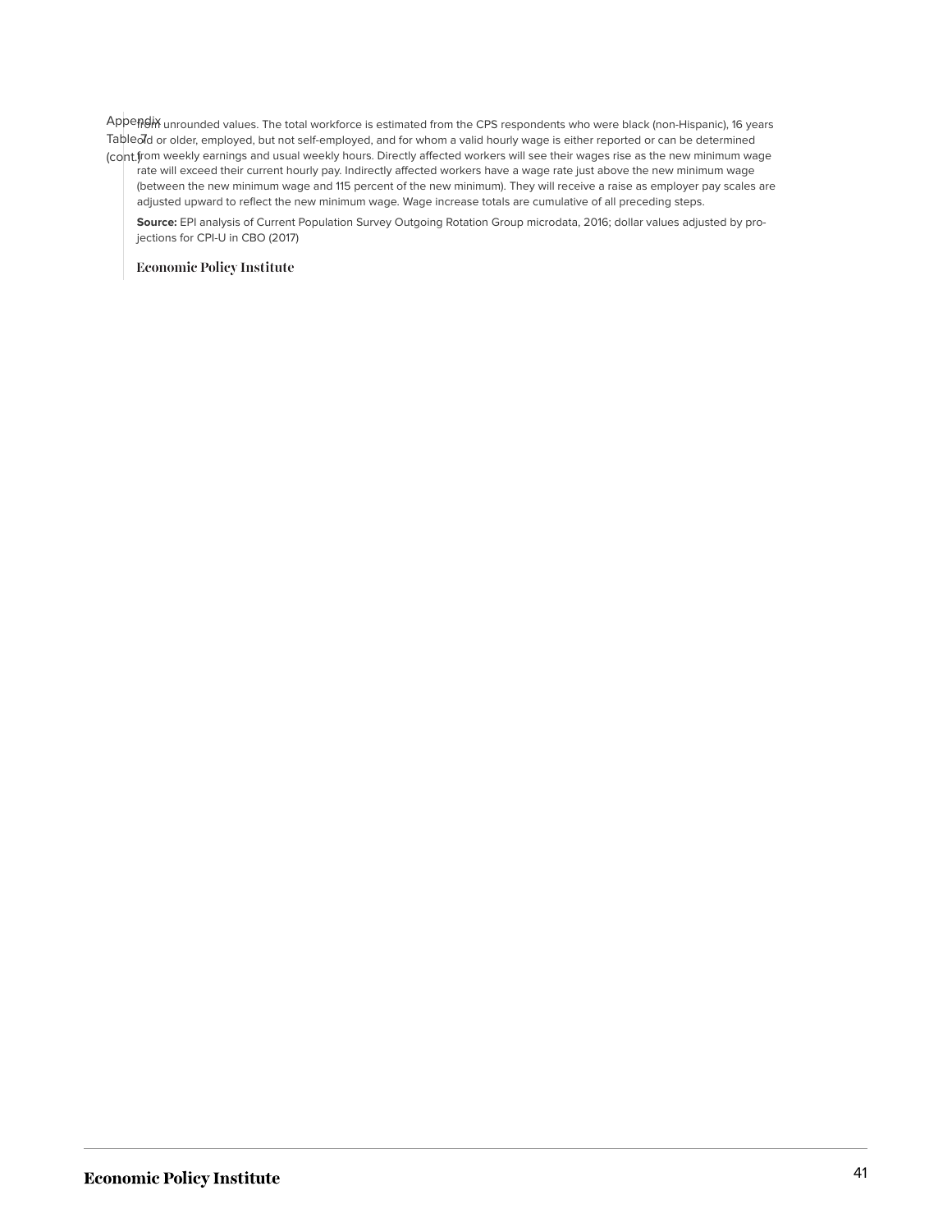Appendix Table 7 (cont.)

from unrounded values. The total workforce is estimated from the CPS respondents who were black (non-Hispanic), 16 years old or older, employed, but not self-employed, and for whom a valid hourly wage is either reported or can be determined from weekly earnings and usual weekly hours. Directly affected workers will see their wages rise as the new minimum wage rate will exceed their current hourly pay. Indirectly affected workers have a wage rate just above the new minimum wage (between the new minimum wage and 115 percent of the new minimum). They will receive a raise as employer pay scales are adjusted upward to reflect the new minimum wage. Wage increase totals are cumulative of all preceding steps.

**Source:** EPI analysis of Current Population Survey Outgoing Rotation Group microdata, 2016; dollar values adjusted by projections for CPI-U in CBO (2017)

Economic Policy Institute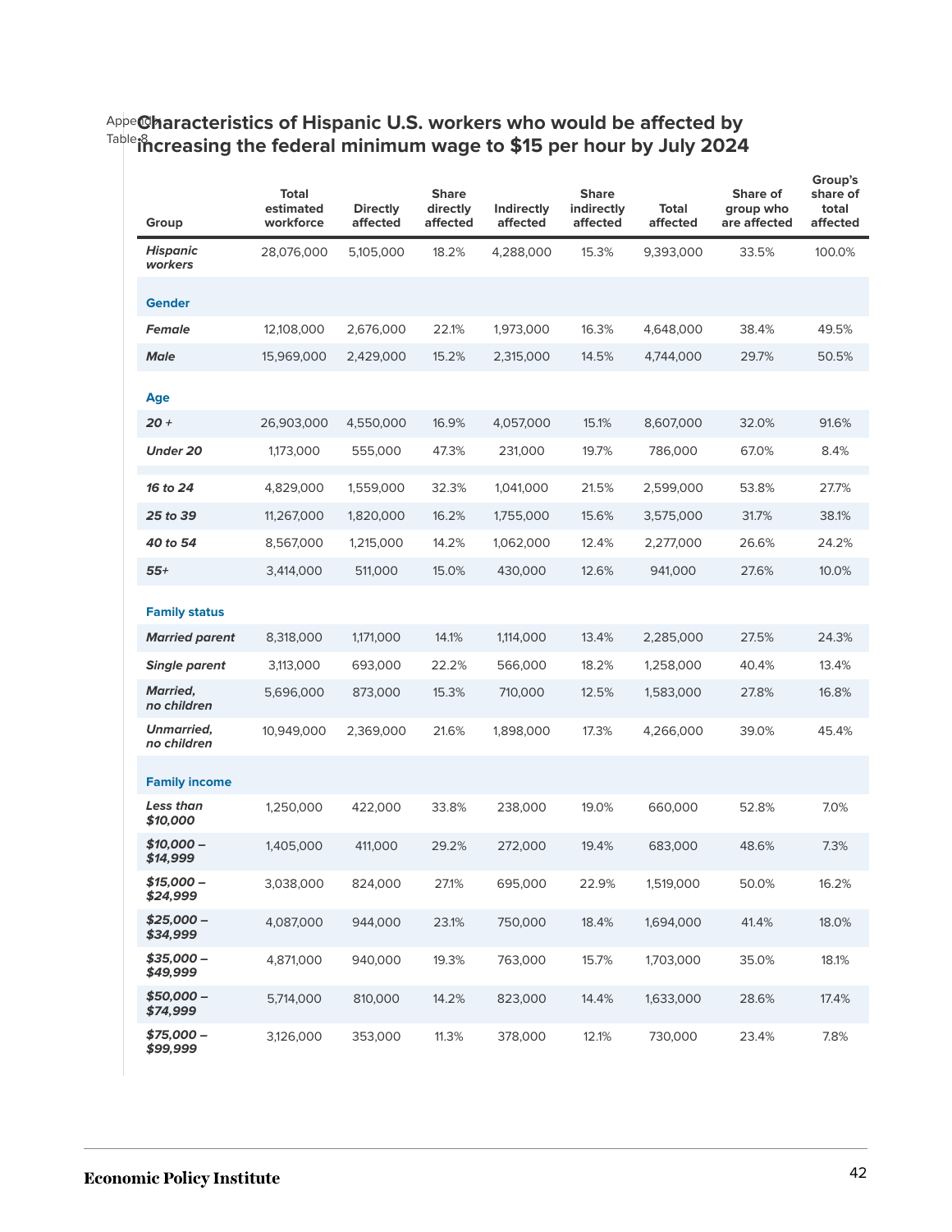Appendix Table 8

## Characteristics of Hispanic U.S. workers who would be affected by increasing the federal minimum wage to $15 per hour by July 2024

| Group | Total estimated workforce | Directly affected | Share directly affected | Indirectly affected | Share indirectly affected | Total affected | Share of group who are affected | Group's share of total affected |
|---|---|---|---|---|---|---|---|---|
| ***Hispanic workers*** | 28,076,000 | 5,105,000 | 18.2% | 4,288,000 | 15.3% | 9,393,000 | 33.5% | 100.0% |
| **Gender** | | | | | | | | |
| ***Female*** | 12,108,000 | 2,676,000 | 22.1% | 1,973,000 | 16.3% | 4,648,000 | 38.4% | 49.5% |
| ***Male*** | 15,969,000 | 2,429,000 | 15.2% | 2,315,000 | 14.5% | 4,744,000 | 29.7% | 50.5% |
| **Age** | | | | | | | | |
| ***20 +*** | 26,903,000 | 4,550,000 | 16.9% | 4,057,000 | 15.1% | 8,607,000 | 32.0% | 91.6% |
| ***Under 20*** | 1,173,000 | 555,000 | 47.3% | 231,000 | 19.7% | 786,000 | 67.0% | 8.4% |
| ***16 to 24*** | 4,829,000 | 1,559,000 | 32.3% | 1,041,000 | 21.5% | 2,599,000 | 53.8% | 27.7% |
| ***25 to 39*** | 11,267,000 | 1,820,000 | 16.2% | 1,755,000 | 15.6% | 3,575,000 | 31.7% | 38.1% |
| ***40 to 54*** | 8,567,000 | 1,215,000 | 14.2% | 1,062,000 | 12.4% | 2,277,000 | 26.6% | 24.2% |
| ***55+*** | 3,414,000 | 511,000 | 15.0% | 430,000 | 12.6% | 941,000 | 27.6% | 10.0% |
| **Family status** | | | | | | | | |
| ***Married parent*** | 8,318,000 | 1,171,000 | 14.1% | 1,114,000 | 13.4% | 2,285,000 | 27.5% | 24.3% |
| ***Single parent*** | 3,113,000 | 693,000 | 22.2% | 566,000 | 18.2% | 1,258,000 | 40.4% | 13.4% |
| ***Married, no children*** | 5,696,000 | 873,000 | 15.3% | 710,000 | 12.5% | 1,583,000 | 27.8% | 16.8% |
| ***Unmarried, no children*** | 10,949,000 | 2,369,000 | 21.6% | 1,898,000 | 17.3% | 4,266,000 | 39.0% | 45.4% |
| **Family income** | | | | | | | | |
| ***Less than $10,000*** | 1,250,000 | 422,000 | 33.8% | 238,000 | 19.0% | 660,000 | 52.8% | 7.0% |
| ***$10,000 – $14,999*** | 1,405,000 | 411,000 | 29.2% | 272,000 | 19.4% | 683,000 | 48.6% | 7.3% |
| ***$15,000 – $24,999*** | 3,038,000 | 824,000 | 27.1% | 695,000 | 22.9% | 1,519,000 | 50.0% | 16.2% |
| ***$25,000 – $34,999*** | 4,087,000 | 944,000 | 23.1% | 750,000 | 18.4% | 1,694,000 | 41.4% | 18.0% |
| ***$35,000 – $49,999*** | 4,871,000 | 940,000 | 19.3% | 763,000 | 15.7% | 1,703,000 | 35.0% | 18.1% |
| ***$50,000 – $74,999*** | 5,714,000 | 810,000 | 14.2% | 823,000 | 14.4% | 1,633,000 | 28.6% | 17.4% |
| ***$75,000 – $99,999*** | 3,126,000 | 353,000 | 11.3% | 378,000 | 12.1% | 730,000 | 23.4% | 7.8% |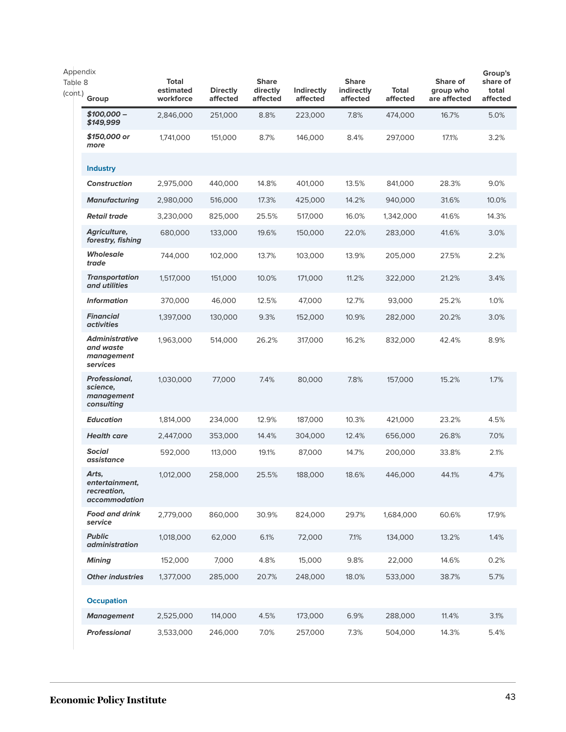Appendix Table 8 (cont.)

| Group | Total estimated workforce | Directly affected | Share directly affected | Indirectly affected | Share indirectly affected | Total affected | Share of group who are affected | Group's share of total affected |
|---|---|---|---|---|---|---|---|---|
| ***$100,000 – $149,999*** | 2,846,000 | 251,000 | 8.8% | 223,000 | 7.8% | 474,000 | 16.7% | 5.0% |
| ***$150,000 or more*** | 1,741,000 | 151,000 | 8.7% | 146,000 | 8.4% | 297,000 | 17.1% | 3.2% |
| **Industry** | | | | | | | | |
| ***Construction*** | 2,975,000 | 440,000 | 14.8% | 401,000 | 13.5% | 841,000 | 28.3% | 9.0% |
| ***Manufacturing*** | 2,980,000 | 516,000 | 17.3% | 425,000 | 14.2% | 940,000 | 31.6% | 10.0% |
| ***Retail trade*** | 3,230,000 | 825,000 | 25.5% | 517,000 | 16.0% | 1,342,000 | 41.6% | 14.3% |
| ***Agriculture, forestry, fishing*** | 680,000 | 133,000 | 19.6% | 150,000 | 22.0% | 283,000 | 41.6% | 3.0% |
| ***Wholesale trade*** | 744,000 | 102,000 | 13.7% | 103,000 | 13.9% | 205,000 | 27.5% | 2.2% |
| ***Transportation and utilities*** | 1,517,000 | 151,000 | 10.0% | 171,000 | 11.2% | 322,000 | 21.2% | 3.4% |
| ***Information*** | 370,000 | 46,000 | 12.5% | 47,000 | 12.7% | 93,000 | 25.2% | 1.0% |
| ***Financial activities*** | 1,397,000 | 130,000 | 9.3% | 152,000 | 10.9% | 282,000 | 20.2% | 3.0% |
| ***Administrative and waste management services*** | 1,963,000 | 514,000 | 26.2% | 317,000 | 16.2% | 832,000 | 42.4% | 8.9% |
| ***Professional, science, management consulting*** | 1,030,000 | 77,000 | 7.4% | 80,000 | 7.8% | 157,000 | 15.2% | 1.7% |
| ***Education*** | 1,814,000 | 234,000 | 12.9% | 187,000 | 10.3% | 421,000 | 23.2% | 4.5% |
| ***Health care*** | 2,447,000 | 353,000 | 14.4% | 304,000 | 12.4% | 656,000 | 26.8% | 7.0% |
| ***Social assistance*** | 592,000 | 113,000 | 19.1% | 87,000 | 14.7% | 200,000 | 33.8% | 2.1% |
| ***Arts, entertainment, recreation, accommodation*** | 1,012,000 | 258,000 | 25.5% | 188,000 | 18.6% | 446,000 | 44.1% | 4.7% |
| ***Food and drink service*** | 2,779,000 | 860,000 | 30.9% | 824,000 | 29.7% | 1,684,000 | 60.6% | 17.9% |
| ***Public administration*** | 1,018,000 | 62,000 | 6.1% | 72,000 | 7.1% | 134,000 | 13.2% | 1.4% |
| ***Mining*** | 152,000 | 7,000 | 4.8% | 15,000 | 9.8% | 22,000 | 14.6% | 0.2% |
| ***Other industries*** | 1,377,000 | 285,000 | 20.7% | 248,000 | 18.0% | 533,000 | 38.7% | 5.7% |
| **Occupation** | | | | | | | | |
| ***Management*** | 2,525,000 | 114,000 | 4.5% | 173,000 | 6.9% | 288,000 | 11.4% | 3.1% |
| ***Professional*** | 3,533,000 | 246,000 | 7.0% | 257,000 | 7.3% | 504,000 | 14.3% | 5.4% |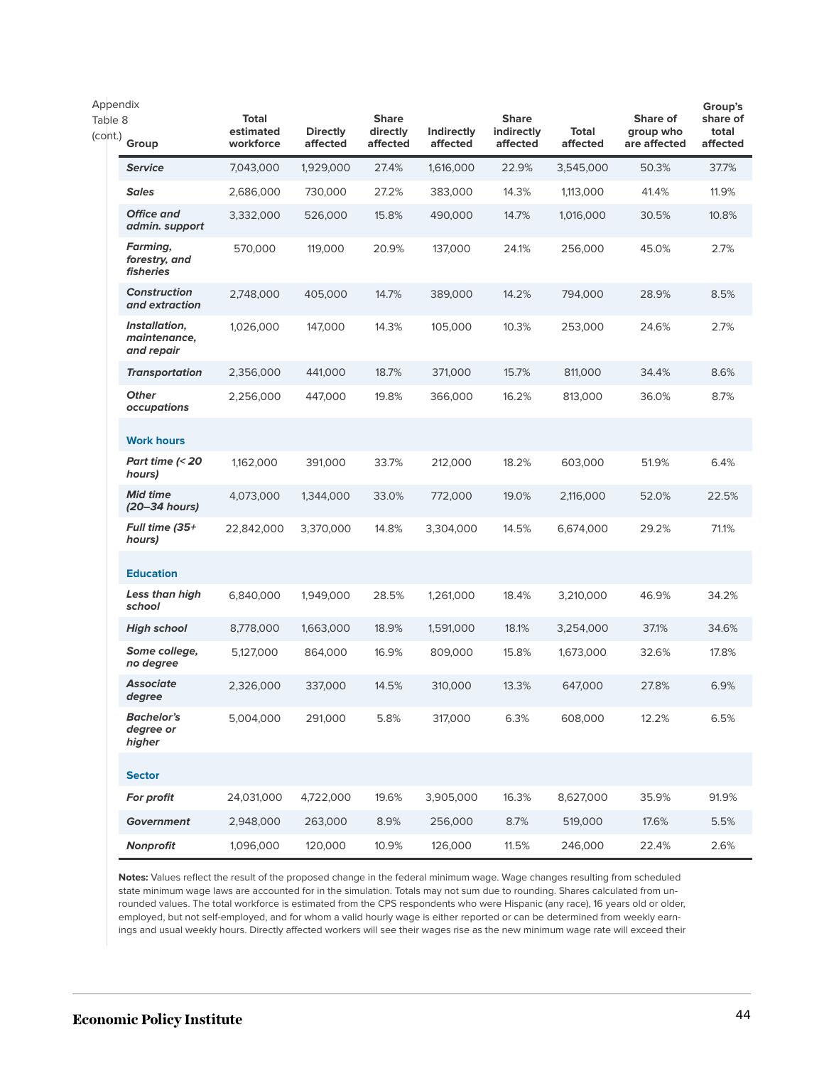| Appendix Table 8 (cont.) Group | Total estimated workforce | Directly affected | Share directly affected | Indirectly affected | Share indirectly affected | Total affected | Share of group who are affected | Group's share of total affected |
|---|---|---|---|---|---|---|---|---|
| ***Service*** | 7,043,000 | 1,929,000 | 27.4% | 1,616,000 | 22.9% | 3,545,000 | 50.3% | 37.7% |
| ***Sales*** | 2,686,000 | 730,000 | 27.2% | 383,000 | 14.3% | 1,113,000 | 41.4% | 11.9% |
| ***Office and admin. support*** | 3,332,000 | 526,000 | 15.8% | 490,000 | 14.7% | 1,016,000 | 30.5% | 10.8% |
| ***Farming, forestry, and fisheries*** | 570,000 | 119,000 | 20.9% | 137,000 | 24.1% | 256,000 | 45.0% | 2.7% |
| ***Construction and extraction*** | 2,748,000 | 405,000 | 14.7% | 389,000 | 14.2% | 794,000 | 28.9% | 8.5% |
| ***Installation, maintenance, and repair*** | 1,026,000 | 147,000 | 14.3% | 105,000 | 10.3% | 253,000 | 24.6% | 2.7% |
| ***Transportation*** | 2,356,000 | 441,000 | 18.7% | 371,000 | 15.7% | 811,000 | 34.4% | 8.6% |
| ***Other occupations*** | 2,256,000 | 447,000 | 19.8% | 366,000 | 16.2% | 813,000 | 36.0% | 8.7% |
| **Work hours** | | | | | | | | |
| ***Part time (< 20 hours)*** | 1,162,000 | 391,000 | 33.7% | 212,000 | 18.2% | 603,000 | 51.9% | 6.4% |
| ***Mid time (20–34 hours)*** | 4,073,000 | 1,344,000 | 33.0% | 772,000 | 19.0% | 2,116,000 | 52.0% | 22.5% |
| ***Full time (35+ hours)*** | 22,842,000 | 3,370,000 | 14.8% | 3,304,000 | 14.5% | 6,674,000 | 29.2% | 71.1% |
| **Education** | | | | | | | | |
| ***Less than high school*** | 6,840,000 | 1,949,000 | 28.5% | 1,261,000 | 18.4% | 3,210,000 | 46.9% | 34.2% |
| ***High school*** | 8,778,000 | 1,663,000 | 18.9% | 1,591,000 | 18.1% | 3,254,000 | 37.1% | 34.6% |
| ***Some college, no degree*** | 5,127,000 | 864,000 | 16.9% | 809,000 | 15.8% | 1,673,000 | 32.6% | 17.8% |
| ***Associate degree*** | 2,326,000 | 337,000 | 14.5% | 310,000 | 13.3% | 647,000 | 27.8% | 6.9% |
| ***Bachelor's degree or higher*** | 5,004,000 | 291,000 | 5.8% | 317,000 | 6.3% | 608,000 | 12.2% | 6.5% |
| **Sector** | | | | | | | | |
| ***For profit*** | 24,031,000 | 4,722,000 | 19.6% | 3,905,000 | 16.3% | 8,627,000 | 35.9% | 91.9% |
| ***Government*** | 2,948,000 | 263,000 | 8.9% | 256,000 | 8.7% | 519,000 | 17.6% | 5.5% |
| ***Nonprofit*** | 1,096,000 | 120,000 | 10.9% | 126,000 | 11.5% | 246,000 | 22.4% | 2.6% |

**Notes:** Values reflect the result of the proposed change in the federal minimum wage. Wage changes resulting from scheduled state minimum wage laws are accounted for in the simulation. Totals may not sum due to rounding. Shares calculated from unrounded values. The total workforce is estimated from the CPS respondents who were Hispanic (any race), 16 years old or older, employed, but not self-employed, and for whom a valid hourly wage is either reported or can be determined from weekly earnings and usual weekly hours. Directly affected workers will see their wages rise as the new minimum wage rate will exceed their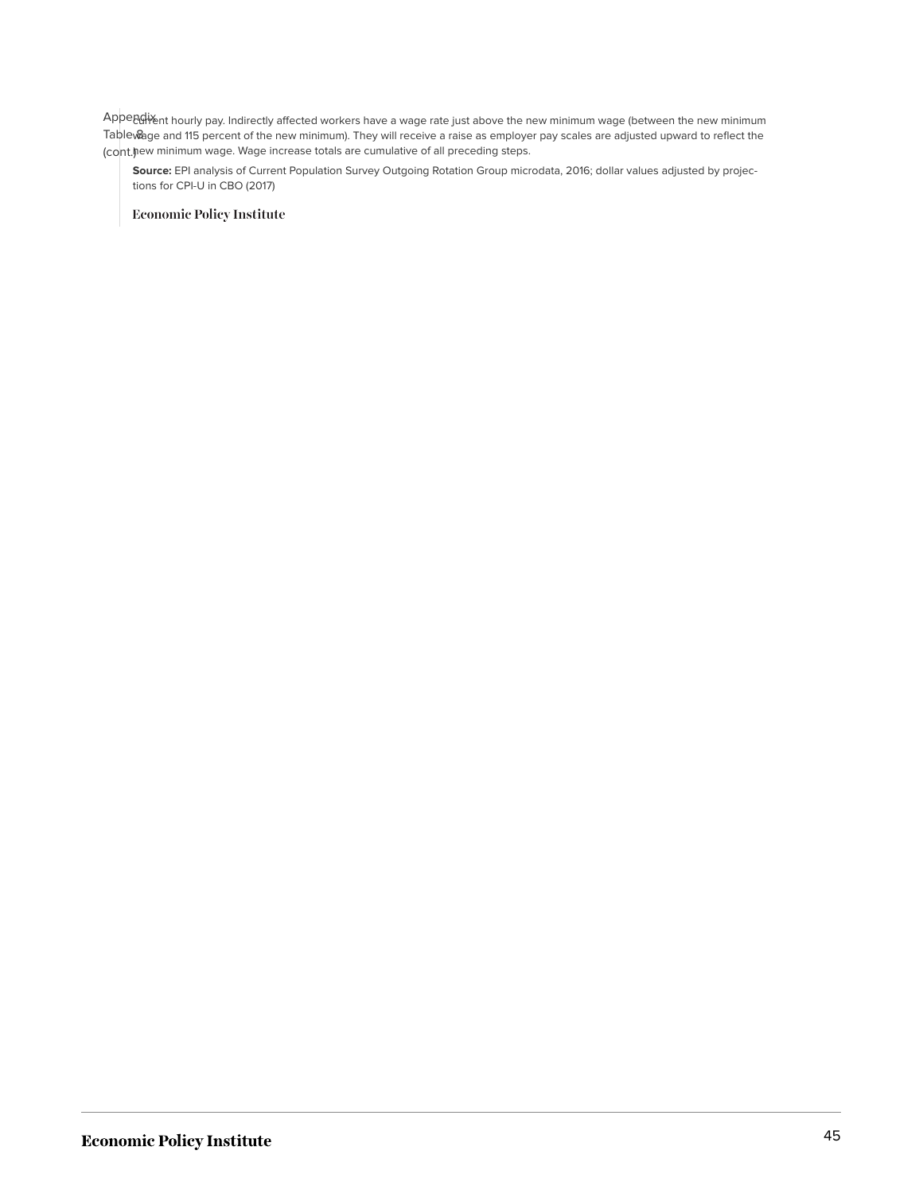Appendix Table 8 (cont.)

current hourly pay. Indirectly affected workers have a wage rate just above the new minimum wage (between the new minimum wage and 115 percent of the new minimum). They will receive a raise as employer pay scales are adjusted upward to reflect the new minimum wage. Wage increase totals are cumulative of all preceding steps.

**Source:** EPI analysis of Current Population Survey Outgoing Rotation Group microdata, 2016; dollar values adjusted by projections for CPI-U in CBO (2017)

Economic Policy Institute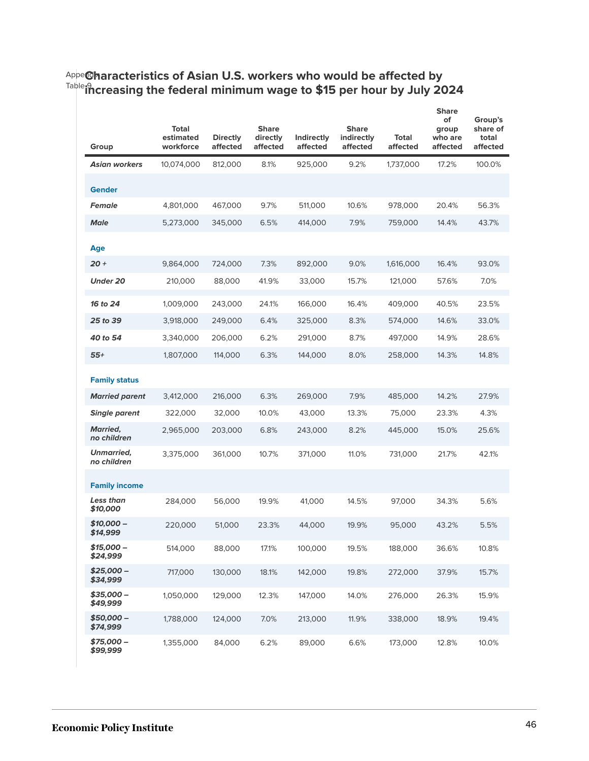Appendix Table 9

## Characteristics of Asian U.S. workers who would be affected by increasing the federal minimum wage to $15 per hour by July 2024

| Group | Total estimated workforce | Directly affected | Share directly affected | Indirectly affected | Share indirectly affected | Total affected | Share of group who are affected | Group's share of total affected |
|---|---|---|---|---|---|---|---|---|
| ***Asian workers*** | 10,074,000 | 812,000 | 8.1% | 925,000 | 9.2% | 1,737,000 | 17.2% | 100.0% |
| **Gender** | | | | | | | | |
| ***Female*** | 4,801,000 | 467,000 | 9.7% | 511,000 | 10.6% | 978,000 | 20.4% | 56.3% |
| ***Male*** | 5,273,000 | 345,000 | 6.5% | 414,000 | 7.9% | 759,000 | 14.4% | 43.7% |
| **Age** | | | | | | | | |
| ***20 +*** | 9,864,000 | 724,000 | 7.3% | 892,000 | 9.0% | 1,616,000 | 16.4% | 93.0% |
| ***Under 20*** | 210,000 | 88,000 | 41.9% | 33,000 | 15.7% | 121,000 | 57.6% | 7.0% |
| ***16 to 24*** | 1,009,000 | 243,000 | 24.1% | 166,000 | 16.4% | 409,000 | 40.5% | 23.5% |
| ***25 to 39*** | 3,918,000 | 249,000 | 6.4% | 325,000 | 8.3% | 574,000 | 14.6% | 33.0% |
| ***40 to 54*** | 3,340,000 | 206,000 | 6.2% | 291,000 | 8.7% | 497,000 | 14.9% | 28.6% |
| ***55+*** | 1,807,000 | 114,000 | 6.3% | 144,000 | 8.0% | 258,000 | 14.3% | 14.8% |
| **Family status** | | | | | | | | |
| ***Married parent*** | 3,412,000 | 216,000 | 6.3% | 269,000 | 7.9% | 485,000 | 14.2% | 27.9% |
| ***Single parent*** | 322,000 | 32,000 | 10.0% | 43,000 | 13.3% | 75,000 | 23.3% | 4.3% |
| ***Married, no children*** | 2,965,000 | 203,000 | 6.8% | 243,000 | 8.2% | 445,000 | 15.0% | 25.6% |
| ***Unmarried, no children*** | 3,375,000 | 361,000 | 10.7% | 371,000 | 11.0% | 731,000 | 21.7% | 42.1% |
| **Family income** | | | | | | | | |
| ***Less than $10,000*** | 284,000 | 56,000 | 19.9% | 41,000 | 14.5% | 97,000 | 34.3% | 5.6% |
| ***$10,000 – $14,999*** | 220,000 | 51,000 | 23.3% | 44,000 | 19.9% | 95,000 | 43.2% | 5.5% |
| ***$15,000 – $24,999*** | 514,000 | 88,000 | 17.1% | 100,000 | 19.5% | 188,000 | 36.6% | 10.8% |
| ***$25,000 – $34,999*** | 717,000 | 130,000 | 18.1% | 142,000 | 19.8% | 272,000 | 37.9% | 15.7% |
| ***$35,000 – $49,999*** | 1,050,000 | 129,000 | 12.3% | 147,000 | 14.0% | 276,000 | 26.3% | 15.9% |
| ***$50,000 – $74,999*** | 1,788,000 | 124,000 | 7.0% | 213,000 | 11.9% | 338,000 | 18.9% | 19.4% |
| ***$75,000 – $99,999*** | 1,355,000 | 84,000 | 6.2% | 89,000 | 6.6% | 173,000 | 12.8% | 10.0% |

Economic Policy Institute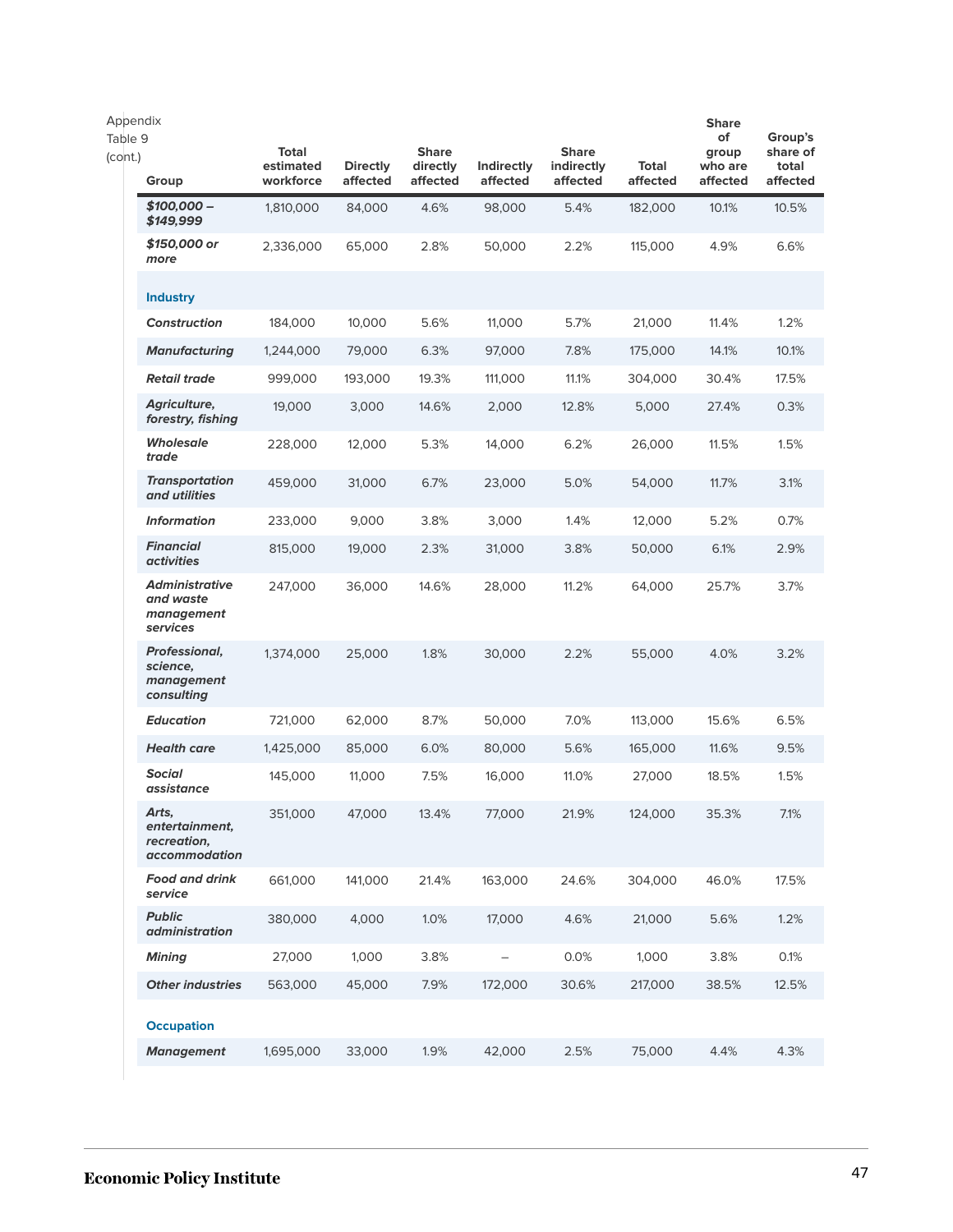Appendix Table 9 (cont.)

| Group | Total estimated workforce | Directly affected | Share directly affected | Indirectly affected | Share indirectly affected | Total affected | Share of group who are affected | Group's share of total affected |
|---|---|---|---|---|---|---|---|---|
| ***$100,000 – $149,999*** | 1,810,000 | 84,000 | 4.6% | 98,000 | 5.4% | 182,000 | 10.1% | 10.5% |
| ***$150,000 or more*** | 2,336,000 | 65,000 | 2.8% | 50,000 | 2.2% | 115,000 | 4.9% | 6.6% |
| **Industry** | | | | | | | | |
| ***Construction*** | 184,000 | 10,000 | 5.6% | 11,000 | 5.7% | 21,000 | 11.4% | 1.2% |
| ***Manufacturing*** | 1,244,000 | 79,000 | 6.3% | 97,000 | 7.8% | 175,000 | 14.1% | 10.1% |
| ***Retail trade*** | 999,000 | 193,000 | 19.3% | 111,000 | 11.1% | 304,000 | 30.4% | 17.5% |
| ***Agriculture, forestry, fishing*** | 19,000 | 3,000 | 14.6% | 2,000 | 12.8% | 5,000 | 27.4% | 0.3% |
| ***Wholesale trade*** | 228,000 | 12,000 | 5.3% | 14,000 | 6.2% | 26,000 | 11.5% | 1.5% |
| ***Transportation and utilities*** | 459,000 | 31,000 | 6.7% | 23,000 | 5.0% | 54,000 | 11.7% | 3.1% |
| ***Information*** | 233,000 | 9,000 | 3.8% | 3,000 | 1.4% | 12,000 | 5.2% | 0.7% |
| ***Financial activities*** | 815,000 | 19,000 | 2.3% | 31,000 | 3.8% | 50,000 | 6.1% | 2.9% |
| ***Administrative and waste management services*** | 247,000 | 36,000 | 14.6% | 28,000 | 11.2% | 64,000 | 25.7% | 3.7% |
| ***Professional, science, management consulting*** | 1,374,000 | 25,000 | 1.8% | 30,000 | 2.2% | 55,000 | 4.0% | 3.2% |
| ***Education*** | 721,000 | 62,000 | 8.7% | 50,000 | 7.0% | 113,000 | 15.6% | 6.5% |
| ***Health care*** | 1,425,000 | 85,000 | 6.0% | 80,000 | 5.6% | 165,000 | 11.6% | 9.5% |
| ***Social assistance*** | 145,000 | 11,000 | 7.5% | 16,000 | 11.0% | 27,000 | 18.5% | 1.5% |
| ***Arts, entertainment, recreation, accommodation*** | 351,000 | 47,000 | 13.4% | 77,000 | 21.9% | 124,000 | 35.3% | 7.1% |
| ***Food and drink service*** | 661,000 | 141,000 | 21.4% | 163,000 | 24.6% | 304,000 | 46.0% | 17.5% |
| ***Public administration*** | 380,000 | 4,000 | 1.0% | 17,000 | 4.6% | 21,000 | 5.6% | 1.2% |
| ***Mining*** | 27,000 | 1,000 | 3.8% | – | 0.0% | 1,000 | 3.8% | 0.1% |
| ***Other industries*** | 563,000 | 45,000 | 7.9% | 172,000 | 30.6% | 217,000 | 38.5% | 12.5% |
| **Occupation** | | | | | | | | |
| ***Management*** | 1,695,000 | 33,000 | 1.9% | 42,000 | 2.5% | 75,000 | 4.4% | 4.3% |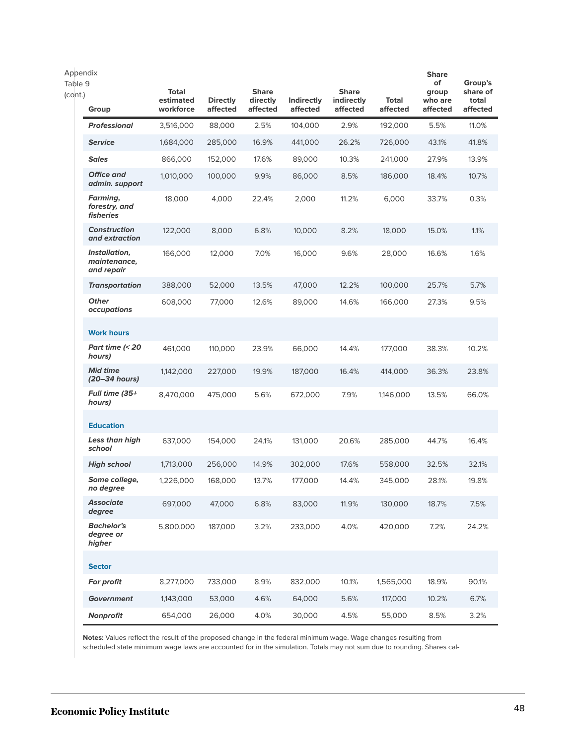Appendix Table 9 (cont.)

| Group | Total estimated workforce | Directly affected | Share directly affected | Indirectly affected | Share indirectly affected | Total affected | Share of group who are affected | Group's share of total affected |
|---|---|---|---|---|---|---|---|---|
| ***Professional*** | 3,516,000 | 88,000 | 2.5% | 104,000 | 2.9% | 192,000 | 5.5% | 11.0% |
| ***Service*** | 1,684,000 | 285,000 | 16.9% | 441,000 | 26.2% | 726,000 | 43.1% | 41.8% |
| ***Sales*** | 866,000 | 152,000 | 17.6% | 89,000 | 10.3% | 241,000 | 27.9% | 13.9% |
| ***Office and admin. support*** | 1,010,000 | 100,000 | 9.9% | 86,000 | 8.5% | 186,000 | 18.4% | 10.7% |
| ***Farming, forestry, and fisheries*** | 18,000 | 4,000 | 22.4% | 2,000 | 11.2% | 6,000 | 33.7% | 0.3% |
| ***Construction and extraction*** | 122,000 | 8,000 | 6.8% | 10,000 | 8.2% | 18,000 | 15.0% | 1.1% |
| ***Installation, maintenance, and repair*** | 166,000 | 12,000 | 7.0% | 16,000 | 9.6% | 28,000 | 16.6% | 1.6% |
| ***Transportation*** | 388,000 | 52,000 | 13.5% | 47,000 | 12.2% | 100,000 | 25.7% | 5.7% |
| ***Other occupations*** | 608,000 | 77,000 | 12.6% | 89,000 | 14.6% | 166,000 | 27.3% | 9.5% |
| **Work hours** | | | | | | | | |
| ***Part time (< 20 hours)*** | 461,000 | 110,000 | 23.9% | 66,000 | 14.4% | 177,000 | 38.3% | 10.2% |
| ***Mid time (20–34 hours)*** | 1,142,000 | 227,000 | 19.9% | 187,000 | 16.4% | 414,000 | 36.3% | 23.8% |
| ***Full time (35+ hours)*** | 8,470,000 | 475,000 | 5.6% | 672,000 | 7.9% | 1,146,000 | 13.5% | 66.0% |
| **Education** | | | | | | | | |
| ***Less than high school*** | 637,000 | 154,000 | 24.1% | 131,000 | 20.6% | 285,000 | 44.7% | 16.4% |
| ***High school*** | 1,713,000 | 256,000 | 14.9% | 302,000 | 17.6% | 558,000 | 32.5% | 32.1% |
| ***Some college, no degree*** | 1,226,000 | 168,000 | 13.7% | 177,000 | 14.4% | 345,000 | 28.1% | 19.8% |
| ***Associate degree*** | 697,000 | 47,000 | 6.8% | 83,000 | 11.9% | 130,000 | 18.7% | 7.5% |
| ***Bachelor's degree or higher*** | 5,800,000 | 187,000 | 3.2% | 233,000 | 4.0% | 420,000 | 7.2% | 24.2% |
| **Sector** | | | | | | | | |
| ***For profit*** | 8,277,000 | 733,000 | 8.9% | 832,000 | 10.1% | 1,565,000 | 18.9% | 90.1% |
| ***Government*** | 1,143,000 | 53,000 | 4.6% | 64,000 | 5.6% | 117,000 | 10.2% | 6.7% |
| ***Nonprofit*** | 654,000 | 26,000 | 4.0% | 30,000 | 4.5% | 55,000 | 8.5% | 3.2% |

**Notes:** Values reflect the result of the proposed change in the federal minimum wage. Wage changes resulting from scheduled state minimum wage laws are accounted for in the simulation. Totals may not sum due to rounding. Shares cal-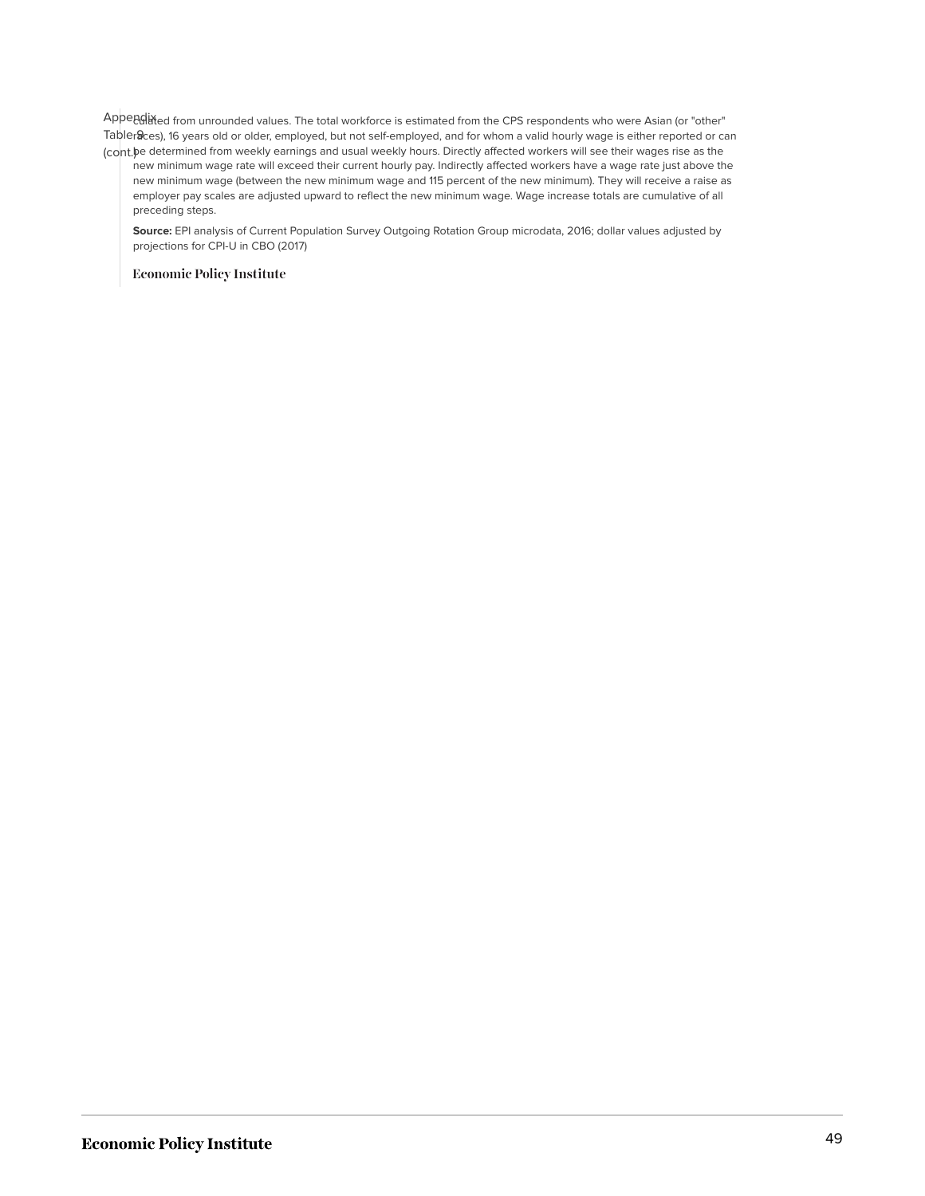Appendix Table 9 (cont.)

culated from unrounded values. The total workforce is estimated from the CPS respondents who were Asian (or "other" races), 16 years old or older, employed, but not self-employed, and for whom a valid hourly wage is either reported or can be determined from weekly earnings and usual weekly hours. Directly affected workers will see their wages rise as the new minimum wage rate will exceed their current hourly pay. Indirectly affected workers have a wage rate just above the new minimum wage (between the new minimum wage and 115 percent of the new minimum). They will receive a raise as employer pay scales are adjusted upward to reflect the new minimum wage. Wage increase totals are cumulative of all preceding steps.

**Source:** EPI analysis of Current Population Survey Outgoing Rotation Group microdata, 2016; dollar values adjusted by projections for CPI-U in CBO (2017)

**Economic Policy Institute**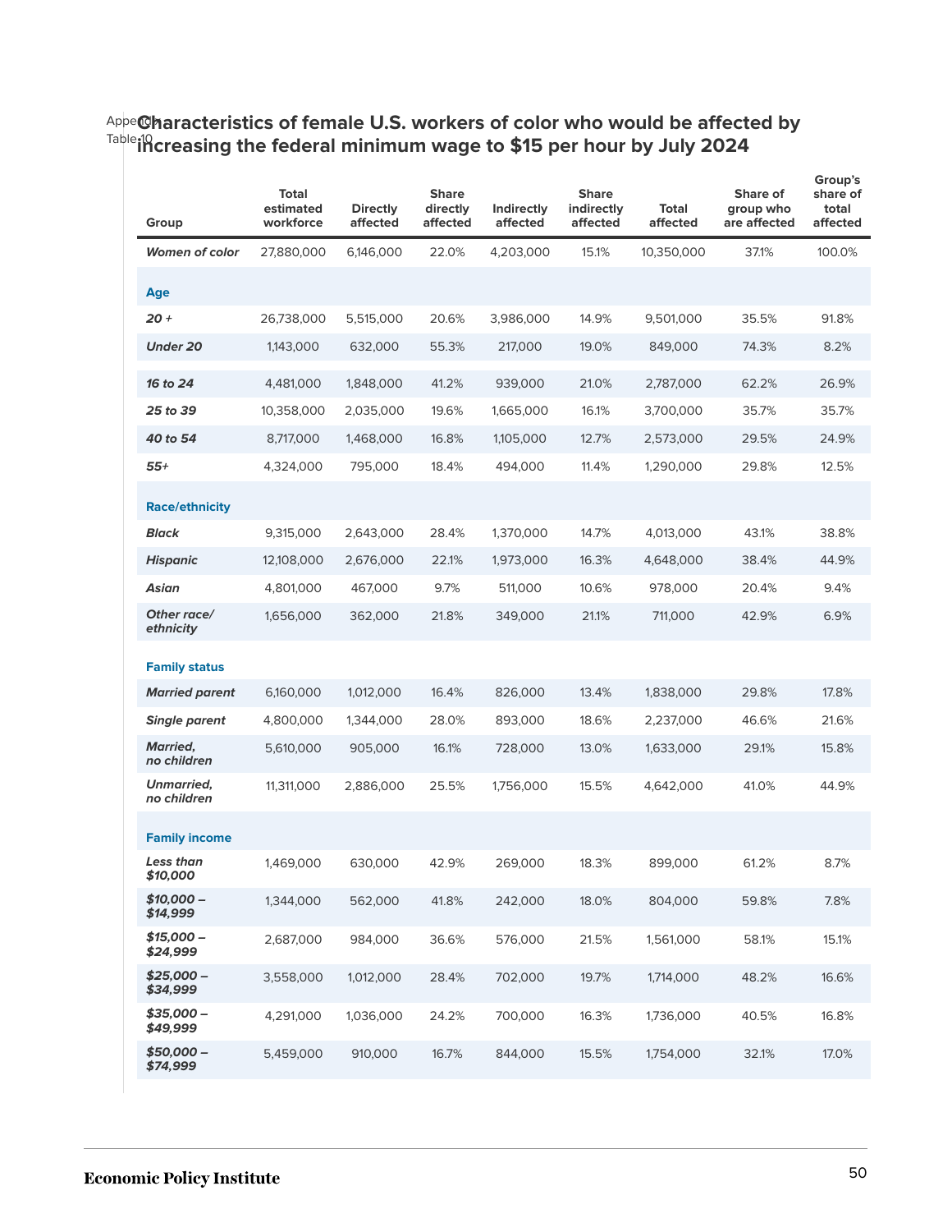Appendix Table 10

## Characteristics of female U.S. workers of color who would be affected by increasing the federal minimum wage to $15 per hour by July 2024

| Group | Total estimated workforce | Directly affected | Share directly affected | Indirectly affected | Share indirectly affected | Total affected | Share of group who are affected | Group's share of total affected |
|---|---|---|---|---|---|---|---|---|
| ***Women of color*** | 27,880,000 | 6,146,000 | 22.0% | 4,203,000 | 15.1% | 10,350,000 | 37.1% | 100.0% |
| **Age** | | | | | | | | |
| ***20 +*** | 26,738,000 | 5,515,000 | 20.6% | 3,986,000 | 14.9% | 9,501,000 | 35.5% | 91.8% |
| ***Under 20*** | 1,143,000 | 632,000 | 55.3% | 217,000 | 19.0% | 849,000 | 74.3% | 8.2% |
| ***16 to 24*** | 4,481,000 | 1,848,000 | 41.2% | 939,000 | 21.0% | 2,787,000 | 62.2% | 26.9% |
| ***25 to 39*** | 10,358,000 | 2,035,000 | 19.6% | 1,665,000 | 16.1% | 3,700,000 | 35.7% | 35.7% |
| ***40 to 54*** | 8,717,000 | 1,468,000 | 16.8% | 1,105,000 | 12.7% | 2,573,000 | 29.5% | 24.9% |
| ***55+*** | 4,324,000 | 795,000 | 18.4% | 494,000 | 11.4% | 1,290,000 | 29.8% | 12.5% |
| **Race/ethnicity** | | | | | | | | |
| ***Black*** | 9,315,000 | 2,643,000 | 28.4% | 1,370,000 | 14.7% | 4,013,000 | 43.1% | 38.8% |
| ***Hispanic*** | 12,108,000 | 2,676,000 | 22.1% | 1,973,000 | 16.3% | 4,648,000 | 38.4% | 44.9% |
| ***Asian*** | 4,801,000 | 467,000 | 9.7% | 511,000 | 10.6% | 978,000 | 20.4% | 9.4% |
| ***Other race/ ethnicity*** | 1,656,000 | 362,000 | 21.8% | 349,000 | 21.1% | 711,000 | 42.9% | 6.9% |
| **Family status** | | | | | | | | |
| ***Married parent*** | 6,160,000 | 1,012,000 | 16.4% | 826,000 | 13.4% | 1,838,000 | 29.8% | 17.8% |
| ***Single parent*** | 4,800,000 | 1,344,000 | 28.0% | 893,000 | 18.6% | 2,237,000 | 46.6% | 21.6% |
| ***Married, no children*** | 5,610,000 | 905,000 | 16.1% | 728,000 | 13.0% | 1,633,000 | 29.1% | 15.8% |
| ***Unmarried, no children*** | 11,311,000 | 2,886,000 | 25.5% | 1,756,000 | 15.5% | 4,642,000 | 41.0% | 44.9% |
| **Family income** | | | | | | | | |
| ***Less than $10,000*** | 1,469,000 | 630,000 | 42.9% | 269,000 | 18.3% | 899,000 | 61.2% | 8.7% |
| ***$10,000 – $14,999*** | 1,344,000 | 562,000 | 41.8% | 242,000 | 18.0% | 804,000 | 59.8% | 7.8% |
| ***$15,000 – $24,999*** | 2,687,000 | 984,000 | 36.6% | 576,000 | 21.5% | 1,561,000 | 58.1% | 15.1% |
| ***$25,000 – $34,999*** | 3,558,000 | 1,012,000 | 28.4% | 702,000 | 19.7% | 1,714,000 | 48.2% | 16.6% |
| ***$35,000 – $49,999*** | 4,291,000 | 1,036,000 | 24.2% | 700,000 | 16.3% | 1,736,000 | 40.5% | 16.8% |
| ***$50,000 – $74,999*** | 5,459,000 | 910,000 | 16.7% | 844,000 | 15.5% | 1,754,000 | 32.1% | 17.0% |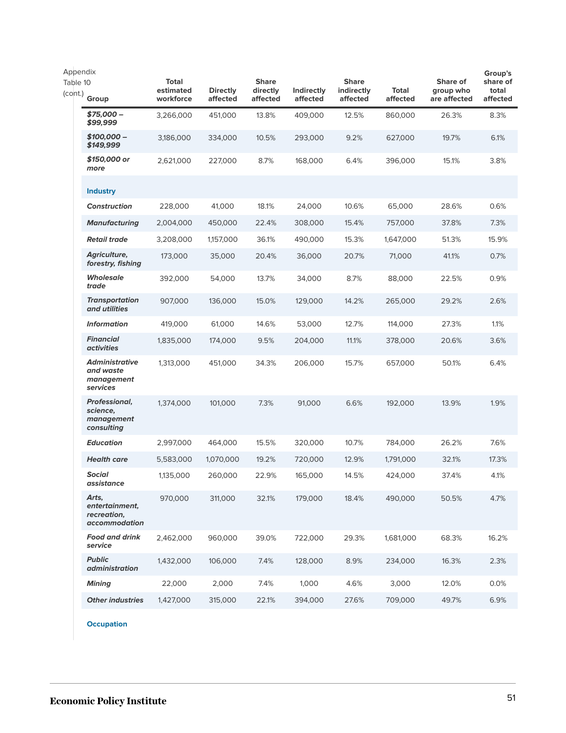Appendix Table 10 (cont.)

| Group | Total estimated workforce | Directly affected | Share directly affected | Indirectly affected | Share indirectly affected | Total affected | Share of group who are affected | Group's share of total affected |
|---|---|---|---|---|---|---|---|---|
| ***$75,000 – $99,999*** | 3,266,000 | 451,000 | 13.8% | 409,000 | 12.5% | 860,000 | 26.3% | 8.3% |
| ***$100,000 – $149,999*** | 3,186,000 | 334,000 | 10.5% | 293,000 | 9.2% | 627,000 | 19.7% | 6.1% |
| ***$150,000 or more*** | 2,621,000 | 227,000 | 8.7% | 168,000 | 6.4% | 396,000 | 15.1% | 3.8% |
| **Industry** | | | | | | | | |
| ***Construction*** | 228,000 | 41,000 | 18.1% | 24,000 | 10.6% | 65,000 | 28.6% | 0.6% |
| ***Manufacturing*** | 2,004,000 | 450,000 | 22.4% | 308,000 | 15.4% | 757,000 | 37.8% | 7.3% |
| ***Retail trade*** | 3,208,000 | 1,157,000 | 36.1% | 490,000 | 15.3% | 1,647,000 | 51.3% | 15.9% |
| ***Agriculture, forestry, fishing*** | 173,000 | 35,000 | 20.4% | 36,000 | 20.7% | 71,000 | 41.1% | 0.7% |
| ***Wholesale trade*** | 392,000 | 54,000 | 13.7% | 34,000 | 8.7% | 88,000 | 22.5% | 0.9% |
| ***Transportation and utilities*** | 907,000 | 136,000 | 15.0% | 129,000 | 14.2% | 265,000 | 29.2% | 2.6% |
| ***Information*** | 419,000 | 61,000 | 14.6% | 53,000 | 12.7% | 114,000 | 27.3% | 1.1% |
| ***Financial activities*** | 1,835,000 | 174,000 | 9.5% | 204,000 | 11.1% | 378,000 | 20.6% | 3.6% |
| ***Administrative and waste management services*** | 1,313,000 | 451,000 | 34.3% | 206,000 | 15.7% | 657,000 | 50.1% | 6.4% |
| ***Professional, science, management consulting*** | 1,374,000 | 101,000 | 7.3% | 91,000 | 6.6% | 192,000 | 13.9% | 1.9% |
| ***Education*** | 2,997,000 | 464,000 | 15.5% | 320,000 | 10.7% | 784,000 | 26.2% | 7.6% |
| ***Health care*** | 5,583,000 | 1,070,000 | 19.2% | 720,000 | 12.9% | 1,791,000 | 32.1% | 17.3% |
| ***Social assistance*** | 1,135,000 | 260,000 | 22.9% | 165,000 | 14.5% | 424,000 | 37.4% | 4.1% |
| ***Arts, entertainment, recreation, accommodation*** | 970,000 | 311,000 | 32.1% | 179,000 | 18.4% | 490,000 | 50.5% | 4.7% |
| ***Food and drink service*** | 2,462,000 | 960,000 | 39.0% | 722,000 | 29.3% | 1,681,000 | 68.3% | 16.2% |
| ***Public administration*** | 1,432,000 | 106,000 | 7.4% | 128,000 | 8.9% | 234,000 | 16.3% | 2.3% |
| ***Mining*** | 22,000 | 2,000 | 7.4% | 1,000 | 4.6% | 3,000 | 12.0% | 0.0% |
| ***Other industries*** | 1,427,000 | 315,000 | 22.1% | 394,000 | 27.6% | 709,000 | 49.7% | 6.9% |
| **Occupation** | | | | | | | | |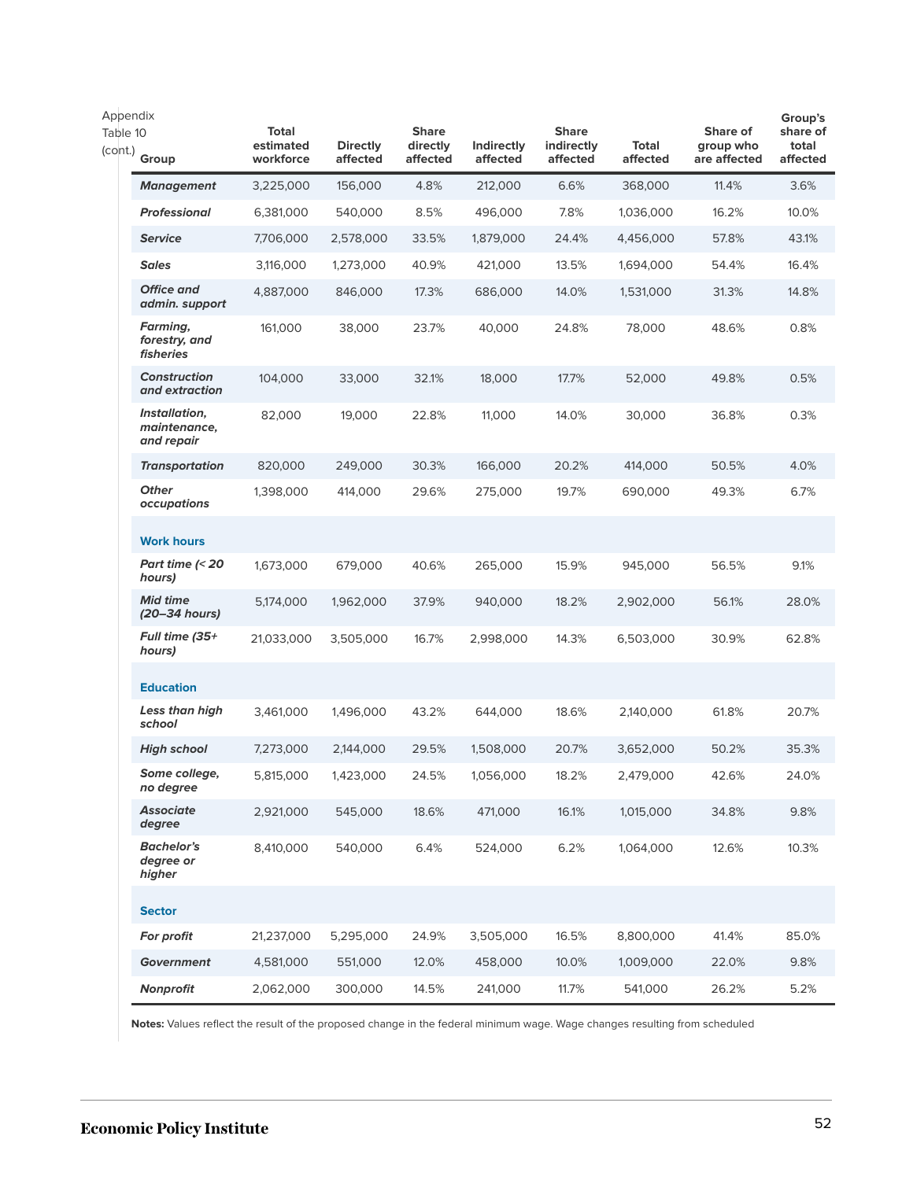Appendix Table 10 (cont.)

| Group | Total estimated workforce | Directly affected | Share directly affected | Indirectly affected | Share indirectly affected | Total affected | Share of group who are affected | Group's share of total affected |
|---|---|---|---|---|---|---|---|---|
| ***Management*** | 3,225,000 | 156,000 | 4.8% | 212,000 | 6.6% | 368,000 | 11.4% | 3.6% |
| ***Professional*** | 6,381,000 | 540,000 | 8.5% | 496,000 | 7.8% | 1,036,000 | 16.2% | 10.0% |
| ***Service*** | 7,706,000 | 2,578,000 | 33.5% | 1,879,000 | 24.4% | 4,456,000 | 57.8% | 43.1% |
| ***Sales*** | 3,116,000 | 1,273,000 | 40.9% | 421,000 | 13.5% | 1,694,000 | 54.4% | 16.4% |
| ***Office and admin. support*** | 4,887,000 | 846,000 | 17.3% | 686,000 | 14.0% | 1,531,000 | 31.3% | 14.8% |
| ***Farming, forestry, and fisheries*** | 161,000 | 38,000 | 23.7% | 40,000 | 24.8% | 78,000 | 48.6% | 0.8% |
| ***Construction and extraction*** | 104,000 | 33,000 | 32.1% | 18,000 | 17.7% | 52,000 | 49.8% | 0.5% |
| ***Installation, maintenance, and repair*** | 82,000 | 19,000 | 22.8% | 11,000 | 14.0% | 30,000 | 36.8% | 0.3% |
| ***Transportation*** | 820,000 | 249,000 | 30.3% | 166,000 | 20.2% | 414,000 | 50.5% | 4.0% |
| ***Other occupations*** | 1,398,000 | 414,000 | 29.6% | 275,000 | 19.7% | 690,000 | 49.3% | 6.7% |
| **Work hours** | | | | | | | | |
| ***Part time (< 20 hours)*** | 1,673,000 | 679,000 | 40.6% | 265,000 | 15.9% | 945,000 | 56.5% | 9.1% |
| ***Mid time (20–34 hours)*** | 5,174,000 | 1,962,000 | 37.9% | 940,000 | 18.2% | 2,902,000 | 56.1% | 28.0% |
| ***Full time (35+ hours)*** | 21,033,000 | 3,505,000 | 16.7% | 2,998,000 | 14.3% | 6,503,000 | 30.9% | 62.8% |
| **Education** | | | | | | | | |
| ***Less than high school*** | 3,461,000 | 1,496,000 | 43.2% | 644,000 | 18.6% | 2,140,000 | 61.8% | 20.7% |
| ***High school*** | 7,273,000 | 2,144,000 | 29.5% | 1,508,000 | 20.7% | 3,652,000 | 50.2% | 35.3% |
| ***Some college, no degree*** | 5,815,000 | 1,423,000 | 24.5% | 1,056,000 | 18.2% | 2,479,000 | 42.6% | 24.0% |
| ***Associate degree*** | 2,921,000 | 545,000 | 18.6% | 471,000 | 16.1% | 1,015,000 | 34.8% | 9.8% |
| ***Bachelor's degree or higher*** | 8,410,000 | 540,000 | 6.4% | 524,000 | 6.2% | 1,064,000 | 12.6% | 10.3% |
| **Sector** | | | | | | | | |
| ***For profit*** | 21,237,000 | 5,295,000 | 24.9% | 3,505,000 | 16.5% | 8,800,000 | 41.4% | 85.0% |
| ***Government*** | 4,581,000 | 551,000 | 12.0% | 458,000 | 10.0% | 1,009,000 | 22.0% | 9.8% |
| ***Nonprofit*** | 2,062,000 | 300,000 | 14.5% | 241,000 | 11.7% | 541,000 | 26.2% | 5.2% |

**Notes:** Values reflect the result of the proposed change in the federal minimum wage. Wage changes resulting from scheduled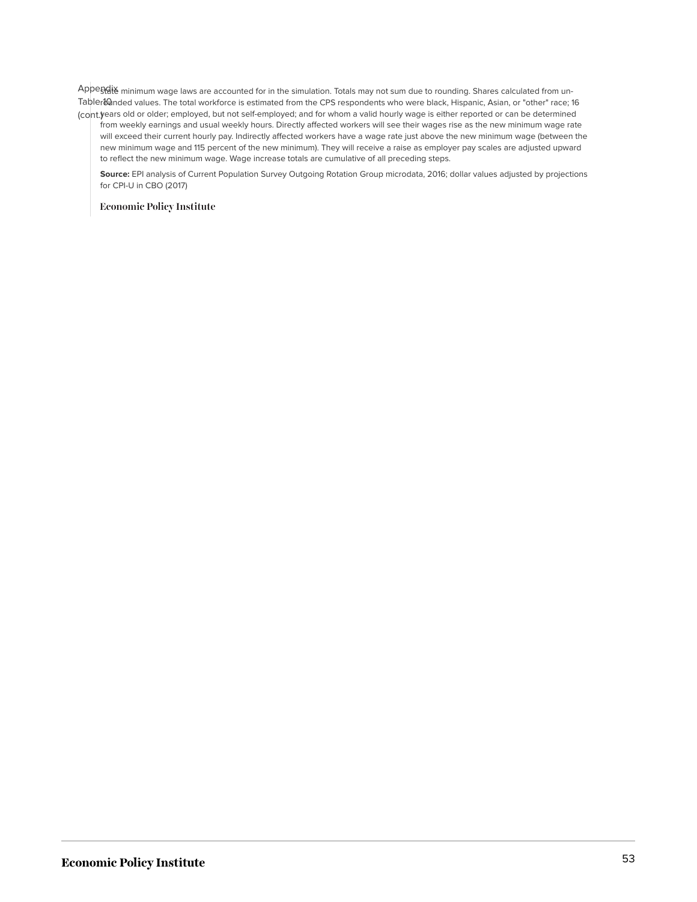Appendix Table 10 (cont.)

state minimum wage laws are accounted for in the simulation. Totals may not sum due to rounding. Shares calculated from unrounded values. The total workforce is estimated from the CPS respondents who were black, Hispanic, Asian, or "other" race; 16 years old or older; employed, but not self-employed; and for whom a valid hourly wage is either reported or can be determined from weekly earnings and usual weekly hours. Directly affected workers will see their wages rise as the new minimum wage rate will exceed their current hourly pay. Indirectly affected workers have a wage rate just above the new minimum wage (between the new minimum wage and 115 percent of the new minimum). They will receive a raise as employer pay scales are adjusted upward to reflect the new minimum wage. Wage increase totals are cumulative of all preceding steps.

**Source:** EPI analysis of Current Population Survey Outgoing Rotation Group microdata, 2016; dollar values adjusted by projections for CPI-U in CBO (2017)

Economic Policy Institute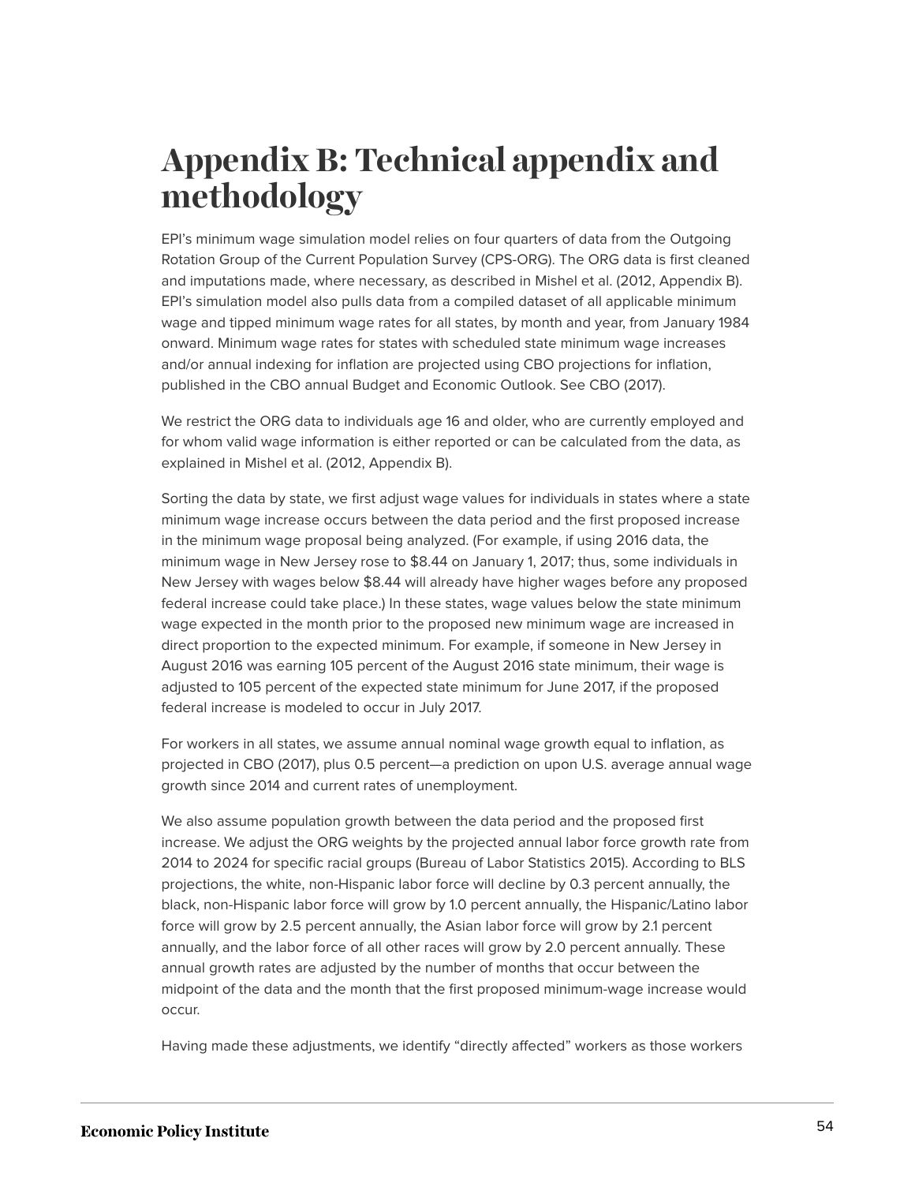# Appendix B: Technical appendix and methodology

EPI's minimum wage simulation model relies on four quarters of data from the Outgoing Rotation Group of the Current Population Survey (CPS-ORG). The ORG data is first cleaned and imputations made, where necessary, as described in Mishel et al. (2012, Appendix B). EPI's simulation model also pulls data from a compiled dataset of all applicable minimum wage and tipped minimum wage rates for all states, by month and year, from January 1984 onward. Minimum wage rates for states with scheduled state minimum wage increases and/or annual indexing for inflation are projected using CBO projections for inflation, published in the CBO annual Budget and Economic Outlook. See CBO (2017).

We restrict the ORG data to individuals age 16 and older, who are currently employed and for whom valid wage information is either reported or can be calculated from the data, as explained in Mishel et al. (2012, Appendix B).

Sorting the data by state, we first adjust wage values for individuals in states where a state minimum wage increase occurs between the data period and the first proposed increase in the minimum wage proposal being analyzed. (For example, if using 2016 data, the minimum wage in New Jersey rose to $8.44 on January 1, 2017; thus, some individuals in New Jersey with wages below $8.44 will already have higher wages before any proposed federal increase could take place.) In these states, wage values below the state minimum wage expected in the month prior to the proposed new minimum wage are increased in direct proportion to the expected minimum. For example, if someone in New Jersey in August 2016 was earning 105 percent of the August 2016 state minimum, their wage is adjusted to 105 percent of the expected state minimum for June 2017, if the proposed federal increase is modeled to occur in July 2017.

For workers in all states, we assume annual nominal wage growth equal to inflation, as projected in CBO (2017), plus 0.5 percent—a prediction on upon U.S. average annual wage growth since 2014 and current rates of unemployment.

We also assume population growth between the data period and the proposed first increase. We adjust the ORG weights by the projected annual labor force growth rate from 2014 to 2024 for specific racial groups (Bureau of Labor Statistics 2015). According to BLS projections, the white, non-Hispanic labor force will decline by 0.3 percent annually, the black, non-Hispanic labor force will grow by 1.0 percent annually, the Hispanic/Latino labor force will grow by 2.5 percent annually, the Asian labor force will grow by 2.1 percent annually, and the labor force of all other races will grow by 2.0 percent annually. These annual growth rates are adjusted by the number of months that occur between the midpoint of the data and the month that the first proposed minimum-wage increase would occur.

Having made these adjustments, we identify "directly affected" workers as those workers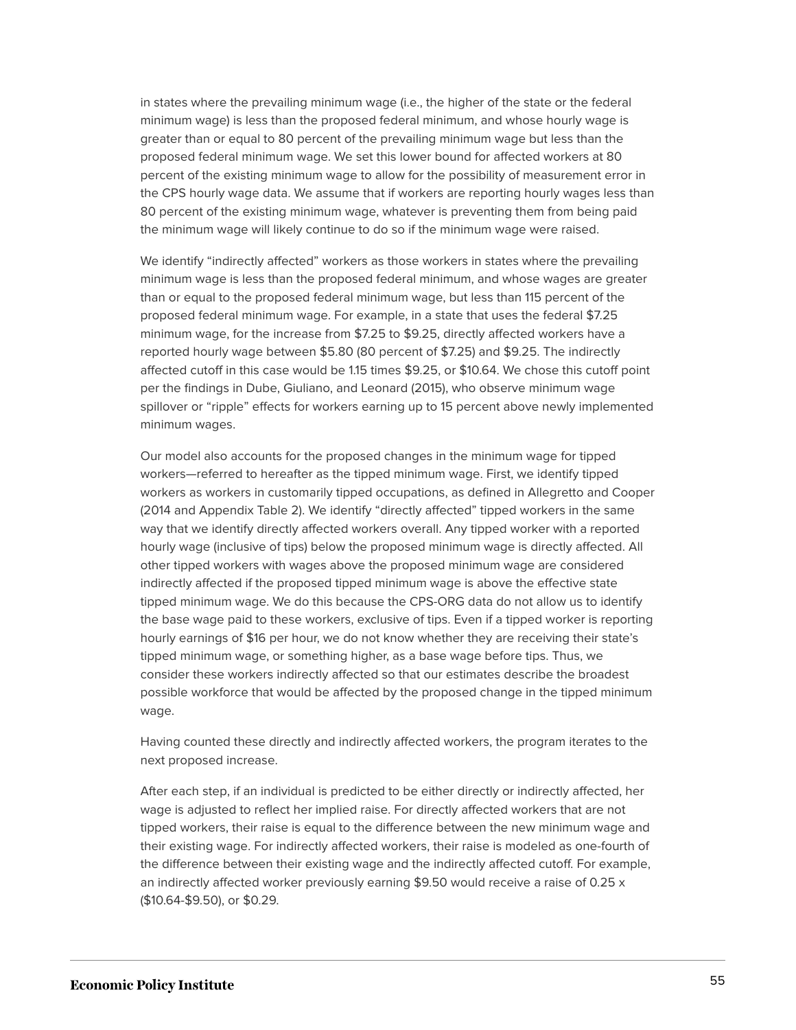in states where the prevailing minimum wage (i.e., the higher of the state or the federal minimum wage) is less than the proposed federal minimum, and whose hourly wage is greater than or equal to 80 percent of the prevailing minimum wage but less than the proposed federal minimum wage. We set this lower bound for affected workers at 80 percent of the existing minimum wage to allow for the possibility of measurement error in the CPS hourly wage data. We assume that if workers are reporting hourly wages less than 80 percent of the existing minimum wage, whatever is preventing them from being paid the minimum wage will likely continue to do so if the minimum wage were raised.

We identify "indirectly affected" workers as those workers in states where the prevailing minimum wage is less than the proposed federal minimum, and whose wages are greater than or equal to the proposed federal minimum wage, but less than 115 percent of the proposed federal minimum wage. For example, in a state that uses the federal $7.25 minimum wage, for the increase from $7.25 to $9.25, directly affected workers have a reported hourly wage between $5.80 (80 percent of $7.25) and $9.25. The indirectly affected cutoff in this case would be 1.15 times $9.25, or $10.64. We chose this cutoff point per the findings in Dube, Giuliano, and Leonard (2015), who observe minimum wage spillover or "ripple" effects for workers earning up to 15 percent above newly implemented minimum wages.

Our model also accounts for the proposed changes in the minimum wage for tipped workers—referred to hereafter as the tipped minimum wage. First, we identify tipped workers as workers in customarily tipped occupations, as defined in Allegretto and Cooper (2014 and Appendix Table 2). We identify "directly affected" tipped workers in the same way that we identify directly affected workers overall. Any tipped worker with a reported hourly wage (inclusive of tips) below the proposed minimum wage is directly affected. All other tipped workers with wages above the proposed minimum wage are considered indirectly affected if the proposed tipped minimum wage is above the effective state tipped minimum wage. We do this because the CPS-ORG data do not allow us to identify the base wage paid to these workers, exclusive of tips. Even if a tipped worker is reporting hourly earnings of $16 per hour, we do not know whether they are receiving their state's tipped minimum wage, or something higher, as a base wage before tips. Thus, we consider these workers indirectly affected so that our estimates describe the broadest possible workforce that would be affected by the proposed change in the tipped minimum wage.

Having counted these directly and indirectly affected workers, the program iterates to the next proposed increase.

After each step, if an individual is predicted to be either directly or indirectly affected, her wage is adjusted to reflect her implied raise. For directly affected workers that are not tipped workers, their raise is equal to the difference between the new minimum wage and their existing wage. For indirectly affected workers, their raise is modeled as one-fourth of the difference between their existing wage and the indirectly affected cutoff. For example, an indirectly affected worker previously earning $9.50 would receive a raise of 0.25 x ($10.64-$9.50), or $0.29.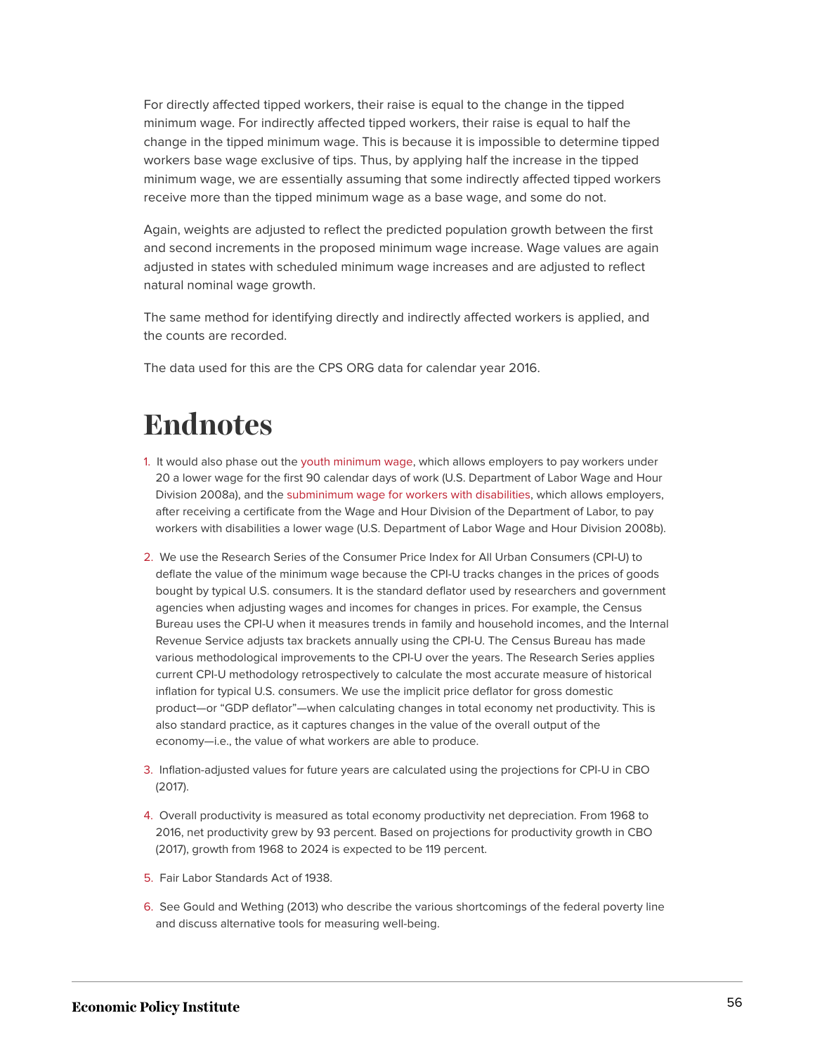For directly affected tipped workers, their raise is equal to the change in the tipped minimum wage. For indirectly affected tipped workers, their raise is equal to half the change in the tipped minimum wage. This is because it is impossible to determine tipped workers base wage exclusive of tips. Thus, by applying half the increase in the tipped minimum wage, we are essentially assuming that some indirectly affected tipped workers receive more than the tipped minimum wage as a base wage, and some do not.

Again, weights are adjusted to reflect the predicted population growth between the first and second increments in the proposed minimum wage increase. Wage values are again adjusted in states with scheduled minimum wage increases and are adjusted to reflect natural nominal wage growth.

The same method for identifying directly and indirectly affected workers is applied, and the counts are recorded.

The data used for this are the CPS ORG data for calendar year 2016.

# Endnotes

1. It would also phase out the youth minimum wage, which allows employers to pay workers under 20 a lower wage for the first 90 calendar days of work (U.S. Department of Labor Wage and Hour Division 2008a), and the subminimum wage for workers with disabilities, which allows employers, after receiving a certificate from the Wage and Hour Division of the Department of Labor, to pay workers with disabilities a lower wage (U.S. Department of Labor Wage and Hour Division 2008b).

2. We use the Research Series of the Consumer Price Index for All Urban Consumers (CPI-U) to deflate the value of the minimum wage because the CPI-U tracks changes in the prices of goods bought by typical U.S. consumers. It is the standard deflator used by researchers and government agencies when adjusting wages and incomes for changes in prices. For example, the Census Bureau uses the CPI-U when it measures trends in family and household incomes, and the Internal Revenue Service adjusts tax brackets annually using the CPI-U. The Census Bureau has made various methodological improvements to the CPI-U over the years. The Research Series applies current CPI-U methodology retrospectively to calculate the most accurate measure of historical inflation for typical U.S. consumers. We use the implicit price deflator for gross domestic product—or "GDP deflator"—when calculating changes in total economy net productivity. This is also standard practice, as it captures changes in the value of the overall output of the economy—i.e., the value of what workers are able to produce.

3. Inflation-adjusted values for future years are calculated using the projections for CPI-U in CBO (2017).

4. Overall productivity is measured as total economy productivity net depreciation. From 1968 to 2016, net productivity grew by 93 percent. Based on projections for productivity growth in CBO (2017), growth from 1968 to 2024 is expected to be 119 percent.

5. Fair Labor Standards Act of 1938.

6. See Gould and Wething (2013) who describe the various shortcomings of the federal poverty line and discuss alternative tools for measuring well-being.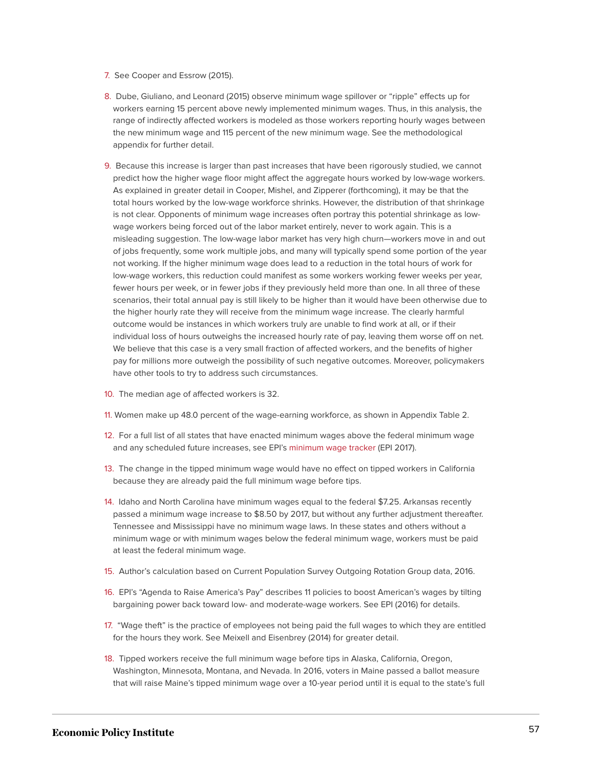7. See Cooper and Essrow (2015).

8. Dube, Giuliano, and Leonard (2015) observe minimum wage spillover or "ripple" effects up for workers earning 15 percent above newly implemented minimum wages. Thus, in this analysis, the range of indirectly affected workers is modeled as those workers reporting hourly wages between the new minimum wage and 115 percent of the new minimum wage. See the methodological appendix for further detail.

9. Because this increase is larger than past increases that have been rigorously studied, we cannot predict how the higher wage floor might affect the aggregate hours worked by low-wage workers. As explained in greater detail in Cooper, Mishel, and Zipperer (forthcoming), it may be that the total hours worked by the low-wage workforce shrinks. However, the distribution of that shrinkage is not clear. Opponents of minimum wage increases often portray this potential shrinkage as low-wage workers being forced out of the labor market entirely, never to work again. This is a misleading suggestion. The low-wage labor market has very high churn—workers move in and out of jobs frequently, some work multiple jobs, and many will typically spend some portion of the year not working. If the higher minimum wage does lead to a reduction in the total hours of work for low-wage workers, this reduction could manifest as some workers working fewer weeks per year, fewer hours per week, or in fewer jobs if they previously held more than one. In all three of these scenarios, their total annual pay is still likely to be higher than it would have been otherwise due to the higher hourly rate they will receive from the minimum wage increase. The clearly harmful outcome would be instances in which workers truly are unable to find work at all, or if their individual loss of hours outweighs the increased hourly rate of pay, leaving them worse off on net. We believe that this case is a very small fraction of affected workers, and the benefits of higher pay for millions more outweigh the possibility of such negative outcomes. Moreover, policymakers have other tools to try to address such circumstances.

10. The median age of affected workers is 32.

11. Women make up 48.0 percent of the wage-earning workforce, as shown in Appendix Table 2.

12. For a full list of all states that have enacted minimum wages above the federal minimum wage and any scheduled future increases, see EPI's minimum wage tracker (EPI 2017).

13. The change in the tipped minimum wage would have no effect on tipped workers in California because they are already paid the full minimum wage before tips.

14. Idaho and North Carolina have minimum wages equal to the federal $7.25. Arkansas recently passed a minimum wage increase to $8.50 by 2017, but without any further adjustment thereafter. Tennessee and Mississippi have no minimum wage laws. In these states and others without a minimum wage or with minimum wages below the federal minimum wage, workers must be paid at least the federal minimum wage.

15. Author's calculation based on Current Population Survey Outgoing Rotation Group data, 2016.

16. EPI's "Agenda to Raise America's Pay" describes 11 policies to boost American's wages by tilting bargaining power back toward low- and moderate-wage workers. See EPI (2016) for details.

17. "Wage theft" is the practice of employees not being paid the full wages to which they are entitled for the hours they work. See Meixell and Eisenbrey (2014) for greater detail.

18. Tipped workers receive the full minimum wage before tips in Alaska, California, Oregon, Washington, Minnesota, Montana, and Nevada. In 2016, voters in Maine passed a ballot measure that will raise Maine's tipped minimum wage over a 10-year period until it is equal to the state's full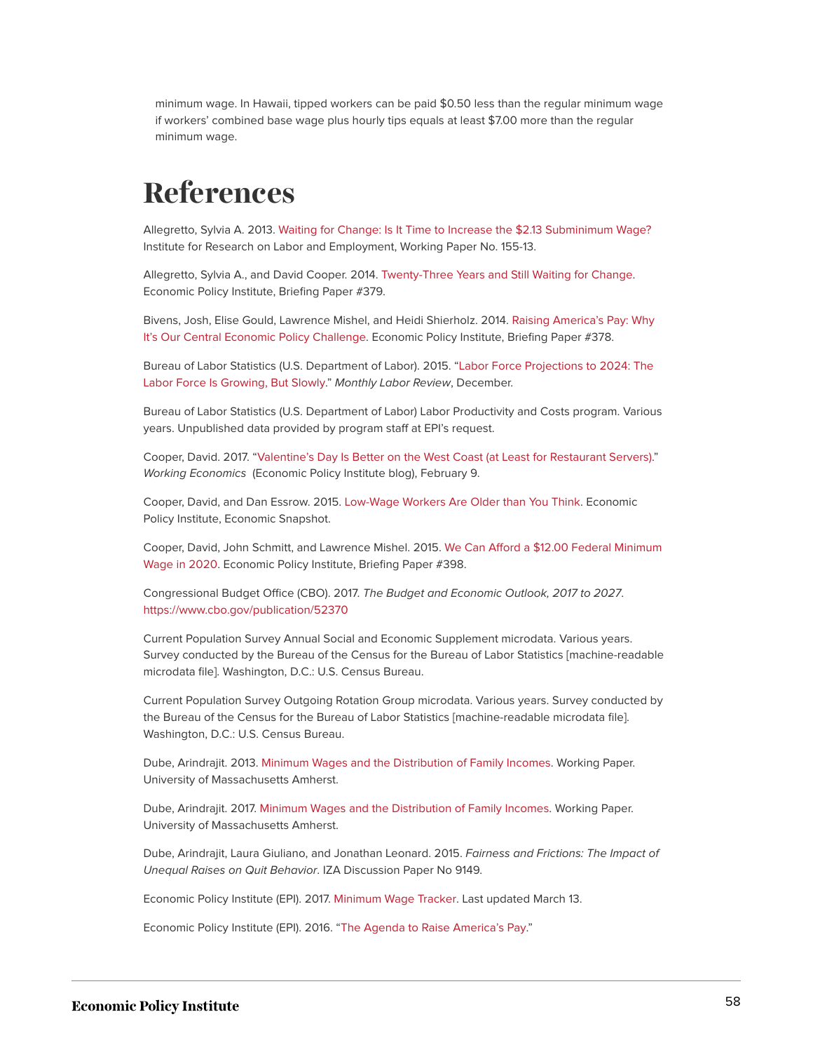minimum wage. In Hawaii, tipped workers can be paid $0.50 less than the regular minimum wage if workers' combined base wage plus hourly tips equals at least $7.00 more than the regular minimum wage.

# References

Allegretto, Sylvia A. 2013. Waiting for Change: Is It Time to Increase the $2.13 Subminimum Wage? Institute for Research on Labor and Employment, Working Paper No. 155-13.

Allegretto, Sylvia A., and David Cooper. 2014. Twenty-Three Years and Still Waiting for Change. Economic Policy Institute, Briefing Paper #379.

Bivens, Josh, Elise Gould, Lawrence Mishel, and Heidi Shierholz. 2014. Raising America's Pay: Why It's Our Central Economic Policy Challenge. Economic Policy Institute, Briefing Paper #378.

Bureau of Labor Statistics (U.S. Department of Labor). 2015. "Labor Force Projections to 2024: The Labor Force Is Growing, But Slowly." *Monthly Labor Review*, December.

Bureau of Labor Statistics (U.S. Department of Labor) Labor Productivity and Costs program. Various years. Unpublished data provided by program staff at EPI's request.

Cooper, David. 2017. "Valentine's Day Is Better on the West Coast (at Least for Restaurant Servers)." *Working Economics* (Economic Policy Institute blog), February 9.

Cooper, David, and Dan Essrow. 2015. Low-Wage Workers Are Older than You Think. Economic Policy Institute, Economic Snapshot.

Cooper, David, John Schmitt, and Lawrence Mishel. 2015. We Can Afford a $12.00 Federal Minimum Wage in 2020. Economic Policy Institute, Briefing Paper #398.

Congressional Budget Office (CBO). 2017. *The Budget and Economic Outlook, 2017 to 2027*. https://www.cbo.gov/publication/52370

Current Population Survey Annual Social and Economic Supplement microdata. Various years. Survey conducted by the Bureau of the Census for the Bureau of Labor Statistics [machine-readable microdata file]. Washington, D.C.: U.S. Census Bureau.

Current Population Survey Outgoing Rotation Group microdata. Various years. Survey conducted by the Bureau of the Census for the Bureau of Labor Statistics [machine-readable microdata file]. Washington, D.C.: U.S. Census Bureau.

Dube, Arindrajit. 2013. Minimum Wages and the Distribution of Family Incomes. Working Paper. University of Massachusetts Amherst.

Dube, Arindrajit. 2017. Minimum Wages and the Distribution of Family Incomes. Working Paper. University of Massachusetts Amherst.

Dube, Arindrajit, Laura Giuliano, and Jonathan Leonard. 2015. *Fairness and Frictions: The Impact of Unequal Raises on Quit Behavior*. IZA Discussion Paper No 9149.

Economic Policy Institute (EPI). 2017. Minimum Wage Tracker. Last updated March 13.

Economic Policy Institute (EPI). 2016. "The Agenda to Raise America's Pay."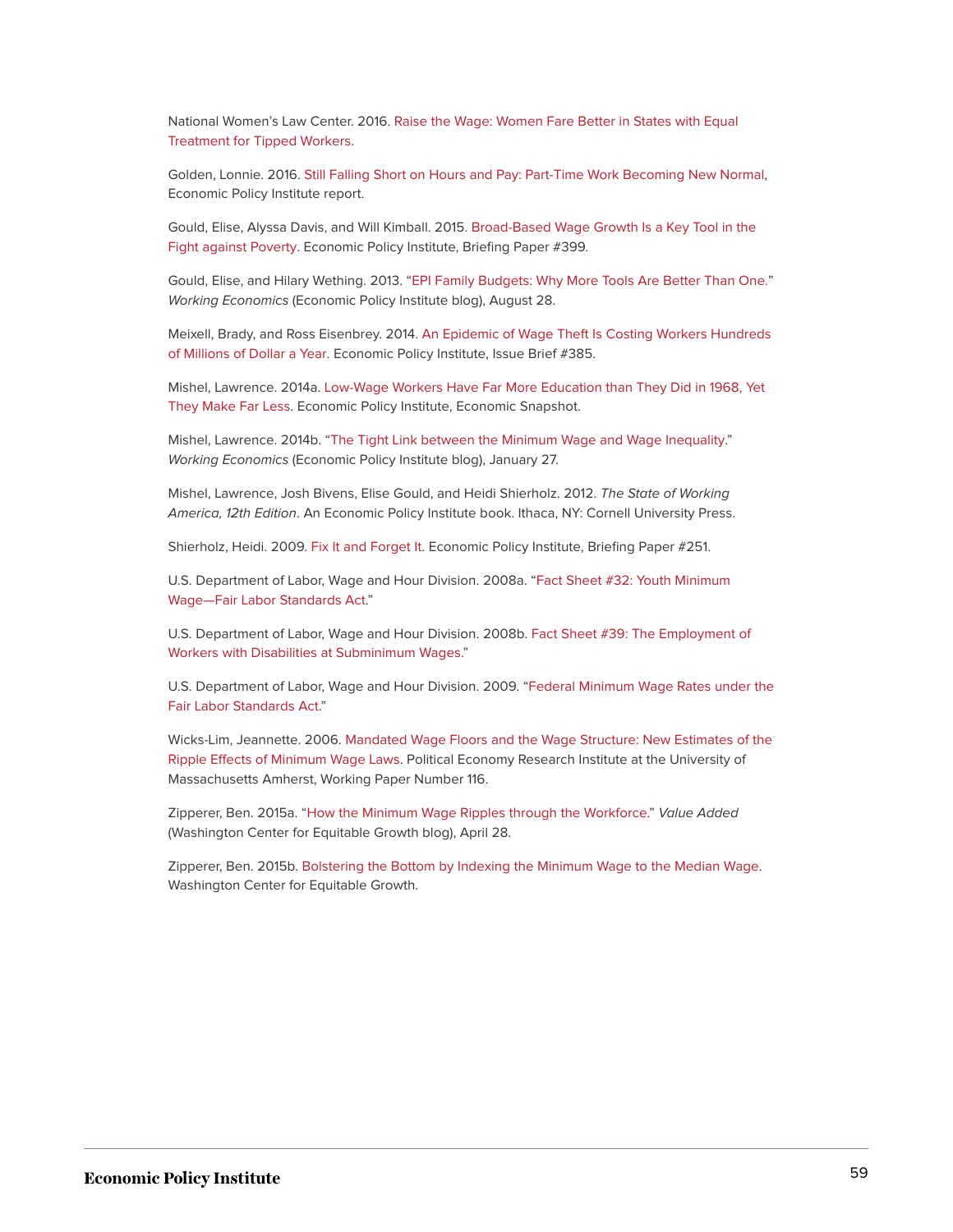National Women's Law Center. 2016. Raise the Wage: Women Fare Better in States with Equal Treatment for Tipped Workers.

Golden, Lonnie. 2016. Still Falling Short on Hours and Pay: Part-Time Work Becoming New Normal, Economic Policy Institute report.

Gould, Elise, Alyssa Davis, and Will Kimball. 2015. Broad-Based Wage Growth Is a Key Tool in the Fight against Poverty. Economic Policy Institute, Briefing Paper #399.

Gould, Elise, and Hilary Wething. 2013. "EPI Family Budgets: Why More Tools Are Better Than One." *Working Economics* (Economic Policy Institute blog), August 28.

Meixell, Brady, and Ross Eisenbrey. 2014. An Epidemic of Wage Theft Is Costing Workers Hundreds of Millions of Dollar a Year. Economic Policy Institute, Issue Brief #385.

Mishel, Lawrence. 2014a. Low-Wage Workers Have Far More Education than They Did in 1968, Yet They Make Far Less. Economic Policy Institute, Economic Snapshot.

Mishel, Lawrence. 2014b. "The Tight Link between the Minimum Wage and Wage Inequality." *Working Economics* (Economic Policy Institute blog), January 27.

Mishel, Lawrence, Josh Bivens, Elise Gould, and Heidi Shierholz. 2012. *The State of Working America, 12th Edition*. An Economic Policy Institute book. Ithaca, NY: Cornell University Press.

Shierholz, Heidi. 2009. Fix It and Forget It. Economic Policy Institute, Briefing Paper #251.

U.S. Department of Labor, Wage and Hour Division. 2008a. "Fact Sheet #32: Youth Minimum Wage—Fair Labor Standards Act."

U.S. Department of Labor, Wage and Hour Division. 2008b. Fact Sheet #39: The Employment of Workers with Disabilities at Subminimum Wages."

U.S. Department of Labor, Wage and Hour Division. 2009. "Federal Minimum Wage Rates under the Fair Labor Standards Act."

Wicks-Lim, Jeannette. 2006. Mandated Wage Floors and the Wage Structure: New Estimates of the Ripple Effects of Minimum Wage Laws. Political Economy Research Institute at the University of Massachusetts Amherst, Working Paper Number 116.

Zipperer, Ben. 2015a. "How the Minimum Wage Ripples through the Workforce." *Value Added* (Washington Center for Equitable Growth blog), April 28.

Zipperer, Ben. 2015b. Bolstering the Bottom by Indexing the Minimum Wage to the Median Wage. Washington Center for Equitable Growth.